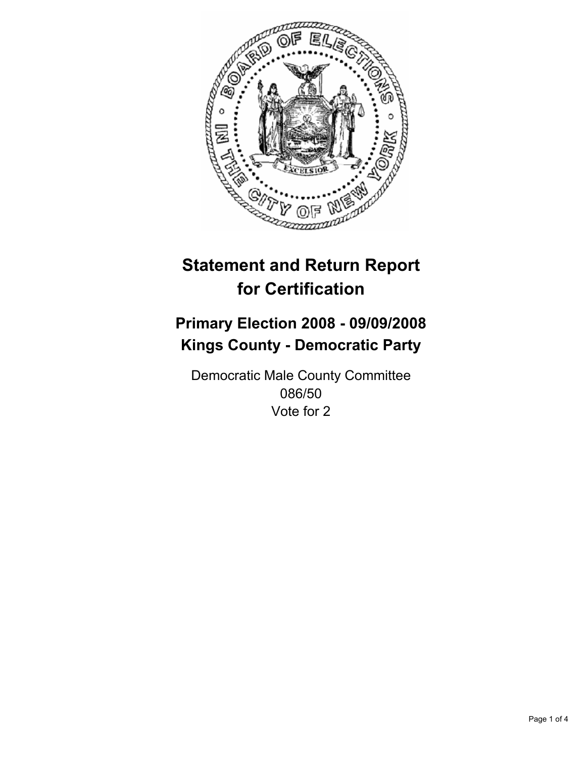# Statement and Return Report for Certification

## Primary Election 2008 - 09/09/2008
## Kings County - Democratic Party

Democratic Male County Committee
086/50
Vote for 2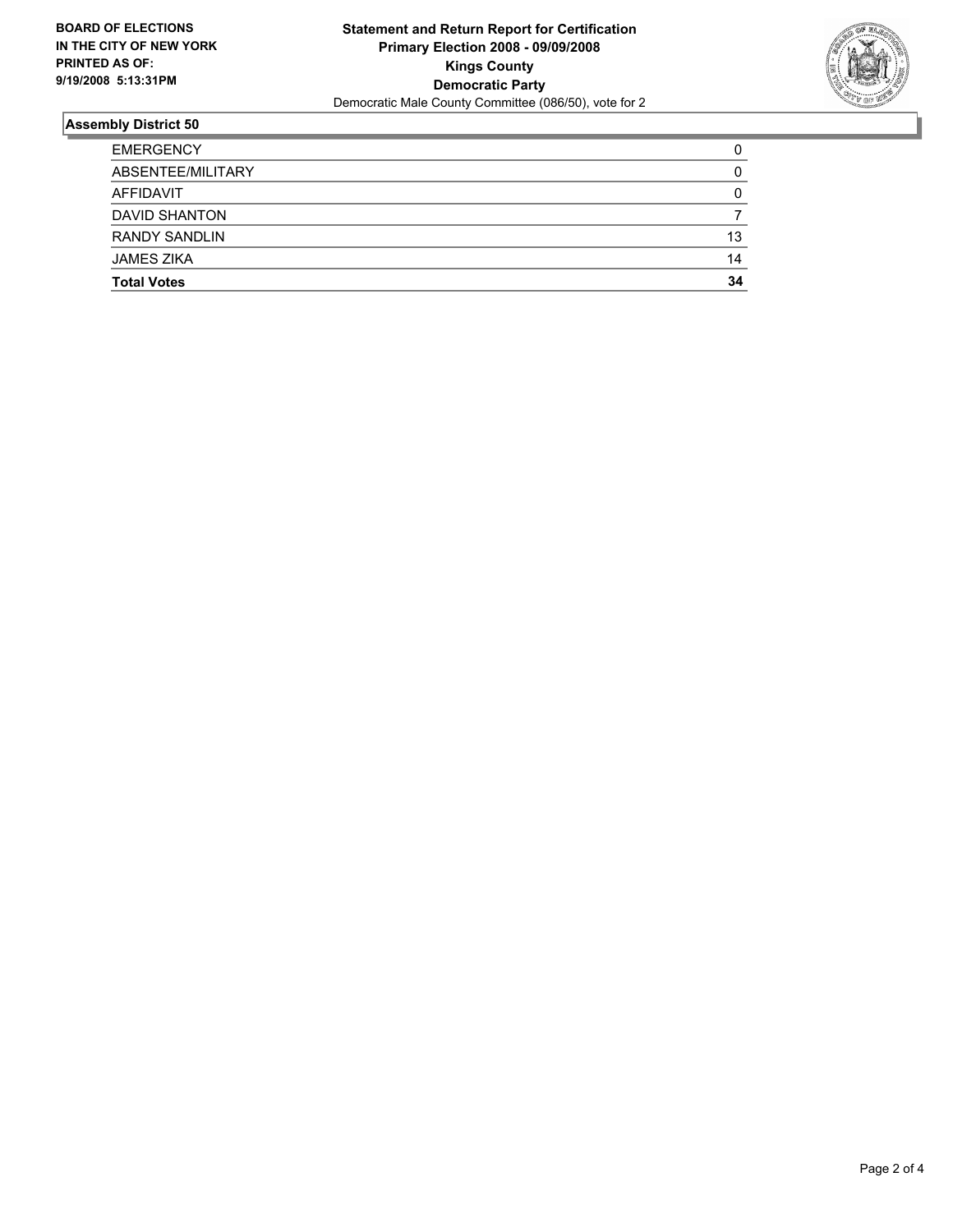**BOARD OF ELECTIONS IN THE CITY OF NEW YORK PRINTED AS OF: 9/19/2008 5:13:31PM**

# Statement and Return Report for Certification
## Primary Election 2008 - 09/09/2008
## Kings County
## Democratic Party
Democratic Male County Committee (086/50), vote for 2

### Assembly District 50

| | |
|---|---|
| EMERGENCY | 0 |
| ABSENTEE/MILITARY | 0 |
| AFFIDAVIT | 0 |
| DAVID SHANTON | 7 |
| RANDY SANDLIN | 13 |
| JAMES ZIKA | 14 |
| **Total Votes** | **34** |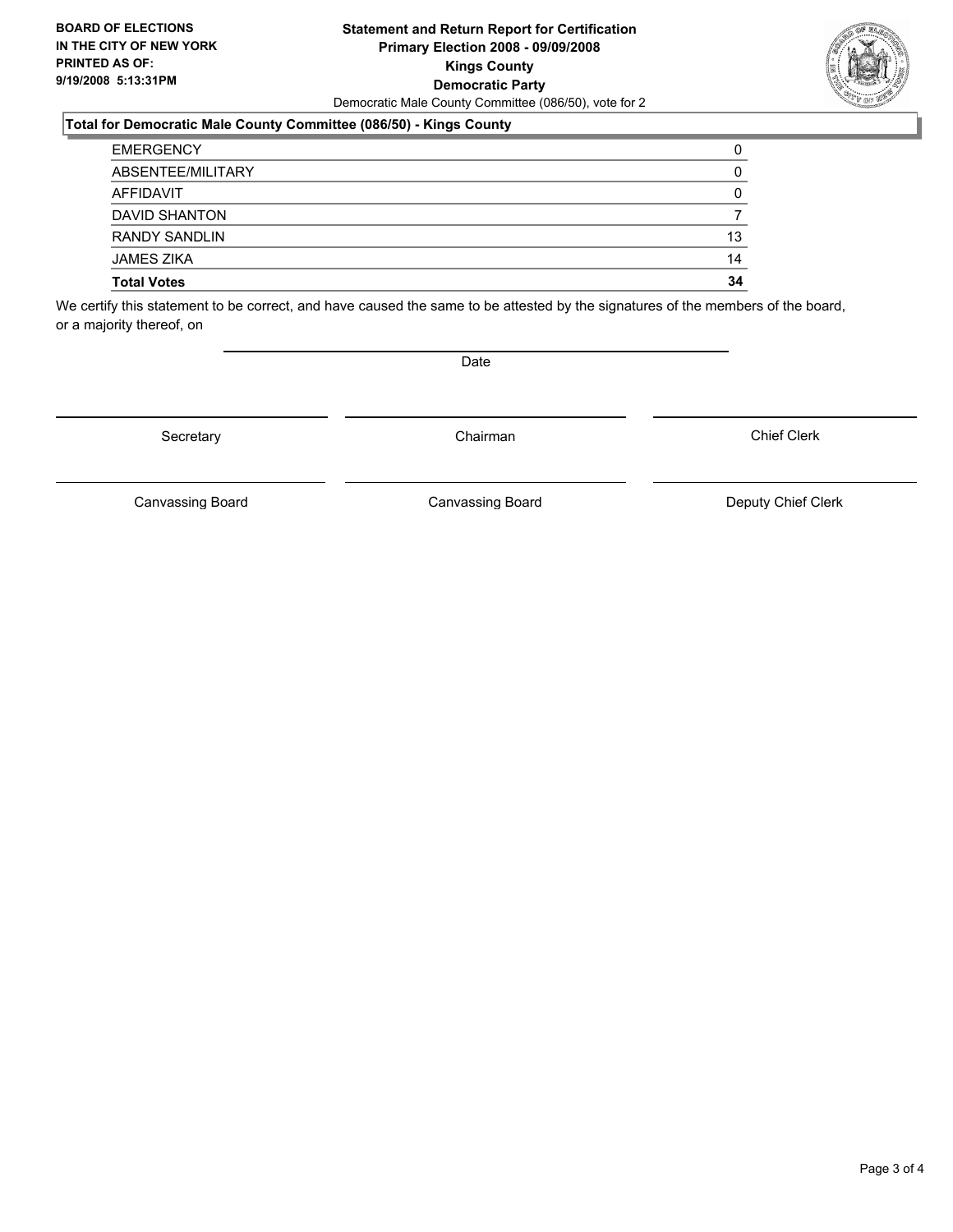**BOARD OF ELECTIONS IN THE CITY OF NEW YORK PRINTED AS OF: 9/19/2008 5:13:31PM**

**Statement and Return Report for Certification**
**Primary Election 2008 - 09/09/2008**
**Kings County**
**Democratic Party**
Democratic Male County Committee (086/50), vote for 2

**Total for Democratic Male County Committee (086/50) - Kings County**

| | |
|---|---|
| EMERGENCY | 0 |
| ABSENTEE/MILITARY | 0 |
| AFFIDAVIT | 0 |
| DAVID SHANTON | 7 |
| RANDY SANDLIN | 13 |
| JAMES ZIKA | 14 |
| **Total Votes** | **34** |

We certify this statement to be correct, and have caused the same to be attested by the signatures of the members of the board, or a majority thereof, on

Date

Secretary | Chairman | Chief Clerk

Canvassing Board | Canvassing Board | Deputy Chief Clerk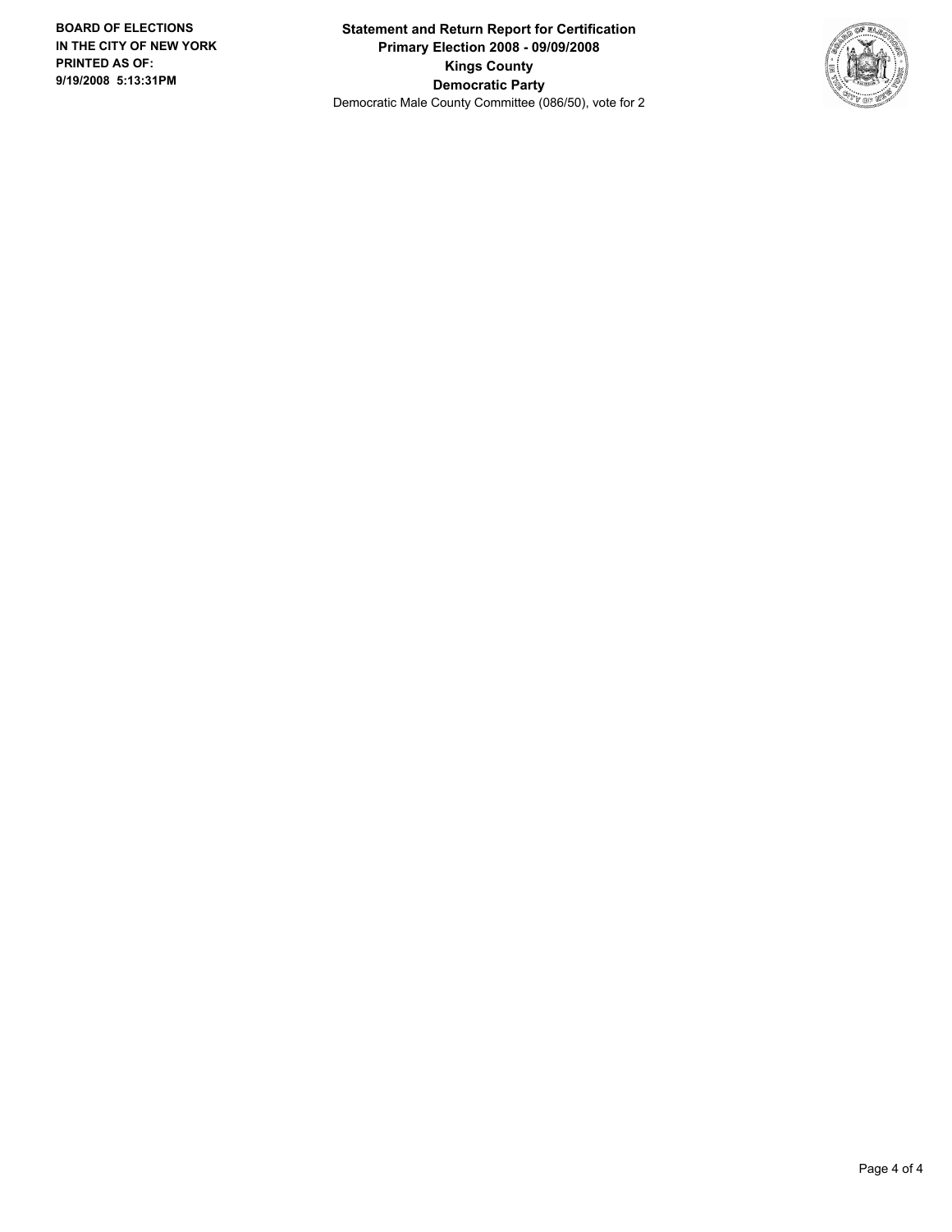**BOARD OF ELECTIONS IN THE CITY OF NEW YORK PRINTED AS OF: 9/19/2008 5:13:31PM**

**Statement and Return Report for Certification**
**Primary Election 2008 - 09/09/2008**
**Kings County**
**Democratic Party**
Democratic Male County Committee (086/50), vote for 2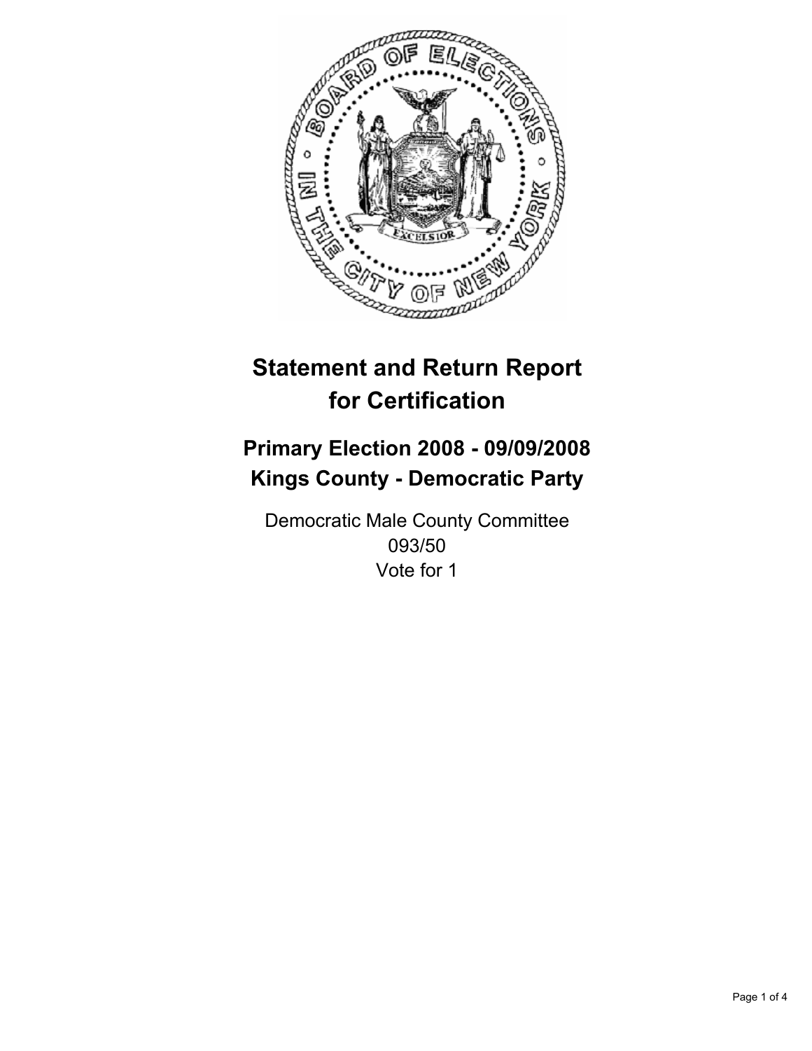# Statement and Return Report for Certification

## Primary Election 2008 - 09/09/2008
## Kings County - Democratic Party

Democratic Male County Committee
093/50
Vote for 1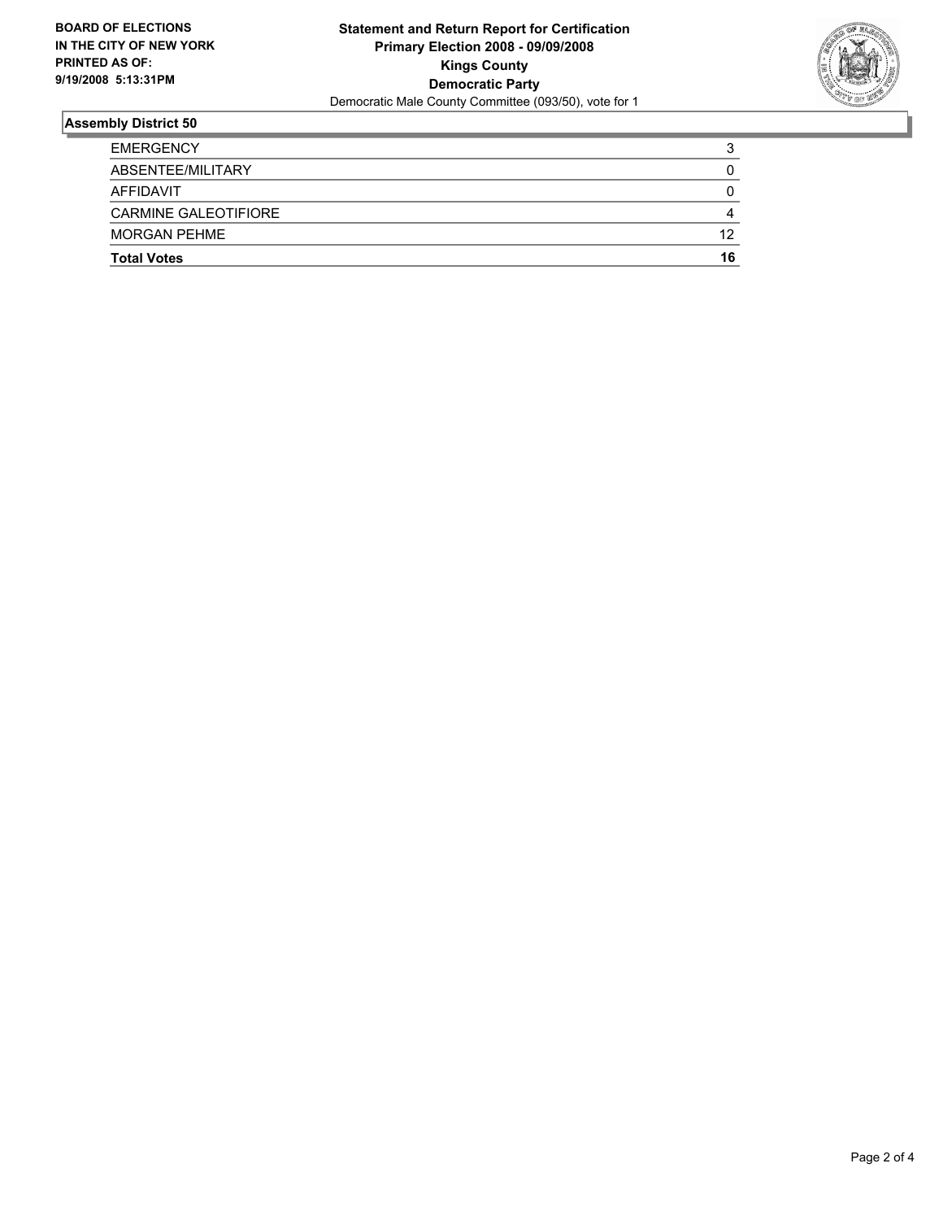**BOARD OF ELECTIONS IN THE CITY OF NEW YORK PRINTED AS OF: 9/19/2008 5:13:31PM**

# Statement and Return Report for Certification
## Primary Election 2008 - 09/09/2008
## Kings County
## Democratic Party

Democratic Male County Committee (093/50), vote for 1

### Assembly District 50

| | |
|---|---|
| EMERGENCY | 3 |
| ABSENTEE/MILITARY | 0 |
| AFFIDAVIT | 0 |
| CARMINE GALEOTIFIORE | 4 |
| MORGAN PEHME | 12 |
| **Total Votes** | **16** |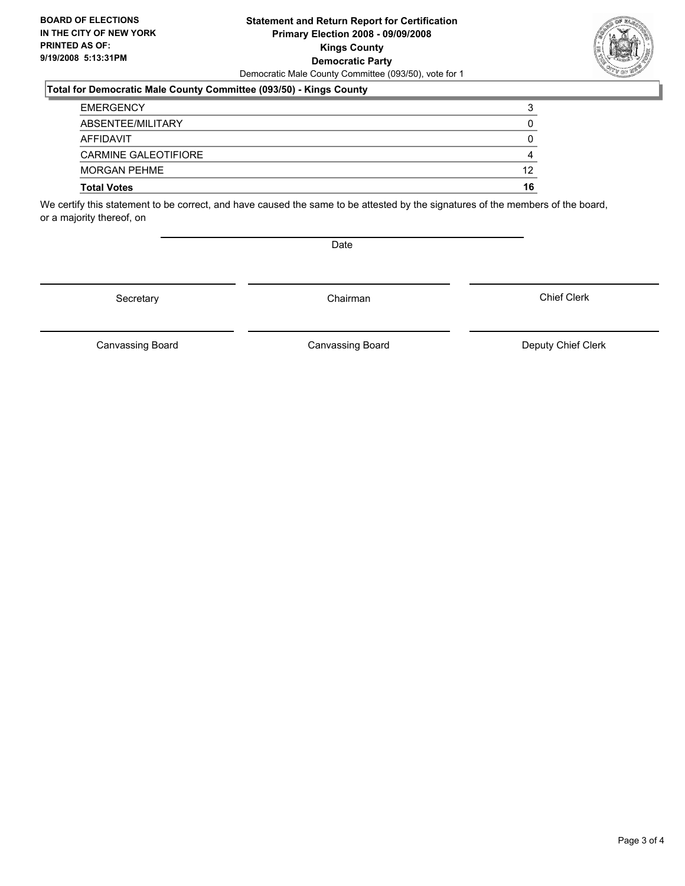**BOARD OF ELECTIONS IN THE CITY OF NEW YORK PRINTED AS OF: 9/19/2008 5:13:31PM**

**Statement and Return Report for Certification**
**Primary Election 2008 - 09/09/2008**
**Kings County**
**Democratic Party**
Democratic Male County Committee (093/50), vote for 1

### Total for Democratic Male County Committee (093/50) - Kings County

| | |
|---|---|
| EMERGENCY | 3 |
| ABSENTEE/MILITARY | 0 |
| AFFIDAVIT | 0 |
| CARMINE GALEOTIFIORE | 4 |
| MORGAN PEHME | 12 |
| **Total Votes** | **16** |

We certify this statement to be correct, and have caused the same to be attested by the signatures of the members of the board, or a majority thereof, on

Date

Secretary | Chairman | Chief Clerk

Canvassing Board | Canvassing Board | Deputy Chief Clerk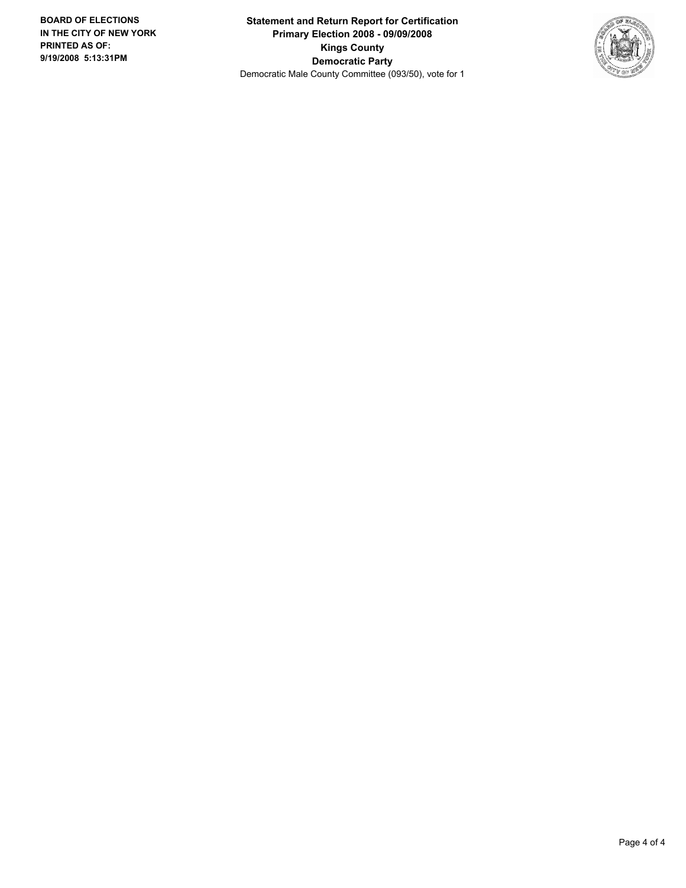**BOARD OF ELECTIONS IN THE CITY OF NEW YORK PRINTED AS OF: 9/19/2008 5:13:31PM**

**Statement and Return Report for Certification**
**Primary Election 2008 - 09/09/2008**
**Kings County**
**Democratic Party**
Democratic Male County Committee (093/50), vote for 1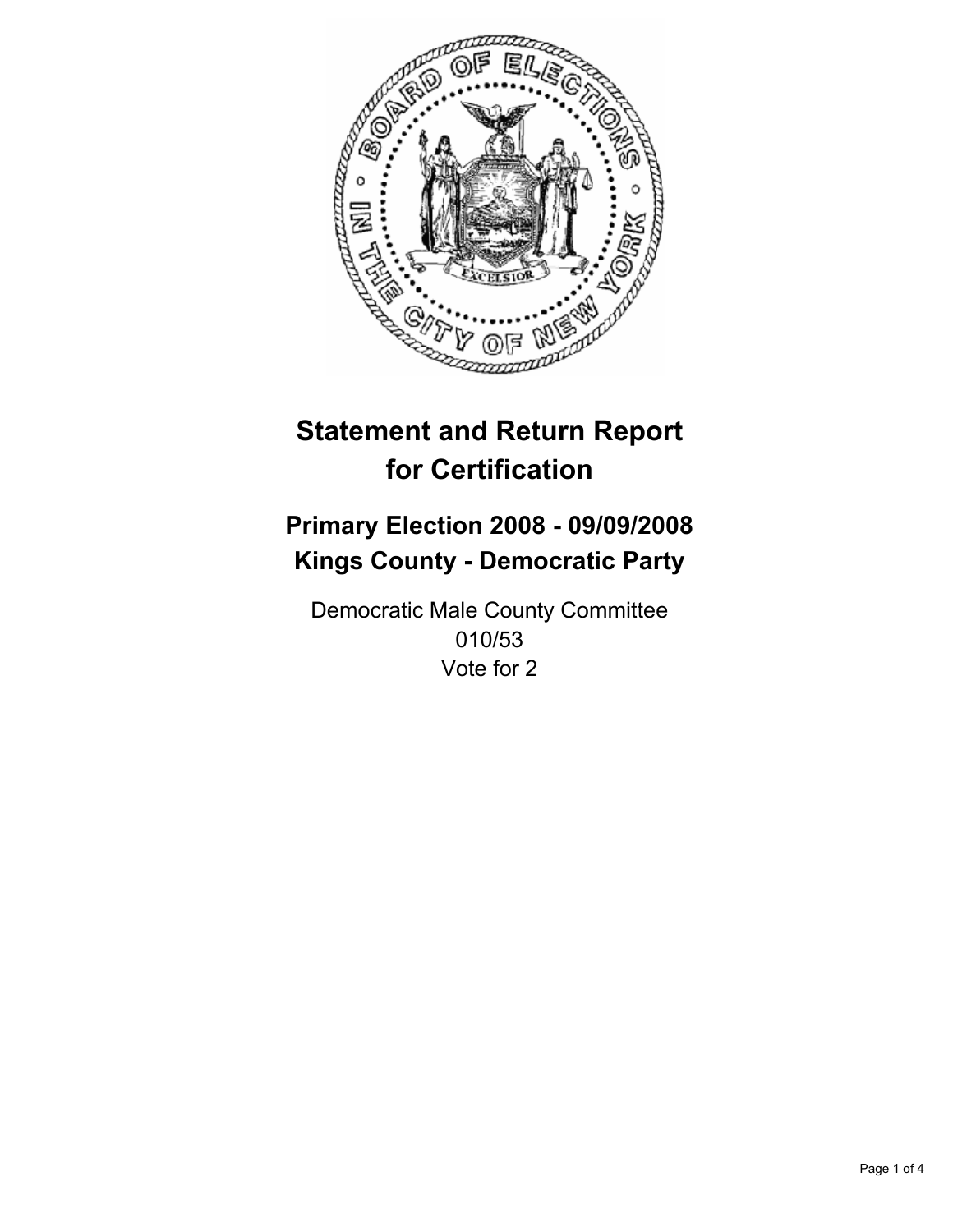# Statement and Return Report for Certification

## Primary Election 2008 - 09/09/2008
## Kings County - Democratic Party

Democratic Male County Committee
010/53
Vote for 2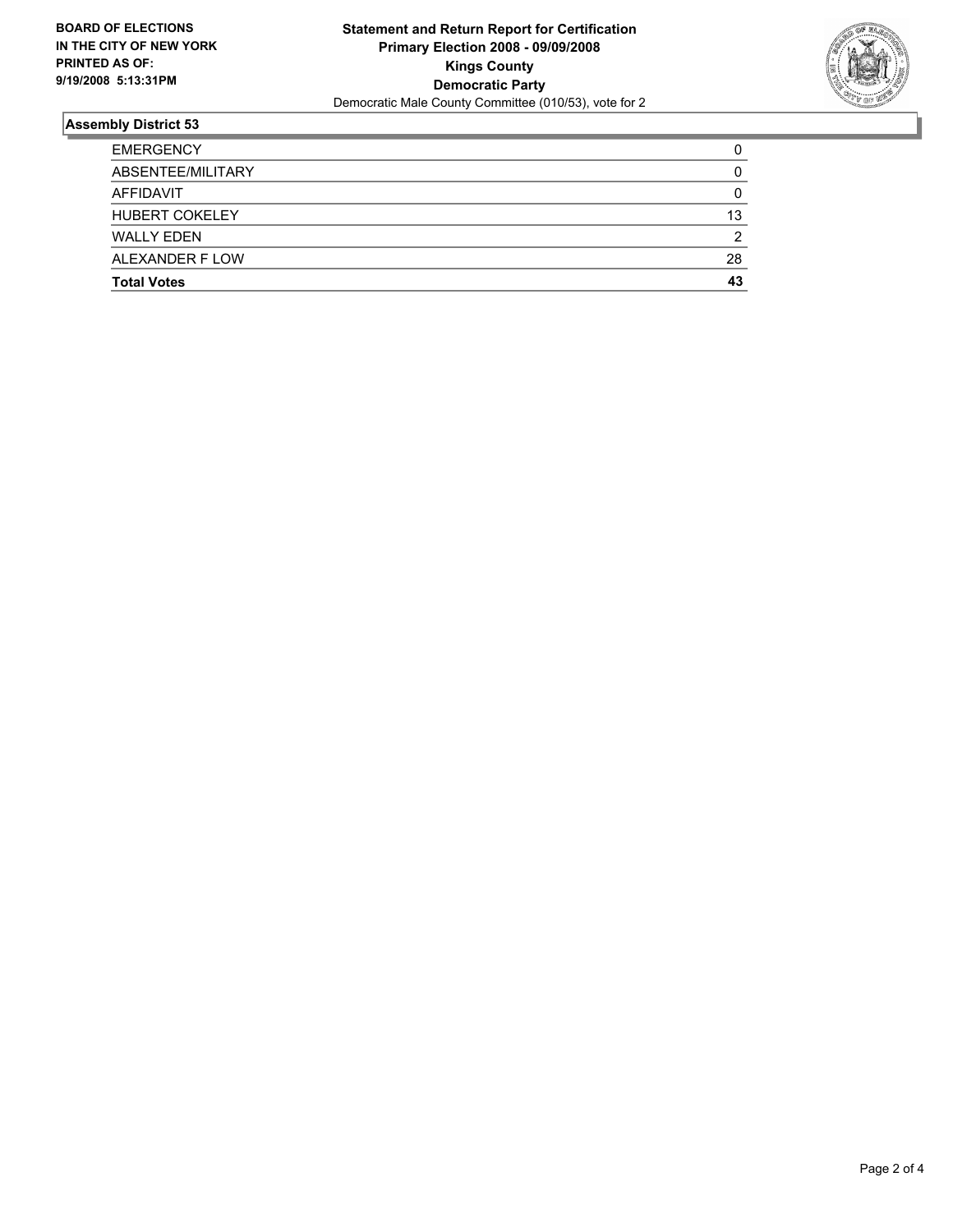**BOARD OF ELECTIONS IN THE CITY OF NEW YORK PRINTED AS OF: 9/19/2008 5:13:31PM**

**Statement and Return Report for Certification**
**Primary Election 2008 - 09/09/2008**
**Kings County**
**Democratic Party**
Democratic Male County Committee (010/53), vote for 2

## Assembly District 53

| | |
|---|---|
| EMERGENCY | 0 |
| ABSENTEE/MILITARY | 0 |
| AFFIDAVIT | 0 |
| HUBERT COKELEY | 13 |
| WALLY EDEN | 2 |
| ALEXANDER F LOW | 28 |
| **Total Votes** | **43** |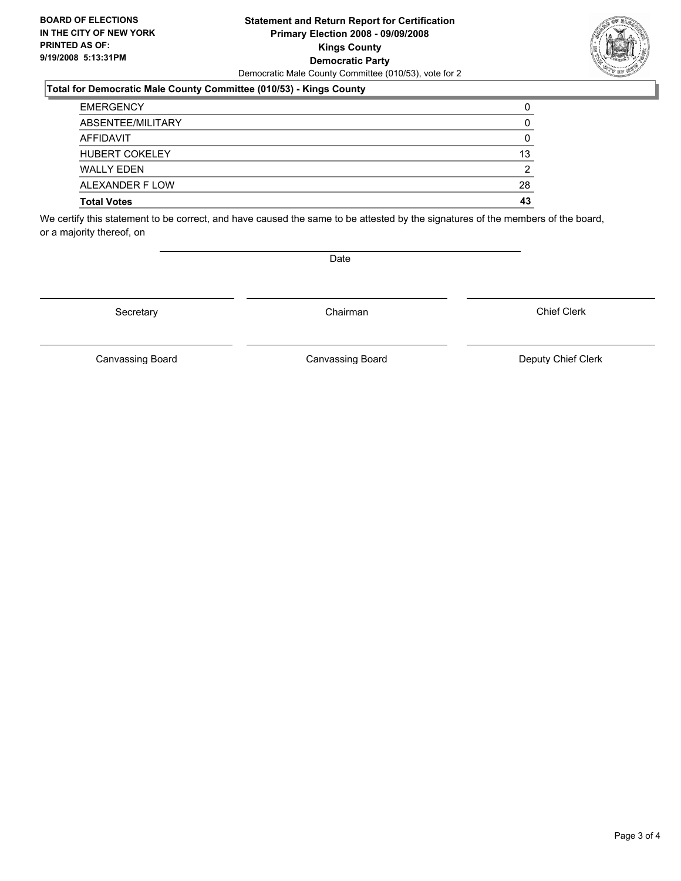**BOARD OF ELECTIONS IN THE CITY OF NEW YORK PRINTED AS OF: 9/19/2008 5:13:31PM**

**Statement and Return Report for Certification**
**Primary Election 2008 - 09/09/2008**
**Kings County**
**Democratic Party**
Democratic Male County Committee (010/53), vote for 2

**Total for Democratic Male County Committee (010/53) - Kings County**

| | |
|---|---|
| EMERGENCY | 0 |
| ABSENTEE/MILITARY | 0 |
| AFFIDAVIT | 0 |
| HUBERT COKELEY | 13 |
| WALLY EDEN | 2 |
| ALEXANDER F LOW | 28 |
| **Total Votes** | **43** |

We certify this statement to be correct, and have caused the same to be attested by the signatures of the members of the board, or a majority thereof, on

Date

Secretary

Chairman

Chief Clerk

Canvassing Board

Canvassing Board

Deputy Chief Clerk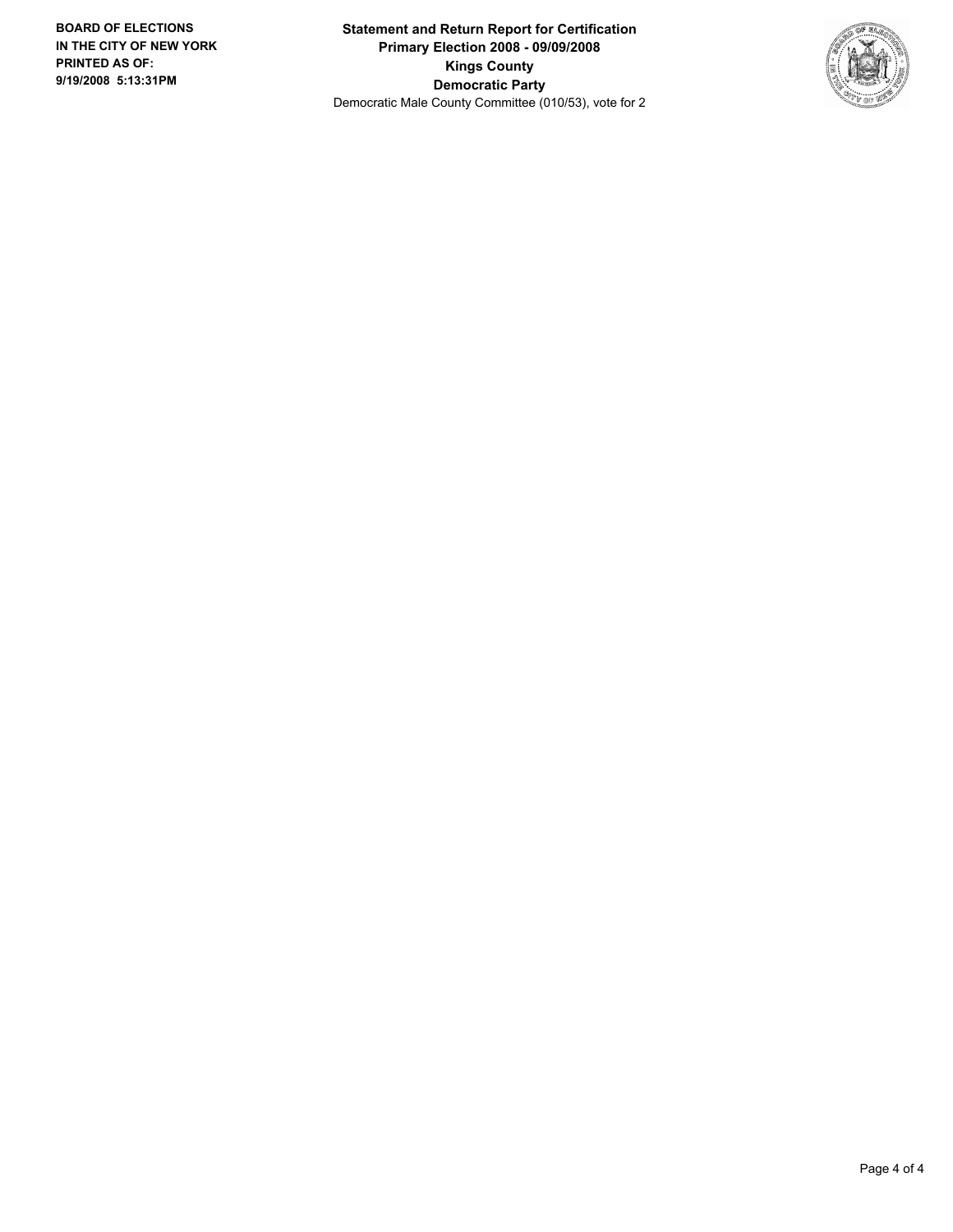BOARD OF ELECTIONS
IN THE CITY OF NEW YORK
PRINTED AS OF:
9/19/2008 5:13:31PM

**Statement and Return Report for Certification**
**Primary Election 2008 - 09/09/2008**
**Kings County**
**Democratic Party**
Democratic Male County Committee (010/53), vote for 2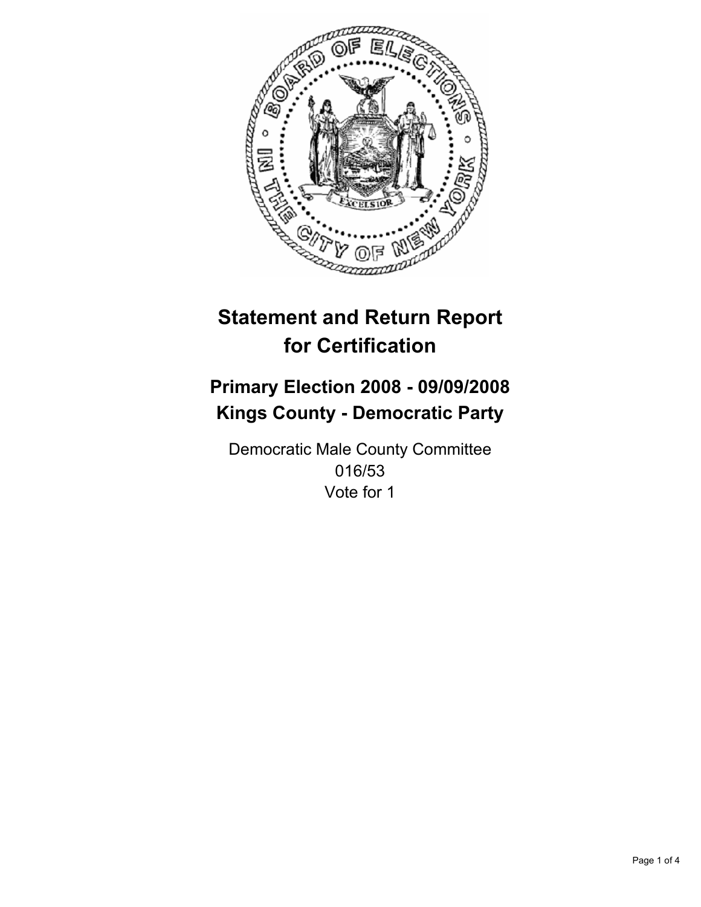# Statement and Return Report for Certification

## Primary Election 2008 - 09/09/2008
## Kings County - Democratic Party

Democratic Male County Committee
016/53
Vote for 1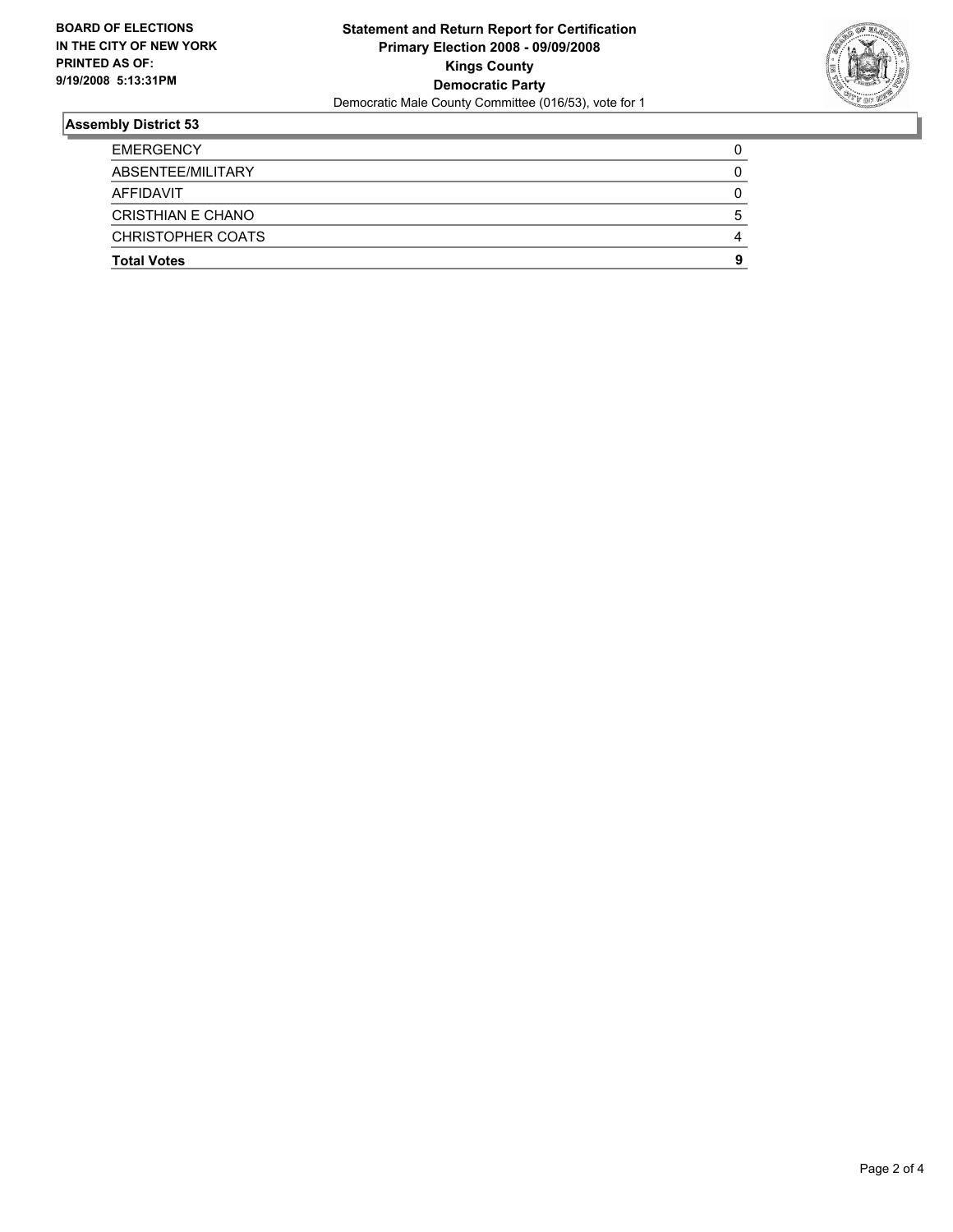**BOARD OF ELECTIONS IN THE CITY OF NEW YORK PRINTED AS OF: 9/19/2008 5:13:31PM**

**Statement and Return Report for Certification**
**Primary Election 2008 - 09/09/2008**
**Kings County**
**Democratic Party**
Democratic Male County Committee (016/53), vote for 1

## Assembly District 53

| | |
|---|---|
| EMERGENCY | 0 |
| ABSENTEE/MILITARY | 0 |
| AFFIDAVIT | 0 |
| CRISTHIAN E CHANO | 5 |
| CHRISTOPHER COATS | 4 |
| **Total Votes** | **9** |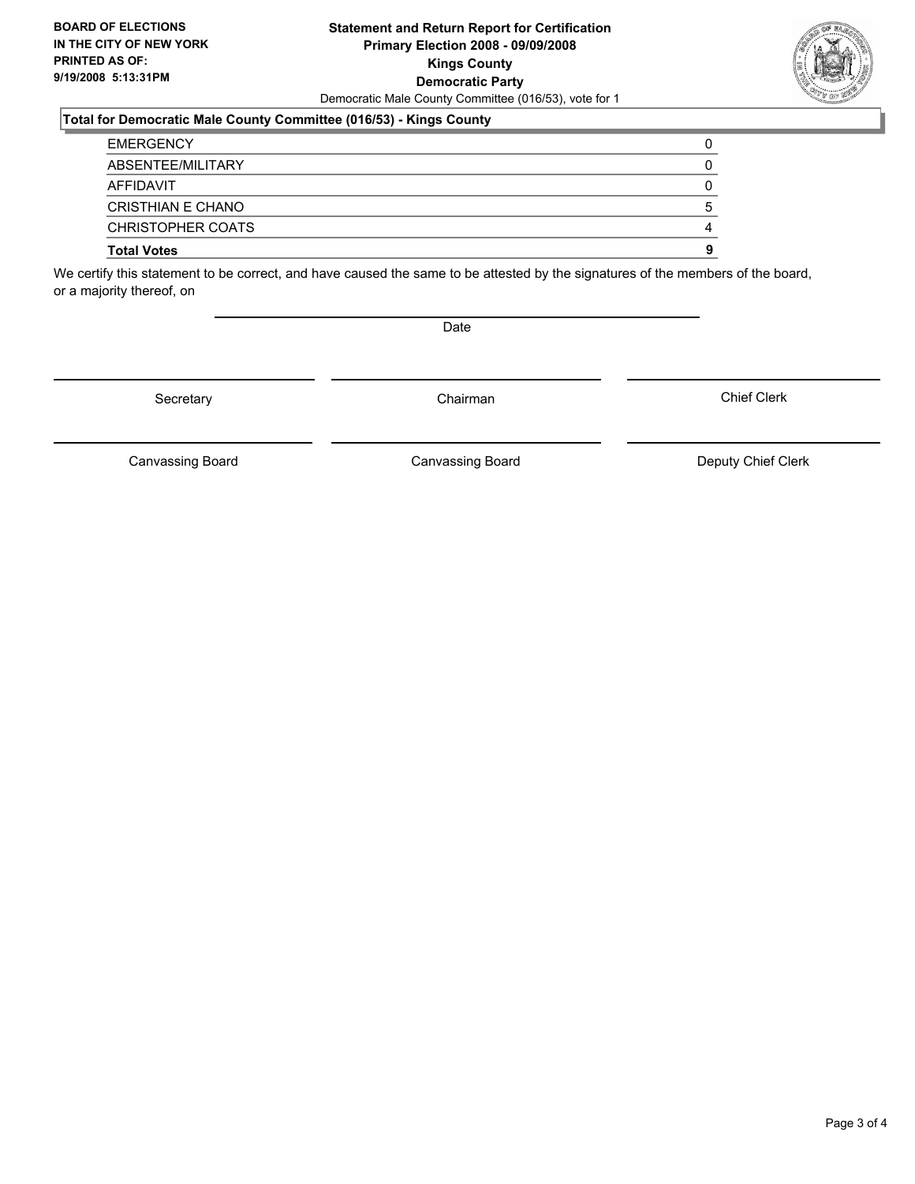**BOARD OF ELECTIONS IN THE CITY OF NEW YORK PRINTED AS OF: 9/19/2008 5:13:31PM**

**Statement and Return Report for Certification**
**Primary Election 2008 - 09/09/2008**
**Kings County**
**Democratic Party**
Democratic Male County Committee (016/53), vote for 1

**Total for Democratic Male County Committee (016/53) - Kings County**

| | |
|---|---|
| EMERGENCY | 0 |
| ABSENTEE/MILITARY | 0 |
| AFFIDAVIT | 0 |
| CRISTHIAN E CHANO | 5 |
| CHRISTOPHER COATS | 4 |
| **Total Votes** | **9** |

We certify this statement to be correct, and have caused the same to be attested by the signatures of the members of the board, or a majority thereof, on

Date

Secretary | Chairman | Chief Clerk

Canvassing Board | Canvassing Board | Deputy Chief Clerk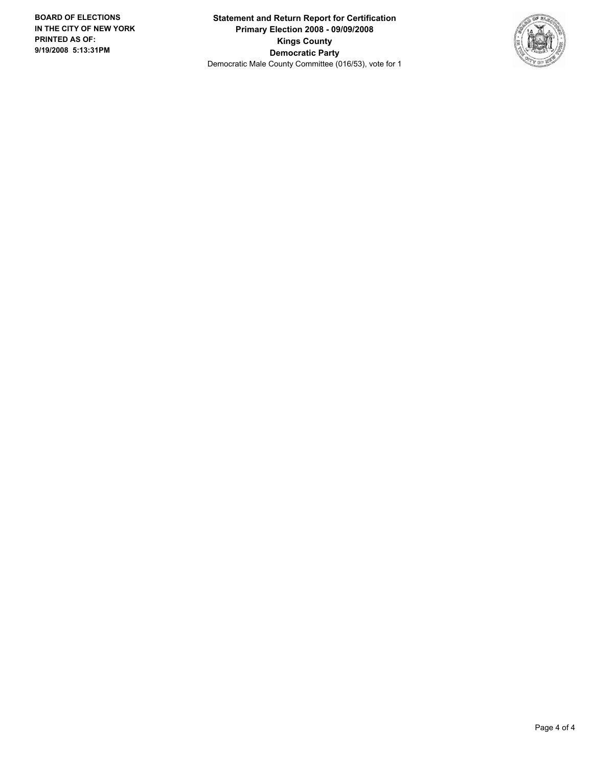**BOARD OF ELECTIONS IN THE CITY OF NEW YORK PRINTED AS OF: 9/19/2008 5:13:31PM**

**Statement and Return Report for Certification**
**Primary Election 2008 - 09/09/2008**
**Kings County**
**Democratic Party**
Democratic Male County Committee (016/53), vote for 1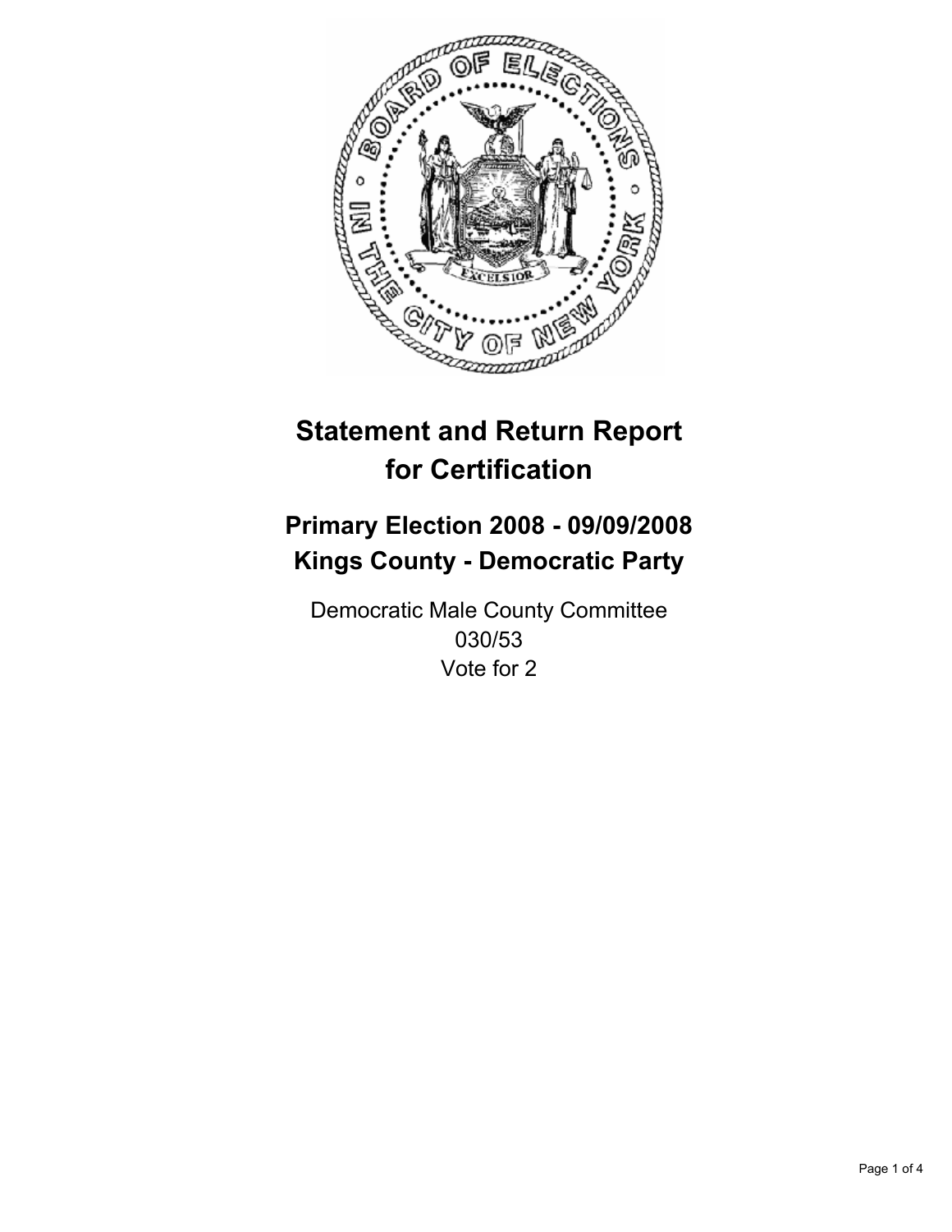# Statement and Return Report for Certification

## Primary Election 2008 - 09/09/2008
## Kings County - Democratic Party

Democratic Male County Committee
030/53
Vote for 2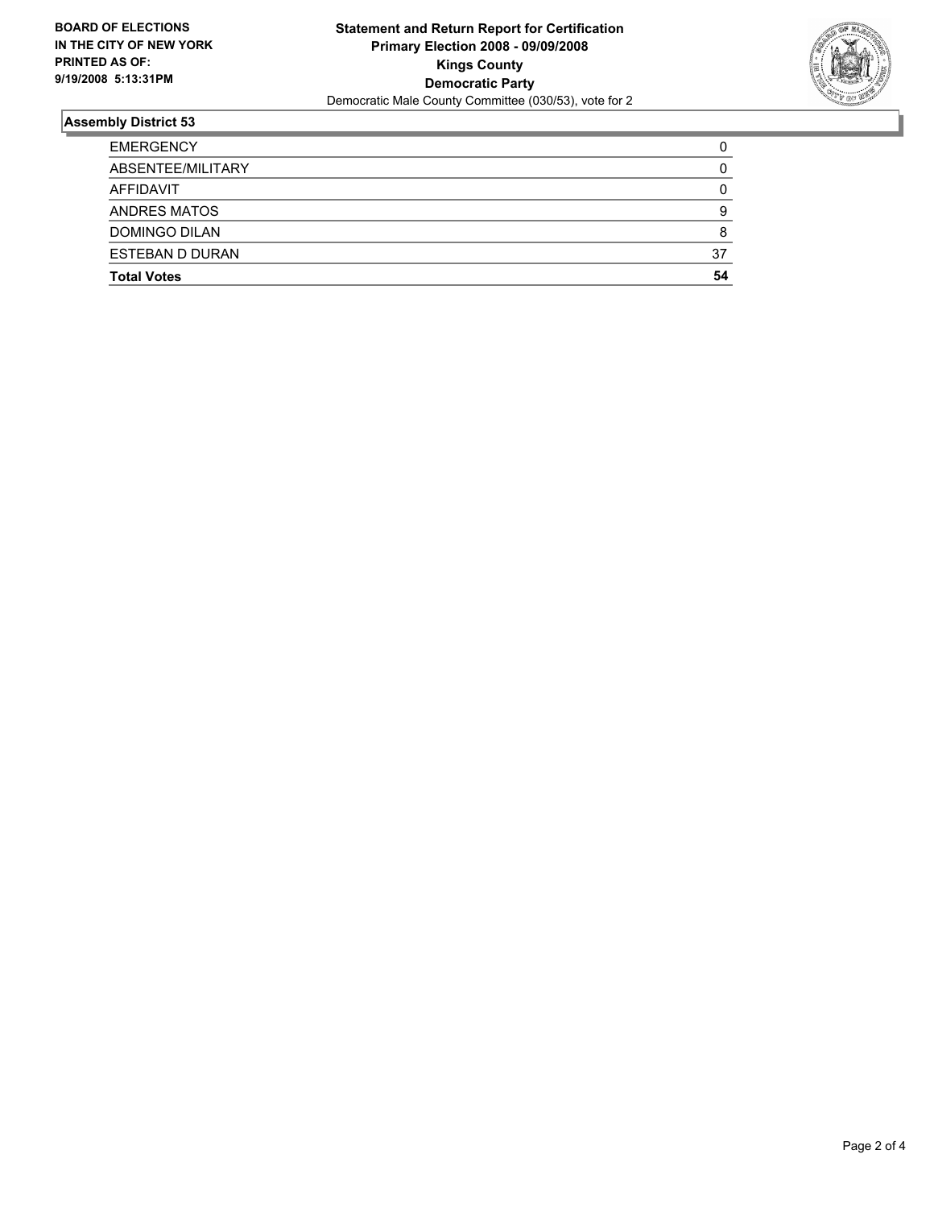**BOARD OF ELECTIONS IN THE CITY OF NEW YORK PRINTED AS OF: 9/19/2008 5:13:31PM**

**Statement and Return Report for Certification**
**Primary Election 2008 - 09/09/2008**
**Kings County**
**Democratic Party**
Democratic Male County Committee (030/53), vote for 2

## Assembly District 53

| | |
|---|---|
| EMERGENCY | 0 |
| ABSENTEE/MILITARY | 0 |
| AFFIDAVIT | 0 |
| ANDRES MATOS | 9 |
| DOMINGO DILAN | 8 |
| ESTEBAN D DURAN | 37 |
| **Total Votes** | **54** |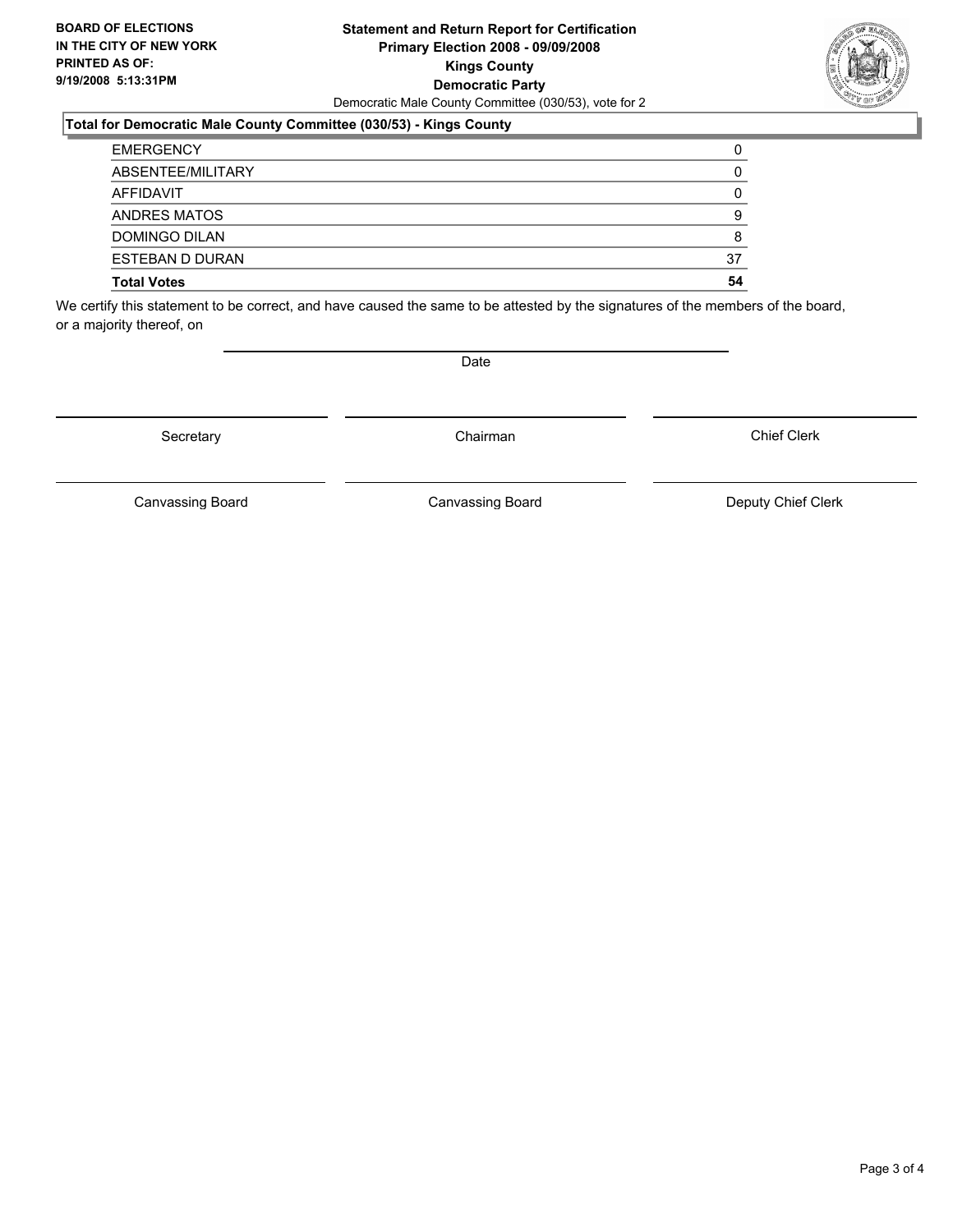**BOARD OF ELECTIONS IN THE CITY OF NEW YORK PRINTED AS OF: 9/19/2008 5:13:31PM**

**Statement and Return Report for Certification**
**Primary Election 2008 - 09/09/2008**
**Kings County**
**Democratic Party**
Democratic Male County Committee (030/53), vote for 2

**Total for Democratic Male County Committee (030/53) - Kings County**

| | |
|---|---|
| EMERGENCY | 0 |
| ABSENTEE/MILITARY | 0 |
| AFFIDAVIT | 0 |
| ANDRES MATOS | 9 |
| DOMINGO DILAN | 8 |
| ESTEBAN D DURAN | 37 |
| **Total Votes** | **54** |

We certify this statement to be correct, and have caused the same to be attested by the signatures of the members of the board, or a majority thereof, on

Date

Secretary

Chairman

Chief Clerk

Canvassing Board

Canvassing Board

Deputy Chief Clerk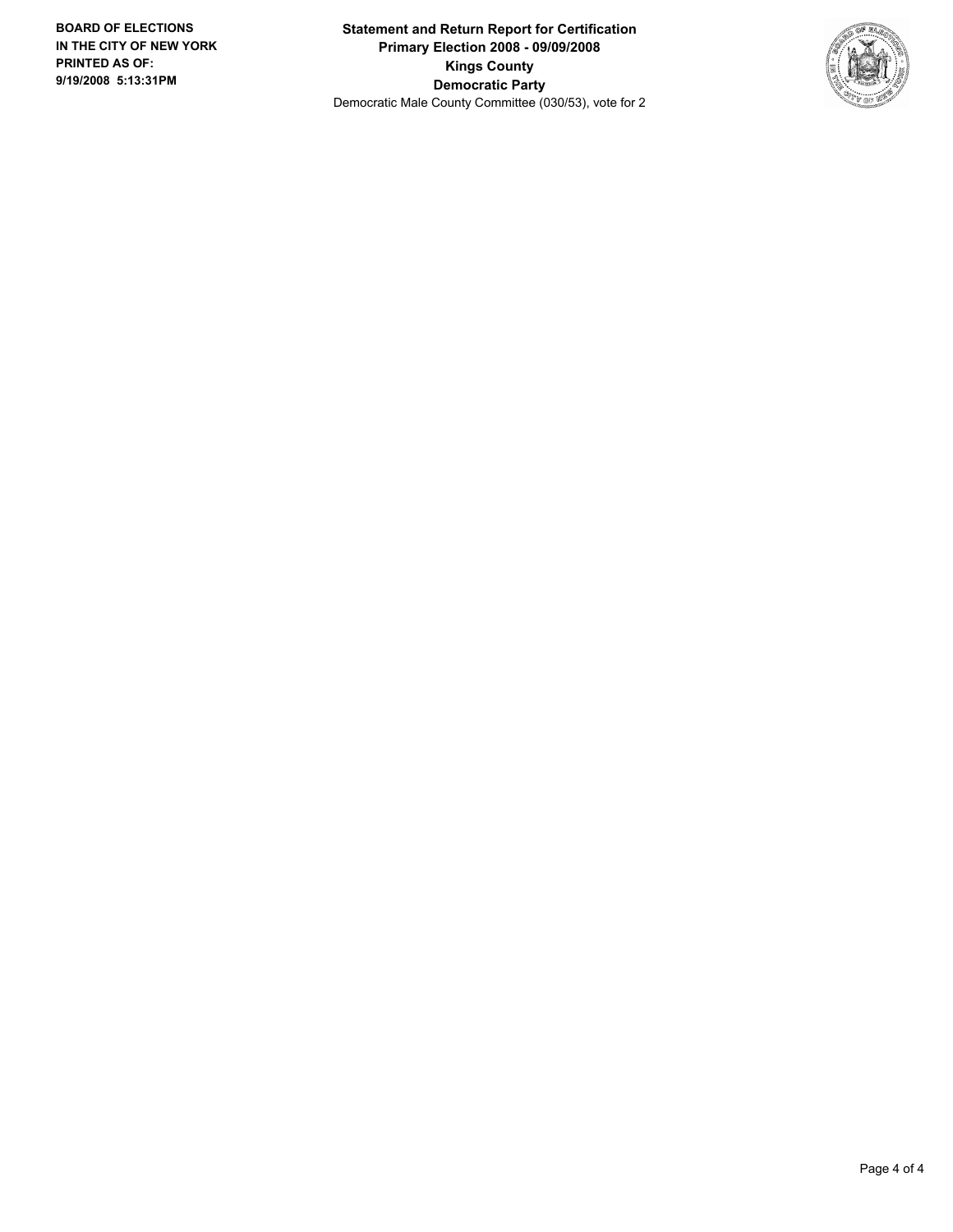**BOARD OF ELECTIONS**
**IN THE CITY OF NEW YORK**
**PRINTED AS OF:**
**9/19/2008 5:13:31PM**

**Statement and Return Report for Certification**
**Primary Election 2008 - 09/09/2008**
**Kings County**
**Democratic Party**
Democratic Male County Committee (030/53), vote for 2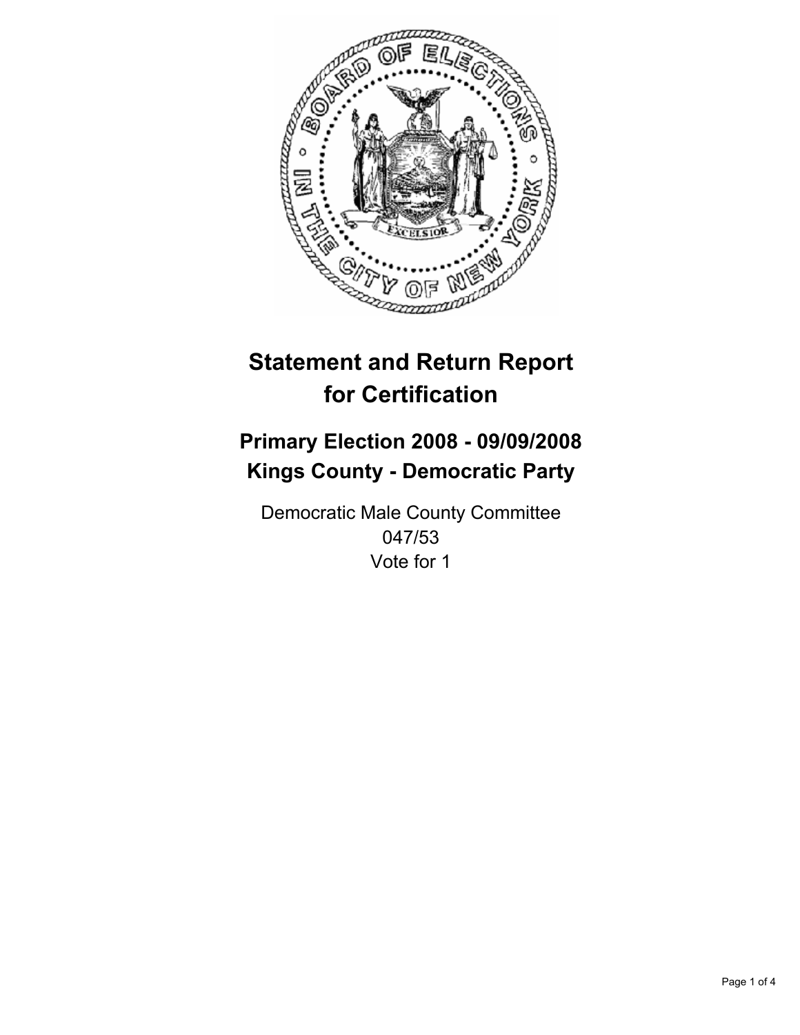# Statement and Return Report for Certification

## Primary Election 2008 - 09/09/2008
## Kings County - Democratic Party

Democratic Male County Committee
047/53
Vote for 1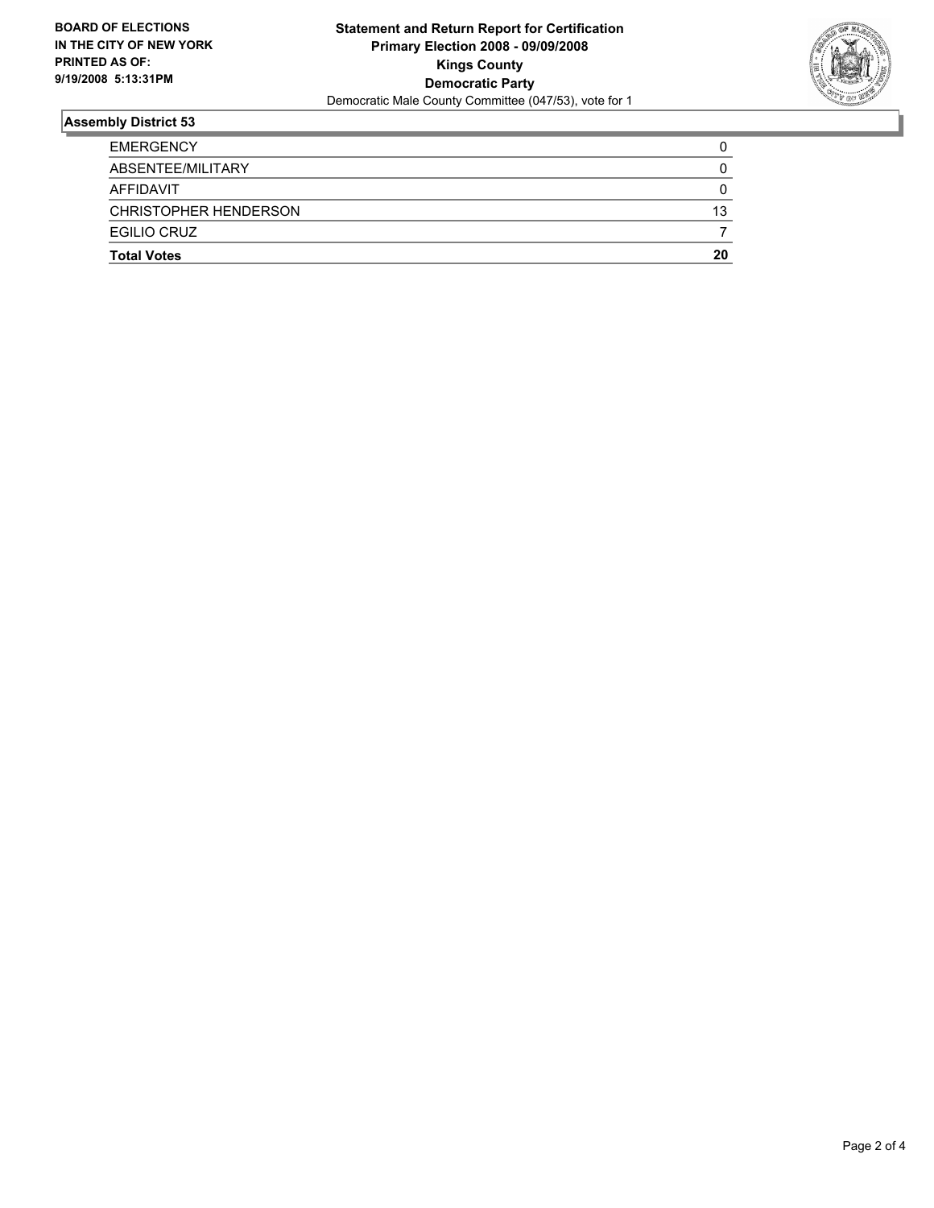**BOARD OF ELECTIONS IN THE CITY OF NEW YORK PRINTED AS OF: 9/19/2008 5:13:31PM**

**Statement and Return Report for Certification**
**Primary Election 2008 - 09/09/2008**
**Kings County**
**Democratic Party**
Democratic Male County Committee (047/53), vote for 1

## Assembly District 53

| | |
|---|---|
| EMERGENCY | 0 |
| ABSENTEE/MILITARY | 0 |
| AFFIDAVIT | 0 |
| CHRISTOPHER HENDERSON | 13 |
| EGILIO CRUZ | 7 |
| **Total Votes** | **20** |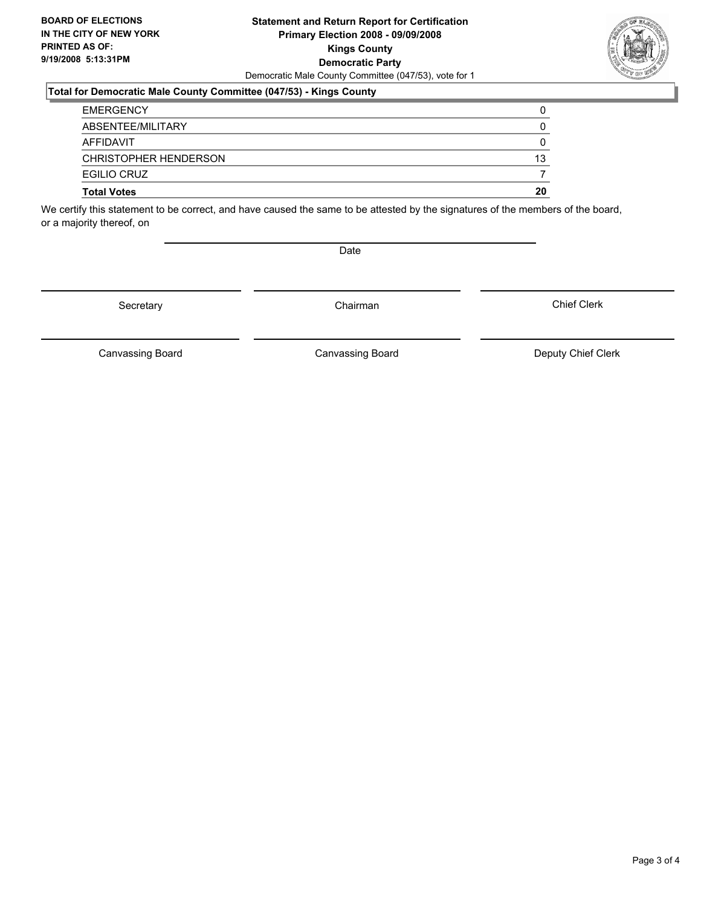**BOARD OF ELECTIONS IN THE CITY OF NEW YORK PRINTED AS OF: 9/19/2008 5:13:31PM**

**Statement and Return Report for Certification**
**Primary Election 2008 - 09/09/2008**
**Kings County**
**Democratic Party**
Democratic Male County Committee (047/53), vote for 1

### Total for Democratic Male County Committee (047/53) - Kings County

| | |
|---|---|
| EMERGENCY | 0 |
| ABSENTEE/MILITARY | 0 |
| AFFIDAVIT | 0 |
| CHRISTOPHER HENDERSON | 13 |
| EGILIO CRUZ | 7 |
| **Total Votes** | **20** |

We certify this statement to be correct, and have caused the same to be attested by the signatures of the members of the board, or a majority thereof, on

Date

Secretary | Chairman | Chief Clerk

Canvassing Board | Canvassing Board | Deputy Chief Clerk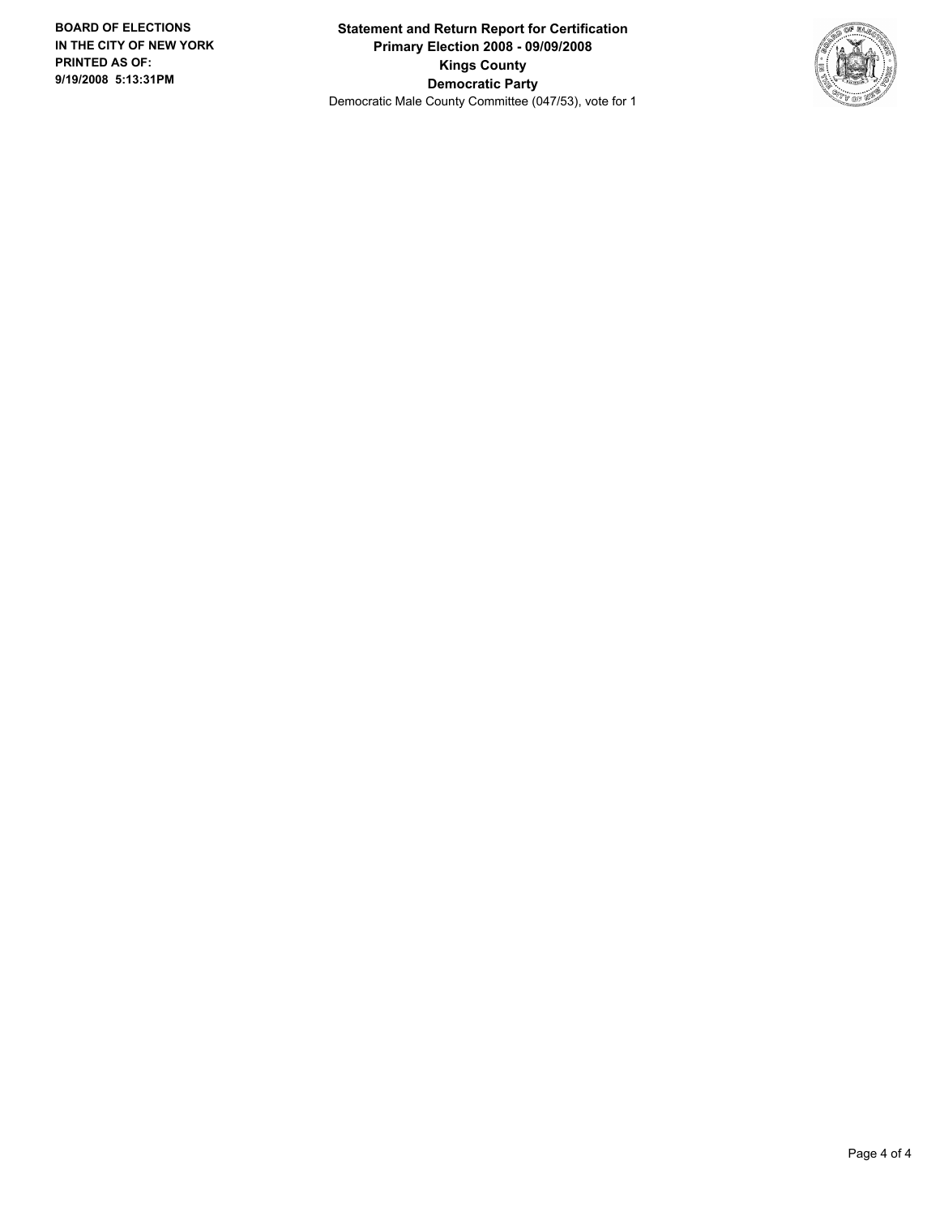BOARD OF ELECTIONS
IN THE CITY OF NEW YORK
PRINTED AS OF:
9/19/2008 5:13:31PM

**Statement and Return Report for Certification**
**Primary Election 2008 - 09/09/2008**
**Kings County**
**Democratic Party**
Democratic Male County Committee (047/53), vote for 1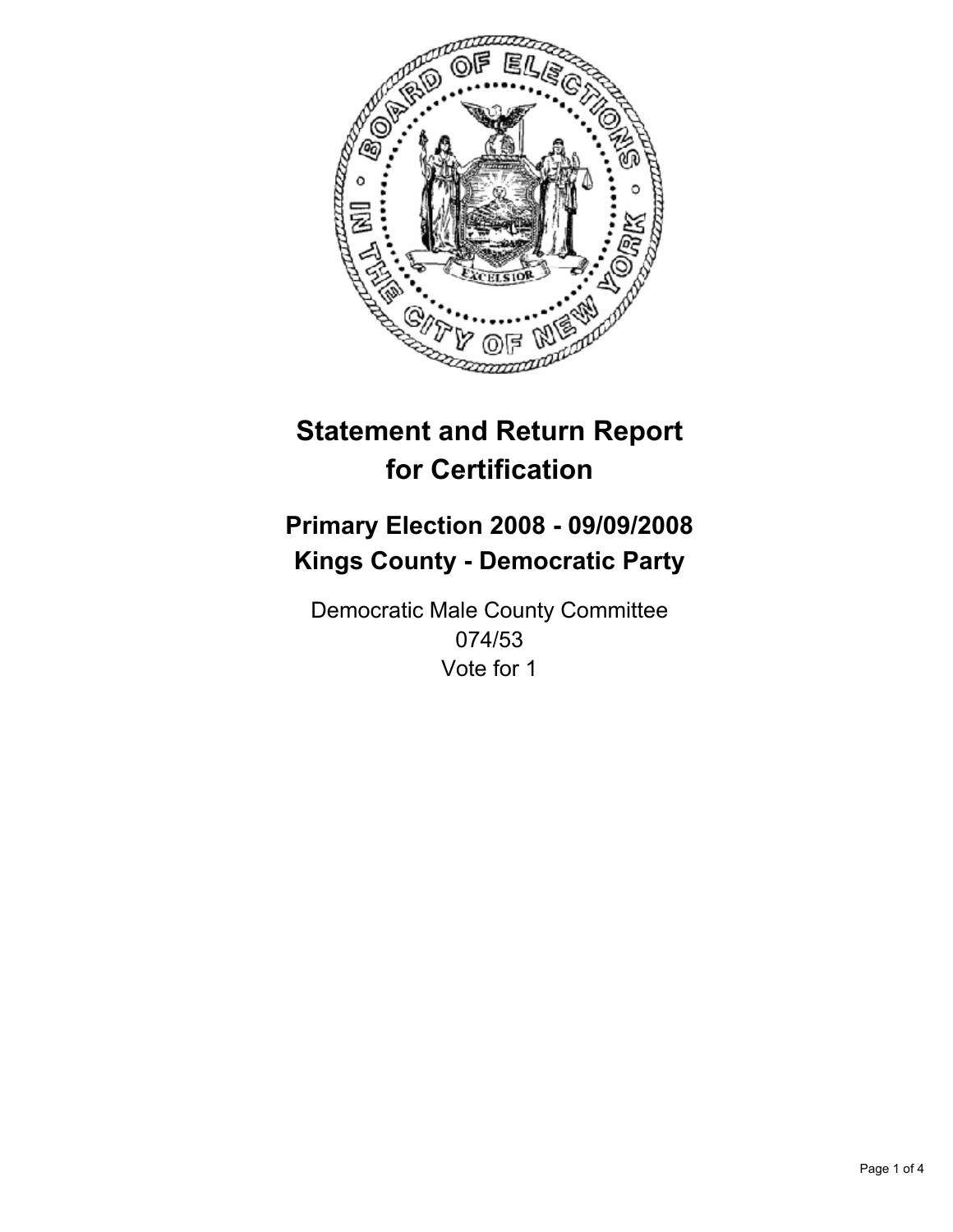# Statement and Return Report for Certification

## Primary Election 2008 - 09/09/2008
## Kings County - Democratic Party

Democratic Male County Committee
074/53
Vote for 1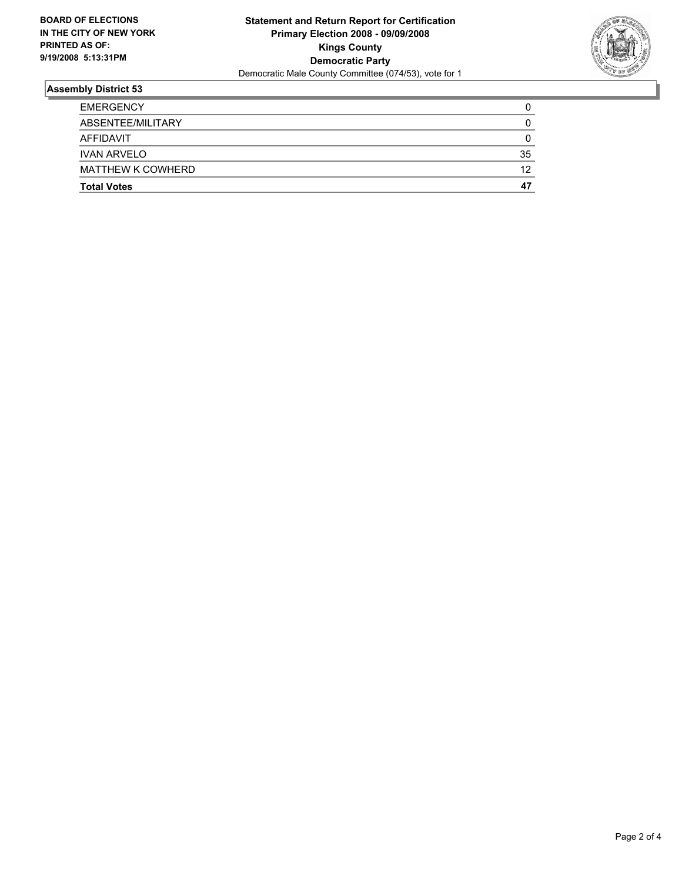**BOARD OF ELECTIONS IN THE CITY OF NEW YORK PRINTED AS OF: 9/19/2008 5:13:31PM**

**Statement and Return Report for Certification**
**Primary Election 2008 - 09/09/2008**
**Kings County**
**Democratic Party**
Democratic Male County Committee (074/53), vote for 1

## Assembly District 53

| | |
|---|---|
| EMERGENCY | 0 |
| ABSENTEE/MILITARY | 0 |
| AFFIDAVIT | 0 |
| IVAN ARVELO | 35 |
| MATTHEW K COWHERD | 12 |
| **Total Votes** | **47** |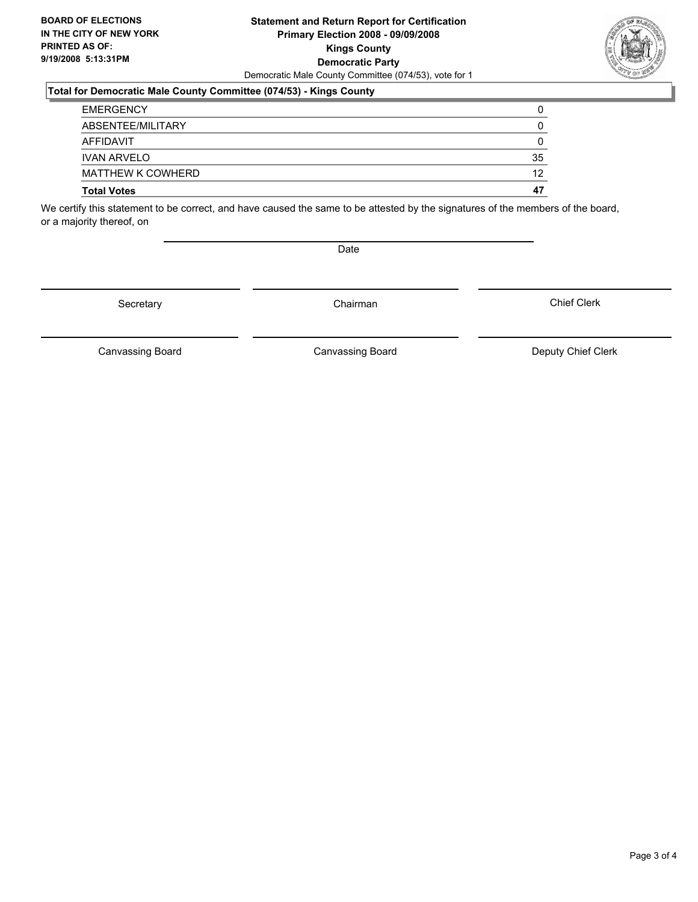**BOARD OF ELECTIONS IN THE CITY OF NEW YORK PRINTED AS OF: 9/19/2008 5:13:31PM**

**Statement and Return Report for Certification**
**Primary Election 2008 - 09/09/2008**
**Kings County**
**Democratic Party**
Democratic Male County Committee (074/53), vote for 1

### Total for Democratic Male County Committee (074/53) - Kings County

| | |
|---|---|
| EMERGENCY | 0 |
| ABSENTEE/MILITARY | 0 |
| AFFIDAVIT | 0 |
| IVAN ARVELO | 35 |
| MATTHEW K COWHERD | 12 |
| **Total Votes** | **47** |

We certify this statement to be correct, and have caused the same to be attested by the signatures of the members of the board, or a majority thereof, on

Date

Secretary | Chairman | Chief Clerk

Canvassing Board | Canvassing Board | Deputy Chief Clerk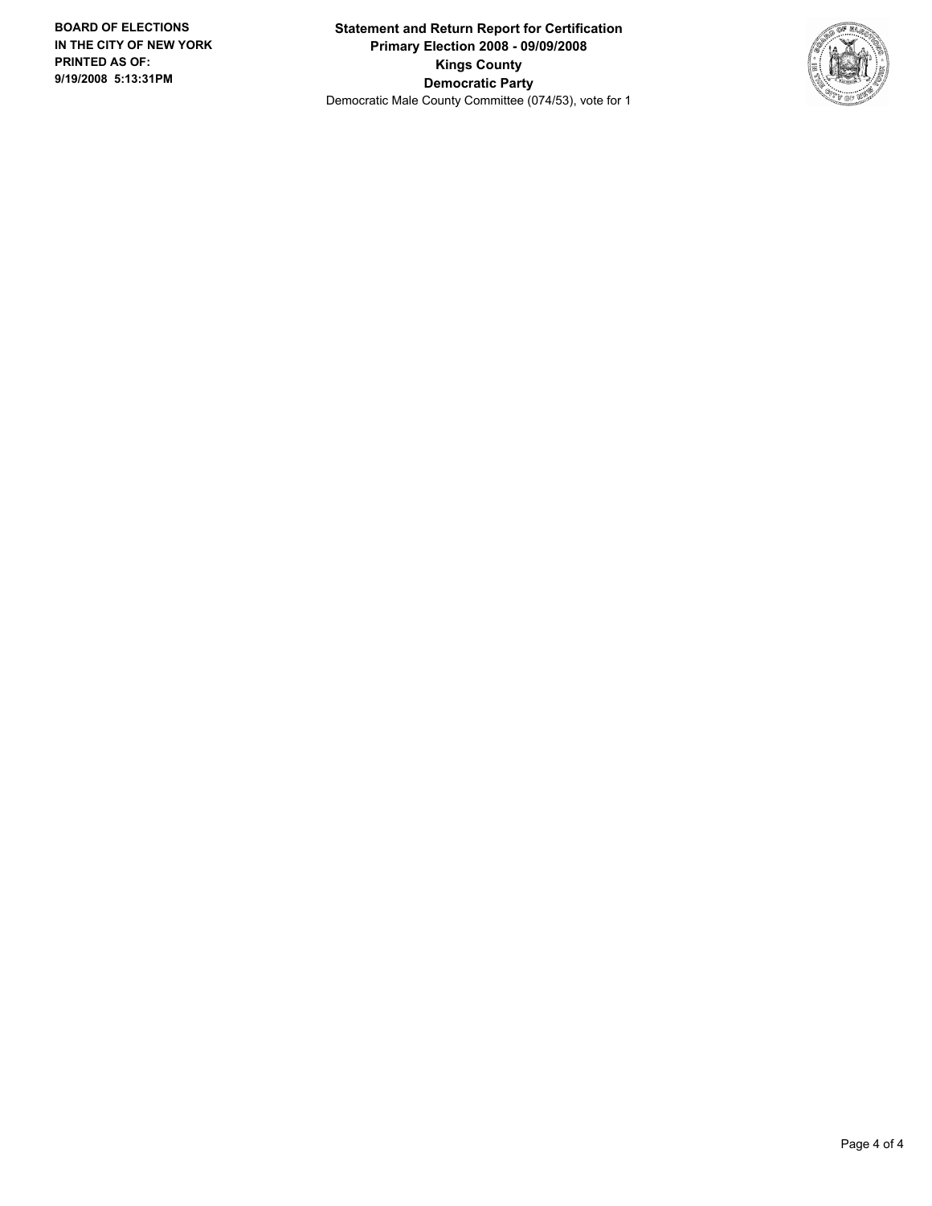**BOARD OF ELECTIONS**
**IN THE CITY OF NEW YORK**
**PRINTED AS OF:**
**9/19/2008 5:13:31PM**

**Statement and Return Report for Certification**
**Primary Election 2008 - 09/09/2008**
**Kings County**
**Democratic Party**
Democratic Male County Committee (074/53), vote for 1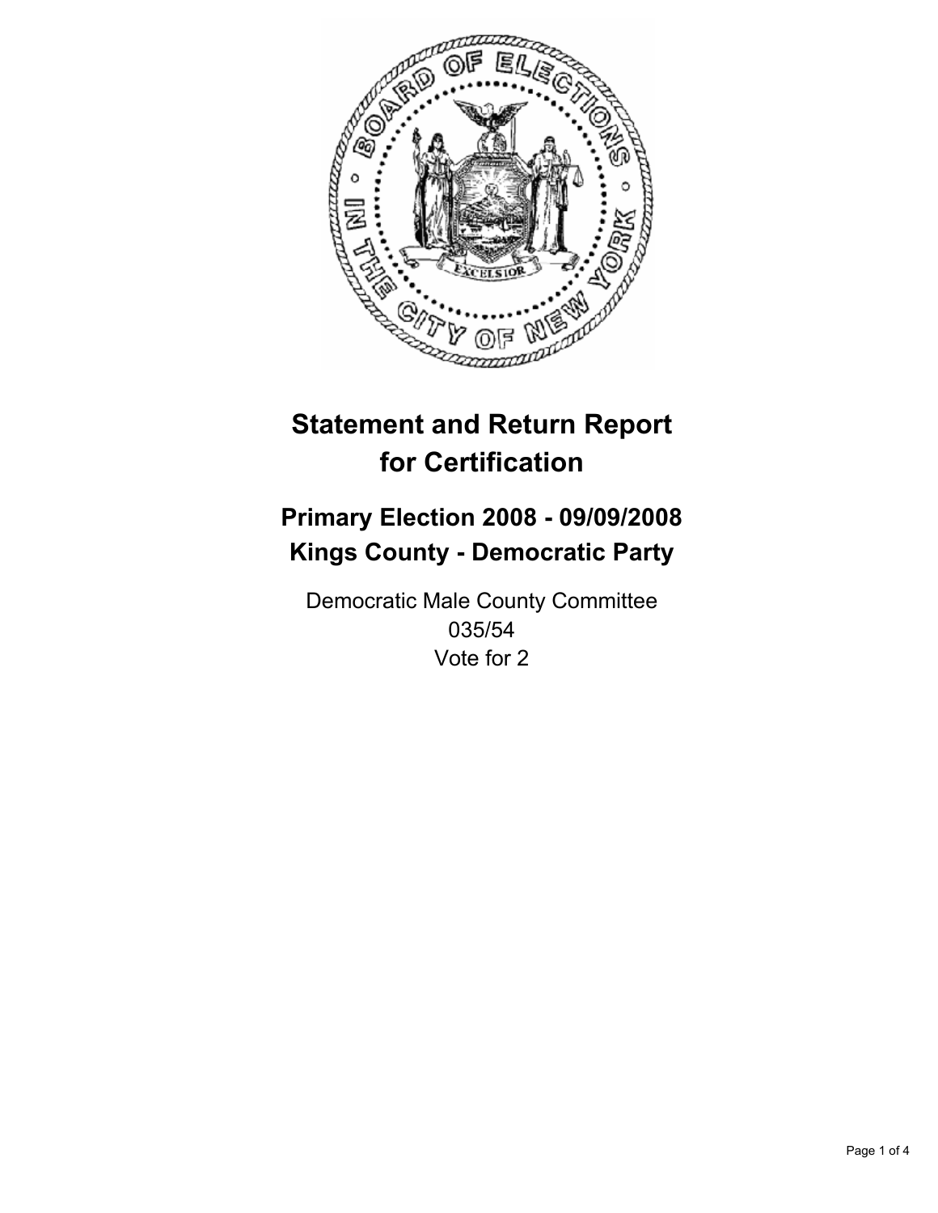# Statement and Return Report for Certification

## Primary Election 2008 - 09/09/2008
## Kings County - Democratic Party

Democratic Male County Committee
035/54
Vote for 2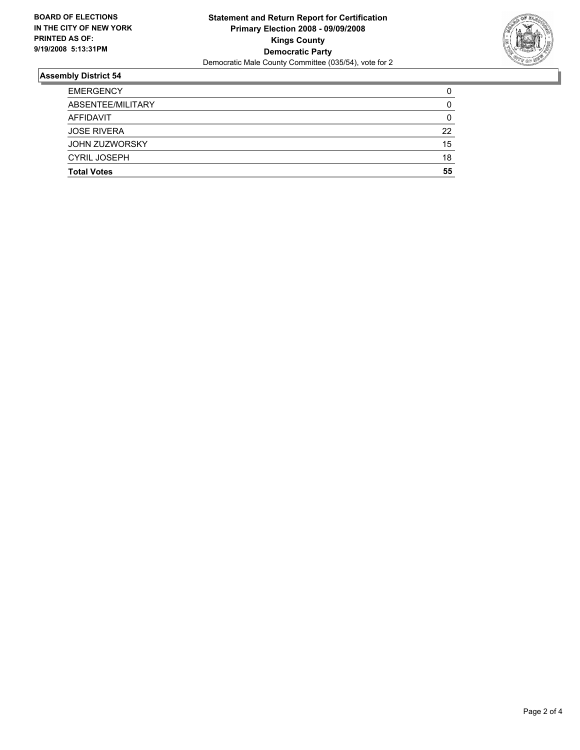**BOARD OF ELECTIONS IN THE CITY OF NEW YORK PRINTED AS OF: 9/19/2008 5:13:31PM**

# Statement and Return Report for Certification
## Primary Election 2008 - 09/09/2008
## Kings County
## Democratic Party

Democratic Male County Committee (035/54), vote for 2

### Assembly District 54

| | |
|---|---|
| EMERGENCY | 0 |
| ABSENTEE/MILITARY | 0 |
| AFFIDAVIT | 0 |
| JOSE RIVERA | 22 |
| JOHN ZUZWORSKY | 15 |
| CYRIL JOSEPH | 18 |
| **Total Votes** | **55** |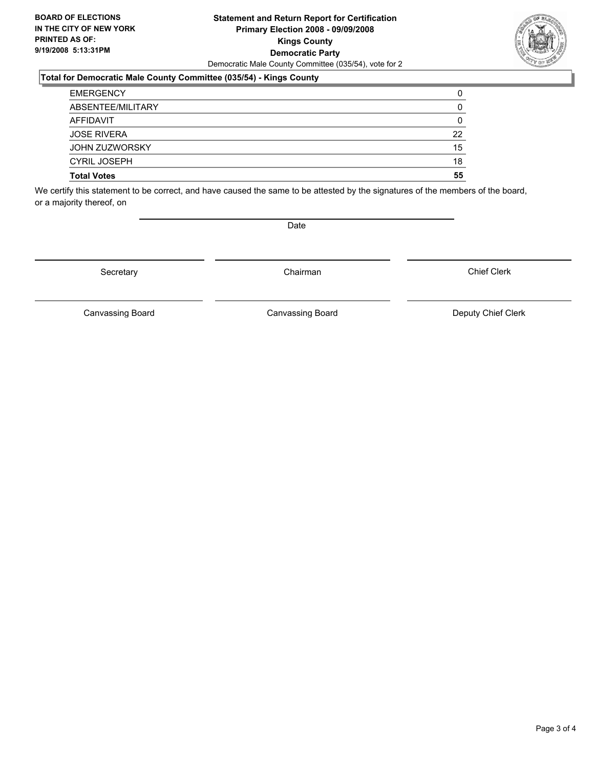**BOARD OF ELECTIONS IN THE CITY OF NEW YORK PRINTED AS OF: 9/19/2008 5:13:31PM**

**Statement and Return Report for Certification**
**Primary Election 2008 - 09/09/2008**
**Kings County**
**Democratic Party**
Democratic Male County Committee (035/54), vote for 2

**Total for Democratic Male County Committee (035/54) - Kings County**

| | |
|---|---|
| EMERGENCY | 0 |
| ABSENTEE/MILITARY | 0 |
| AFFIDAVIT | 0 |
| JOSE RIVERA | 22 |
| JOHN ZUZWORSKY | 15 |
| CYRIL JOSEPH | 18 |
| **Total Votes** | **55** |

We certify this statement to be correct, and have caused the same to be attested by the signatures of the members of the board, or a majority thereof, on

Date

Secretary

Chairman

Chief Clerk

Canvassing Board

Canvassing Board

Deputy Chief Clerk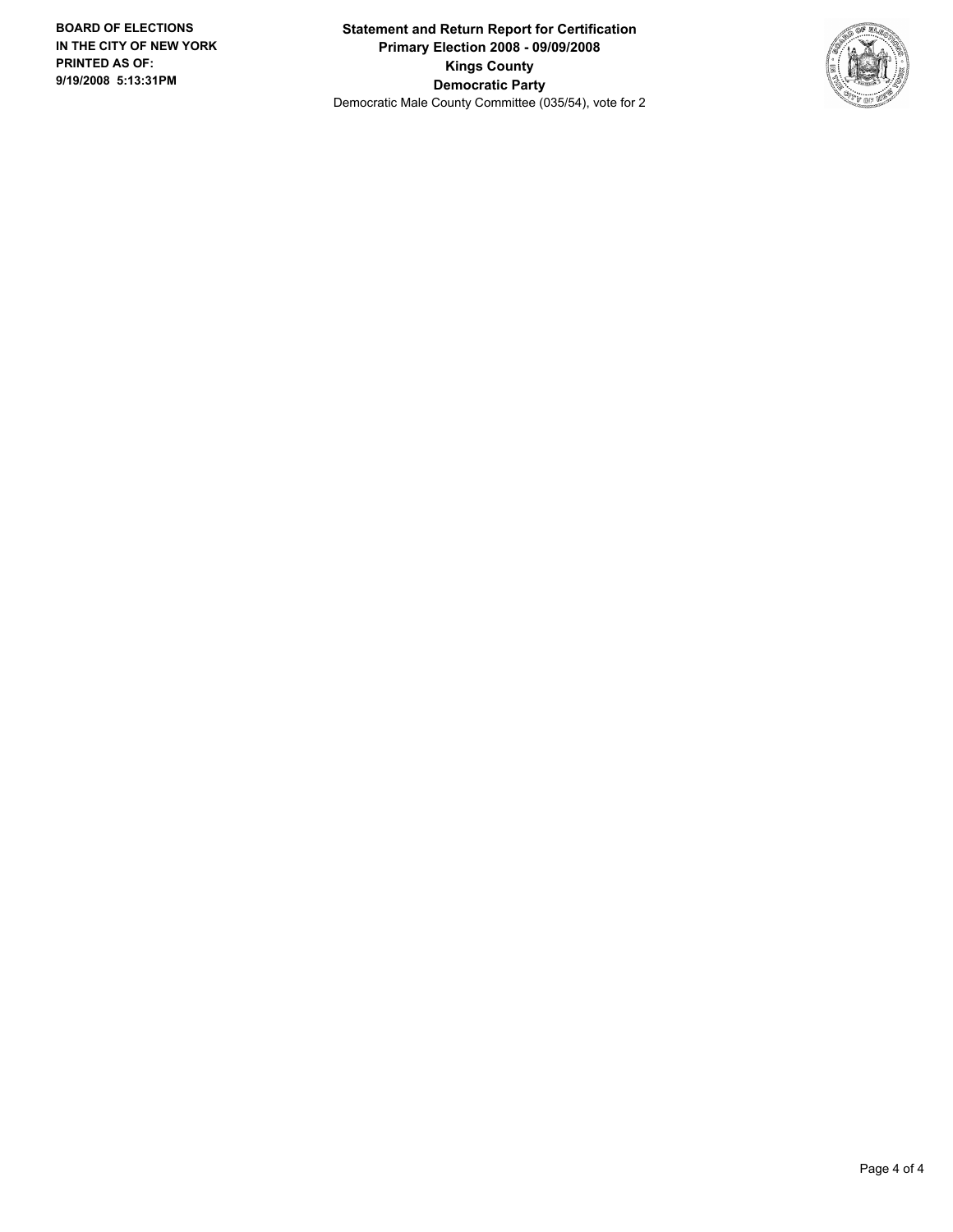**BOARD OF ELECTIONS**
**IN THE CITY OF NEW YORK**
**PRINTED AS OF:**
**9/19/2008 5:13:31PM**

**Statement and Return Report for Certification**
**Primary Election 2008 - 09/09/2008**
**Kings County**
**Democratic Party**
Democratic Male County Committee (035/54), vote for 2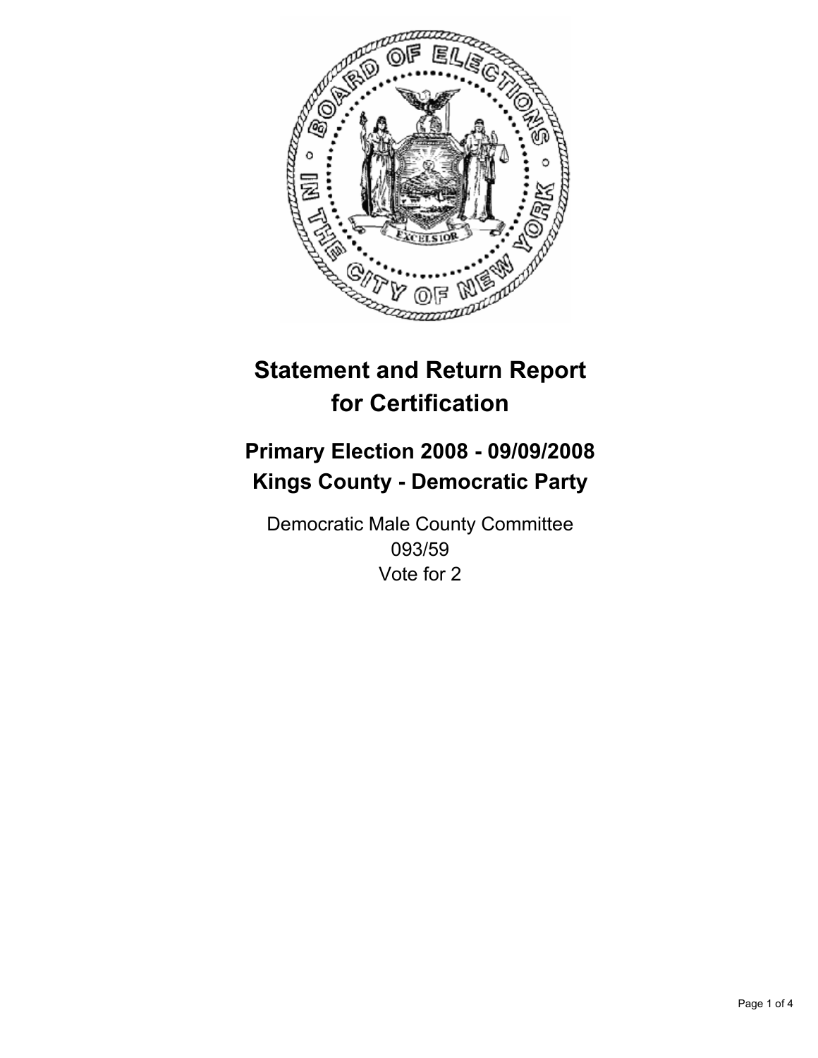# Statement and Return Report for Certification

## Primary Election 2008 - 09/09/2008
## Kings County - Democratic Party

Democratic Male County Committee
093/59
Vote for 2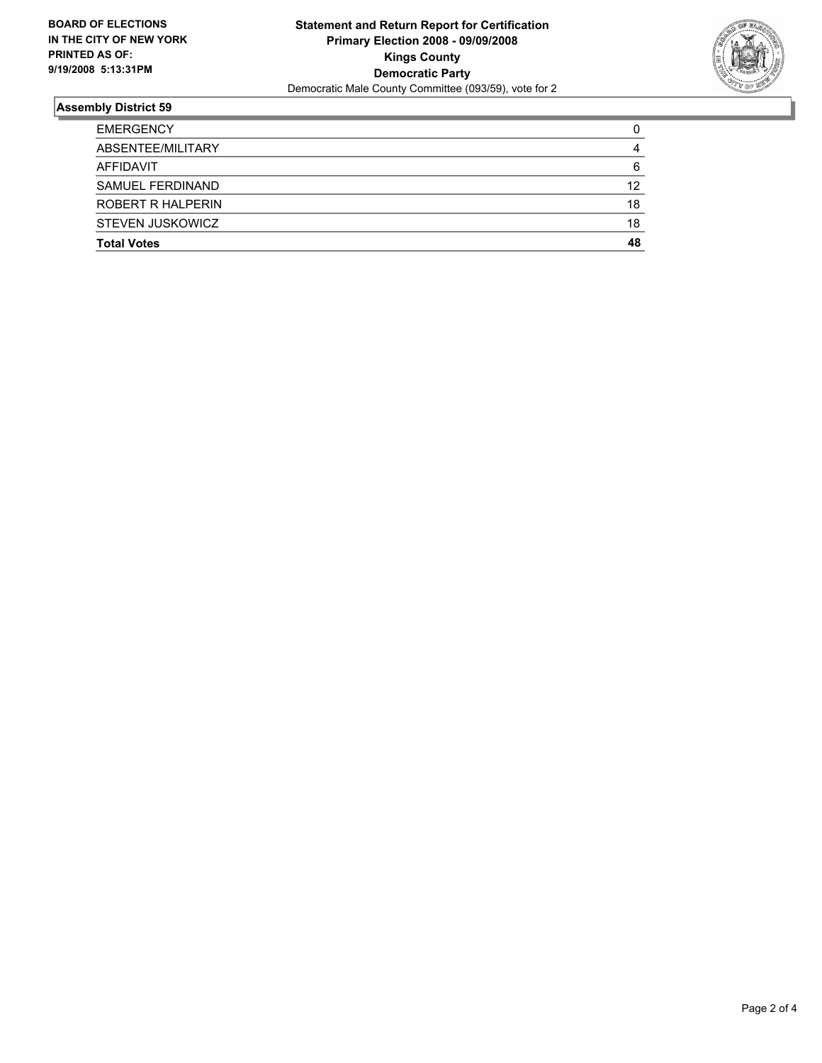**BOARD OF ELECTIONS IN THE CITY OF NEW YORK PRINTED AS OF: 9/19/2008 5:13:31PM**

**Statement and Return Report for Certification**
**Primary Election 2008 - 09/09/2008**
**Kings County**
**Democratic Party**
Democratic Male County Committee (093/59), vote for 2

## Assembly District 59

| | |
|---|---|
| EMERGENCY | 0 |
| ABSENTEE/MILITARY | 4 |
| AFFIDAVIT | 6 |
| SAMUEL FERDINAND | 12 |
| ROBERT R HALPERIN | 18 |
| STEVEN JUSKOWICZ | 18 |
| **Total Votes** | **48** |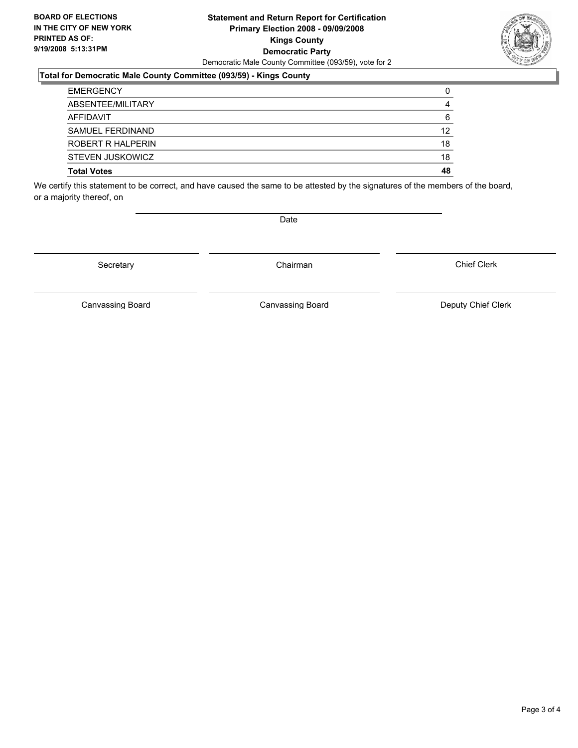**BOARD OF ELECTIONS IN THE CITY OF NEW YORK PRINTED AS OF: 9/19/2008 5:13:31PM**

**Statement and Return Report for Certification**
**Primary Election 2008 - 09/09/2008**
**Kings County**
**Democratic Party**
Democratic Male County Committee (093/59), vote for 2

**Total for Democratic Male County Committee (093/59) - Kings County**

| | |
|---|---|
| EMERGENCY | 0 |
| ABSENTEE/MILITARY | 4 |
| AFFIDAVIT | 6 |
| SAMUEL FERDINAND | 12 |
| ROBERT R HALPERIN | 18 |
| STEVEN JUSKOWICZ | 18 |
| **Total Votes** | **48** |

We certify this statement to be correct, and have caused the same to be attested by the signatures of the members of the board, or a majority thereof, on

Date

Secretary | Chairman | Chief Clerk

Canvassing Board | Canvassing Board | Deputy Chief Clerk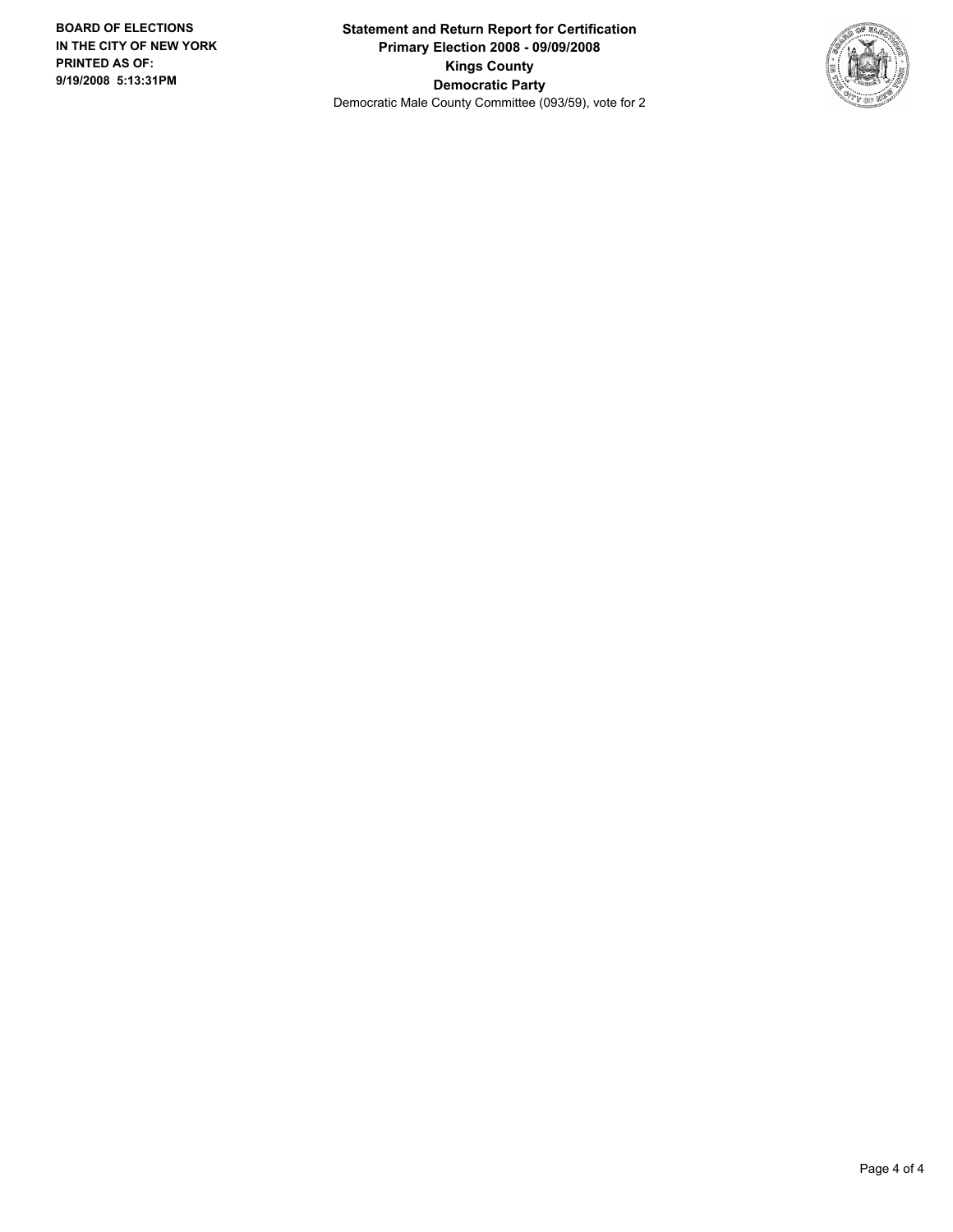**BOARD OF ELECTIONS IN THE CITY OF NEW YORK PRINTED AS OF: 9/19/2008 5:13:31PM**

**Statement and Return Report for Certification**
**Primary Election 2008 - 09/09/2008**
**Kings County**
**Democratic Party**
Democratic Male County Committee (093/59), vote for 2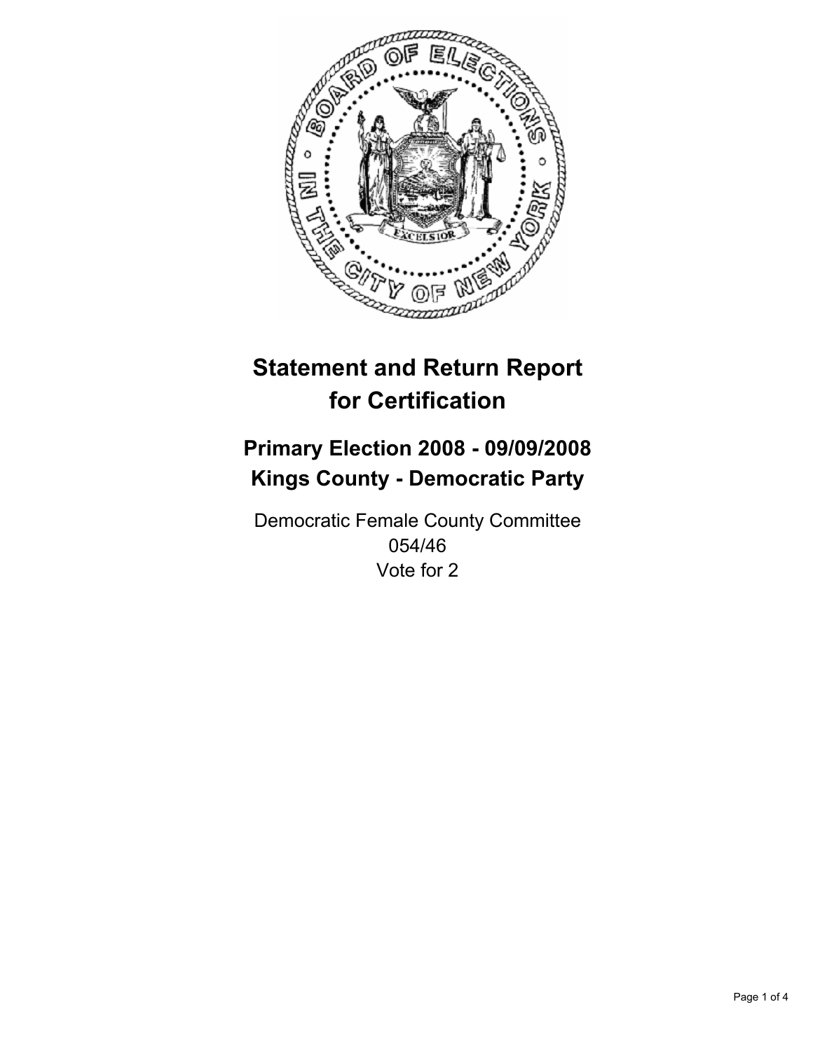# Statement and Return Report for Certification

## Primary Election 2008 - 09/09/2008
## Kings County - Democratic Party

Democratic Female County Committee
054/46
Vote for 2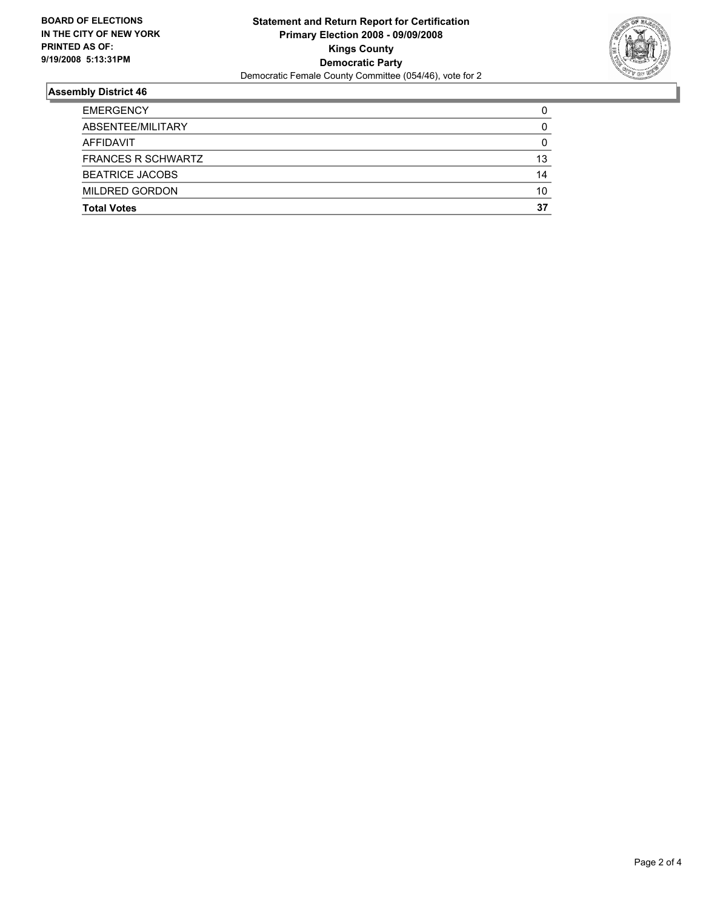**BOARD OF ELECTIONS IN THE CITY OF NEW YORK PRINTED AS OF: 9/19/2008 5:13:31PM**

**Statement and Return Report for Certification**
**Primary Election 2008 - 09/09/2008**
**Kings County**
**Democratic Party**
Democratic Female County Committee (054/46), vote for 2

## Assembly District 46

| | |
|---|---|
| EMERGENCY | 0 |
| ABSENTEE/MILITARY | 0 |
| AFFIDAVIT | 0 |
| FRANCES R SCHWARTZ | 13 |
| BEATRICE JACOBS | 14 |
| MILDRED GORDON | 10 |
| **Total Votes** | **37** |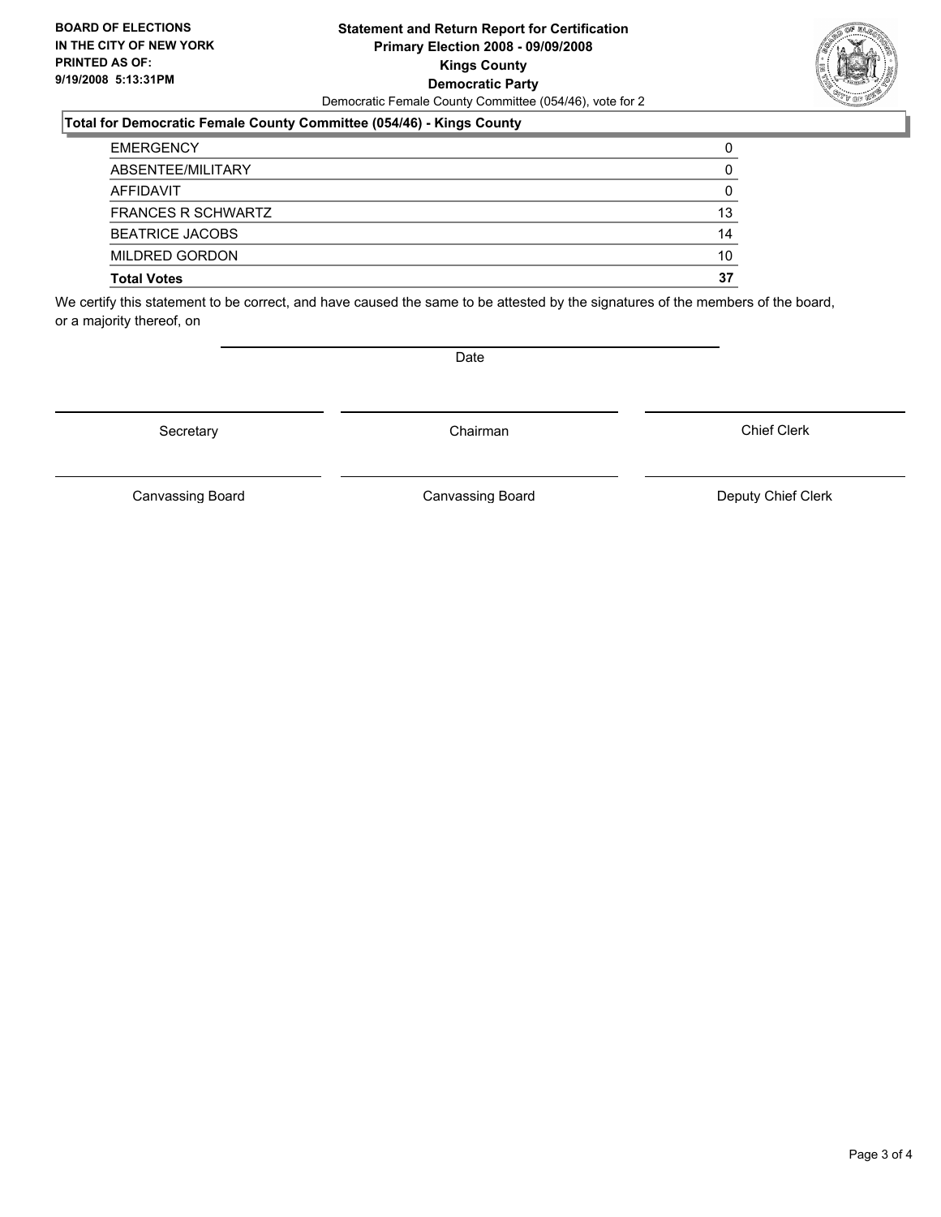**BOARD OF ELECTIONS IN THE CITY OF NEW YORK PRINTED AS OF: 9/19/2008 5:13:31PM**

**Statement and Return Report for Certification**
**Primary Election 2008 - 09/09/2008**
**Kings County**
**Democratic Party**
Democratic Female County Committee (054/46), vote for 2

**Total for Democratic Female County Committee (054/46) - Kings County**

| | |
|---|---|
| EMERGENCY | 0 |
| ABSENTEE/MILITARY | 0 |
| AFFIDAVIT | 0 |
| FRANCES R SCHWARTZ | 13 |
| BEATRICE JACOBS | 14 |
| MILDRED GORDON | 10 |
| **Total Votes** | **37** |

We certify this statement to be correct, and have caused the same to be attested by the signatures of the members of the board, or a majority thereof, on

Date

| | | |
|---|---|---|
| Secretary | Chairman | Chief Clerk |
| Canvassing Board | Canvassing Board | Deputy Chief Clerk |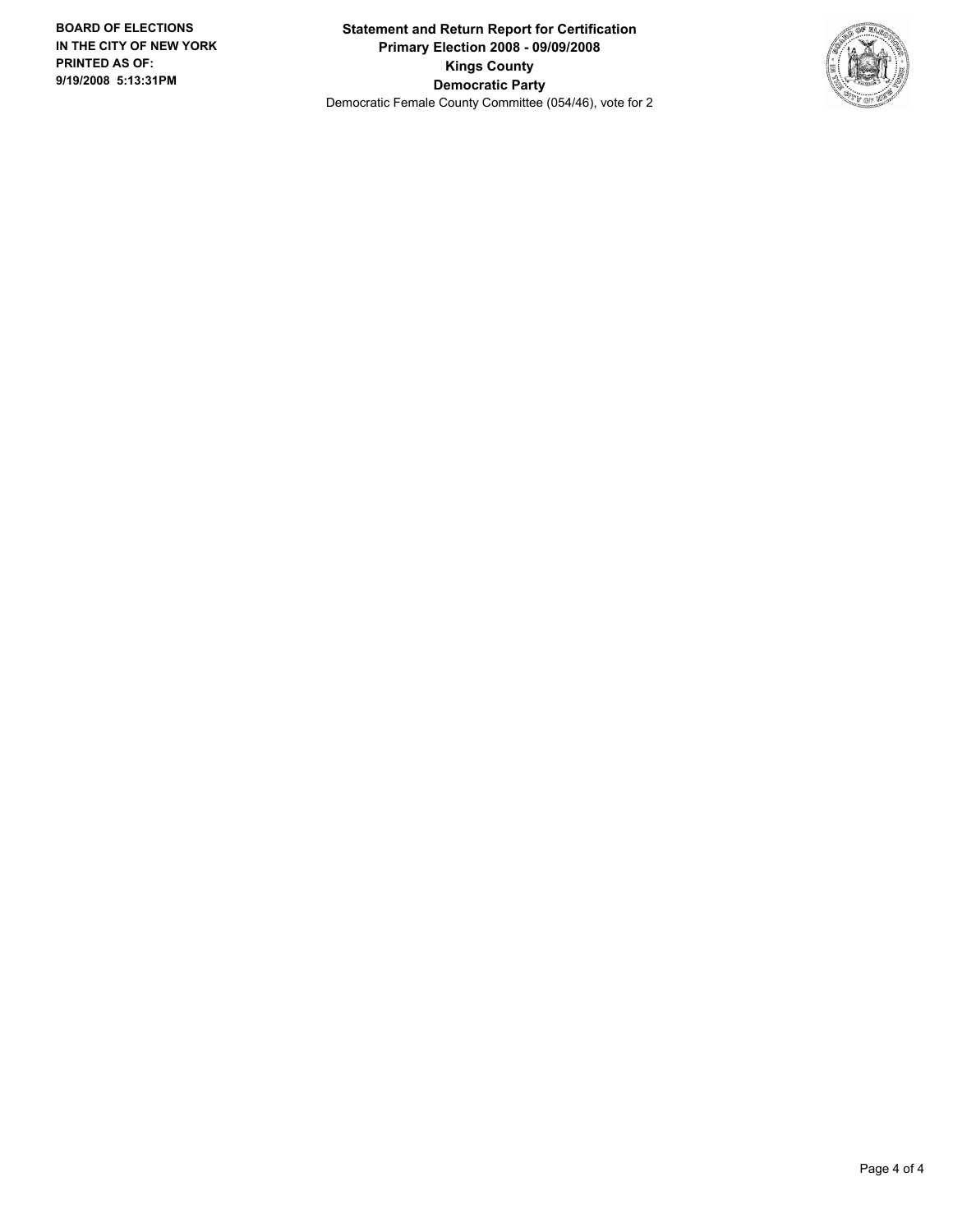**BOARD OF ELECTIONS IN THE CITY OF NEW YORK PRINTED AS OF: 9/19/2008 5:13:31PM**

**Statement and Return Report for Certification**
**Primary Election 2008 - 09/09/2008**
**Kings County**
**Democratic Party**
Democratic Female County Committee (054/46), vote for 2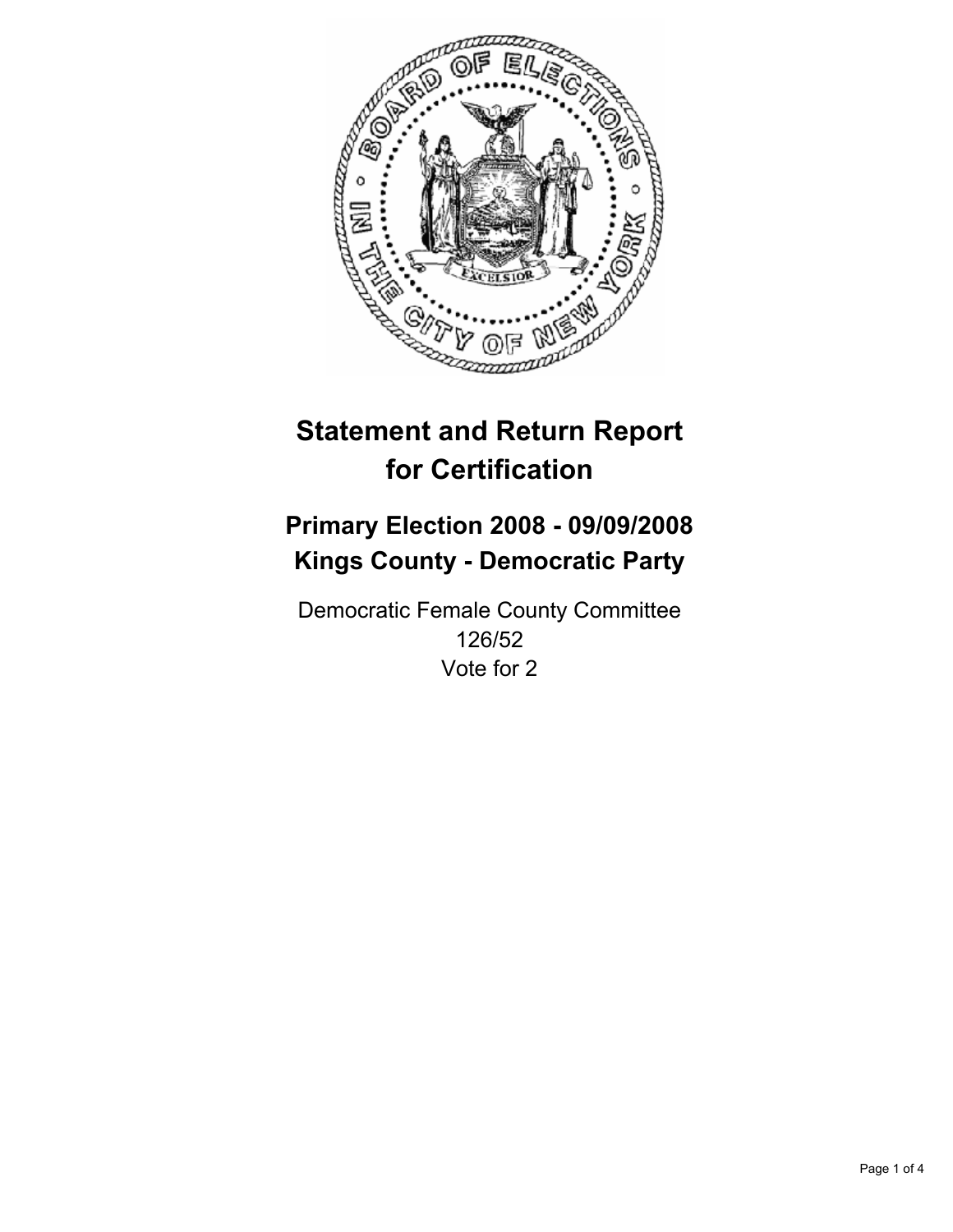# Statement and Return Report for Certification

## Primary Election 2008 - 09/09/2008
## Kings County - Democratic Party

Democratic Female County Committee
126/52
Vote for 2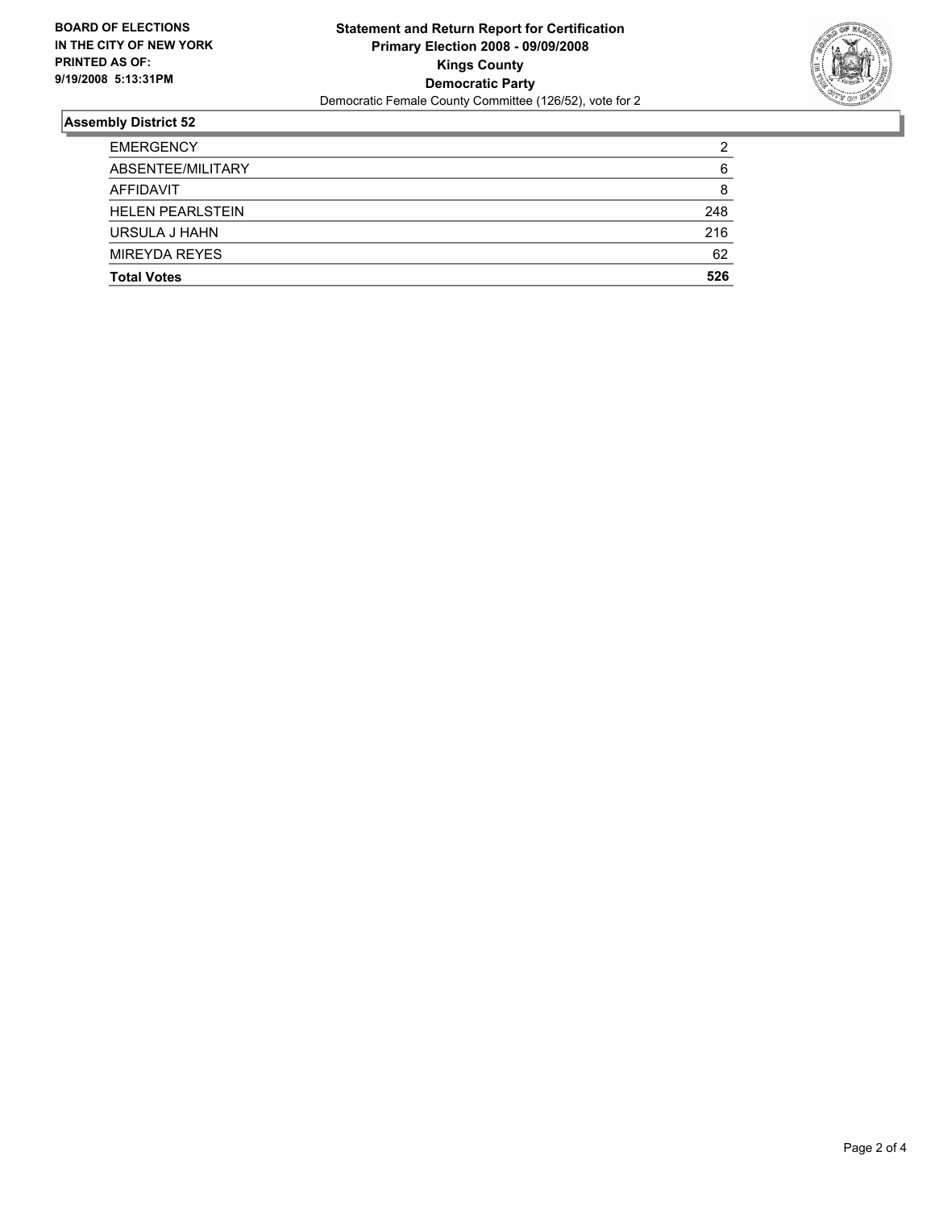**BOARD OF ELECTIONS IN THE CITY OF NEW YORK PRINTED AS OF: 9/19/2008 5:13:31PM**

# Statement and Return Report for Certification
## Primary Election 2008 - 09/09/2008
## Kings County
## Democratic Party

Democratic Female County Committee (126/52), vote for 2

### Assembly District 52

| | |
|---|---|
| EMERGENCY | 2 |
| ABSENTEE/MILITARY | 6 |
| AFFIDAVIT | 8 |
| HELEN PEARLSTEIN | 248 |
| URSULA J HAHN | 216 |
| MIREYDA REYES | 62 |
| **Total Votes** | **526** |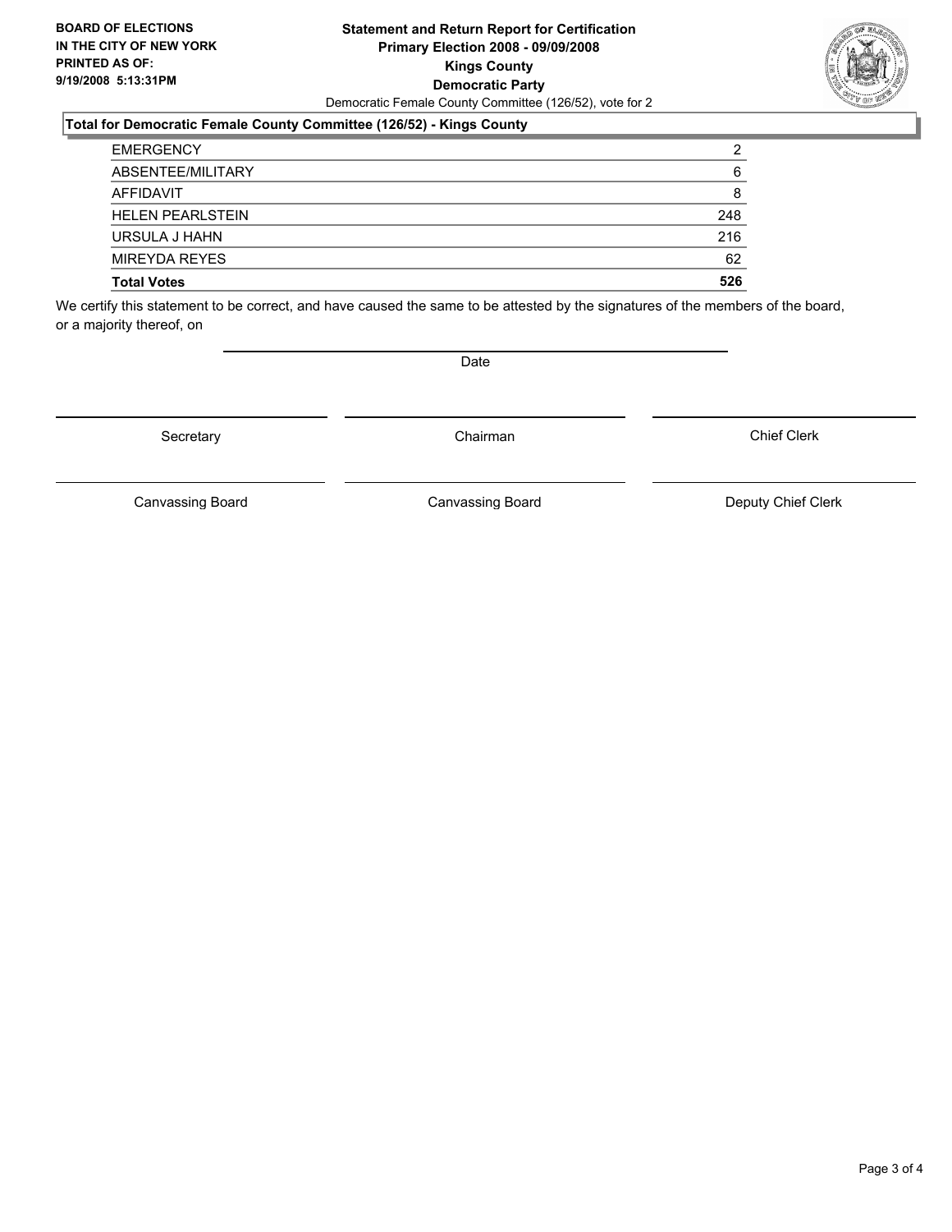**BOARD OF ELECTIONS IN THE CITY OF NEW YORK PRINTED AS OF: 9/19/2008 5:13:31PM**

**Statement and Return Report for Certification**
**Primary Election 2008 - 09/09/2008**
**Kings County**
**Democratic Party**
Democratic Female County Committee (126/52), vote for 2

**Total for Democratic Female County Committee (126/52) - Kings County**

| | |
|---|---|
| EMERGENCY | 2 |
| ABSENTEE/MILITARY | 6 |
| AFFIDAVIT | 8 |
| HELEN PEARLSTEIN | 248 |
| URSULA J HAHN | 216 |
| MIREYDA REYES | 62 |
| **Total Votes** | **526** |

We certify this statement to be correct, and have caused the same to be attested by the signatures of the members of the board, or a majority thereof, on

Date

Secretary | Chairman | Chief Clerk

Canvassing Board | Canvassing Board | Deputy Chief Clerk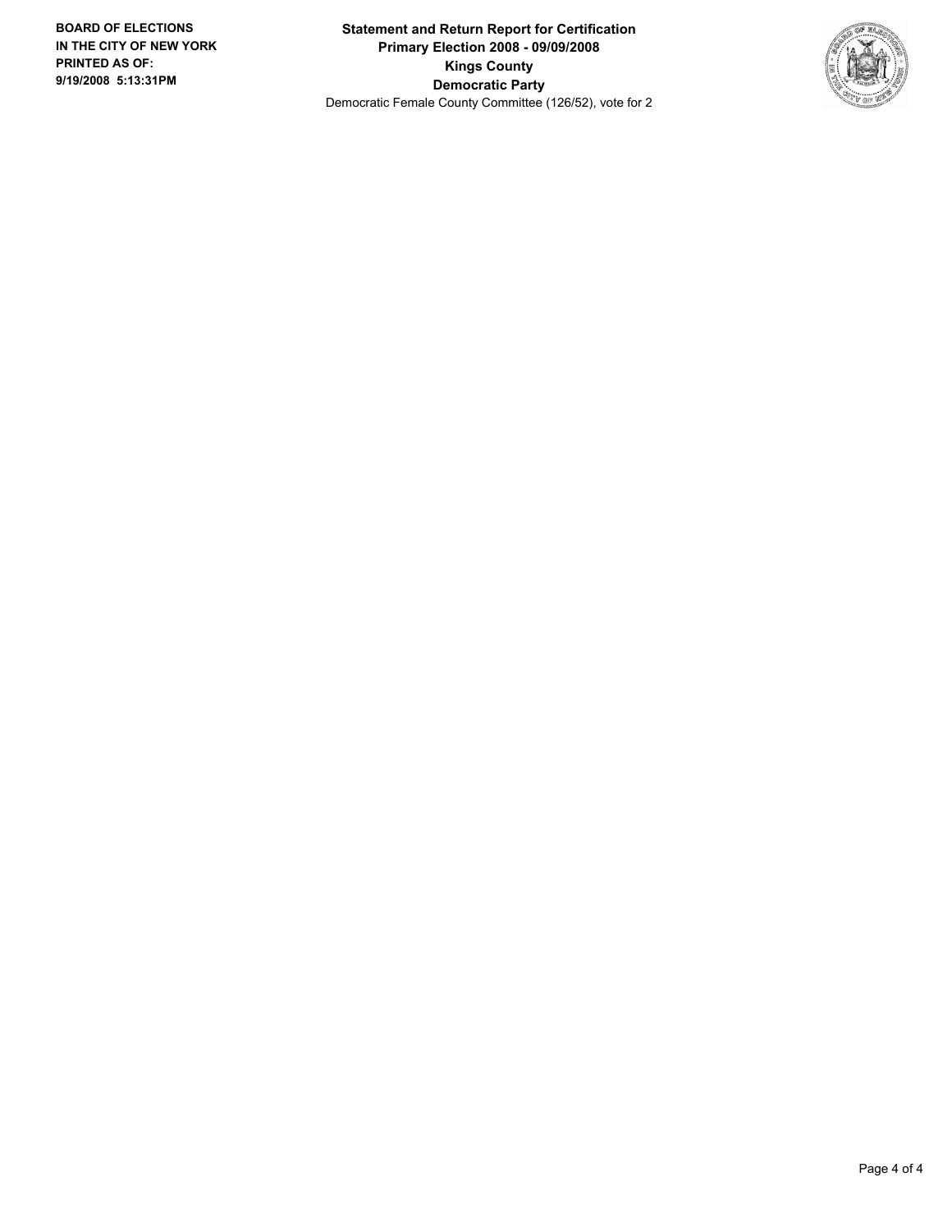**BOARD OF ELECTIONS IN THE CITY OF NEW YORK PRINTED AS OF: 9/19/2008 5:13:31PM**

**Statement and Return Report for Certification**
**Primary Election 2008 - 09/09/2008**
**Kings County**
**Democratic Party**
Democratic Female County Committee (126/52), vote for 2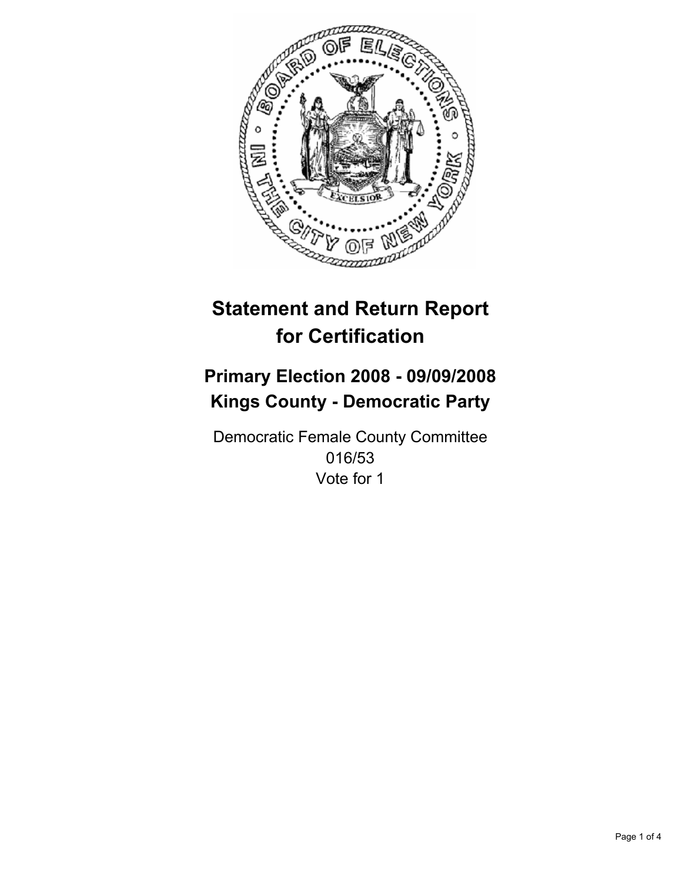# Statement and Return Report for Certification

## Primary Election 2008 - 09/09/2008
## Kings County - Democratic Party

Democratic Female County Committee
016/53
Vote for 1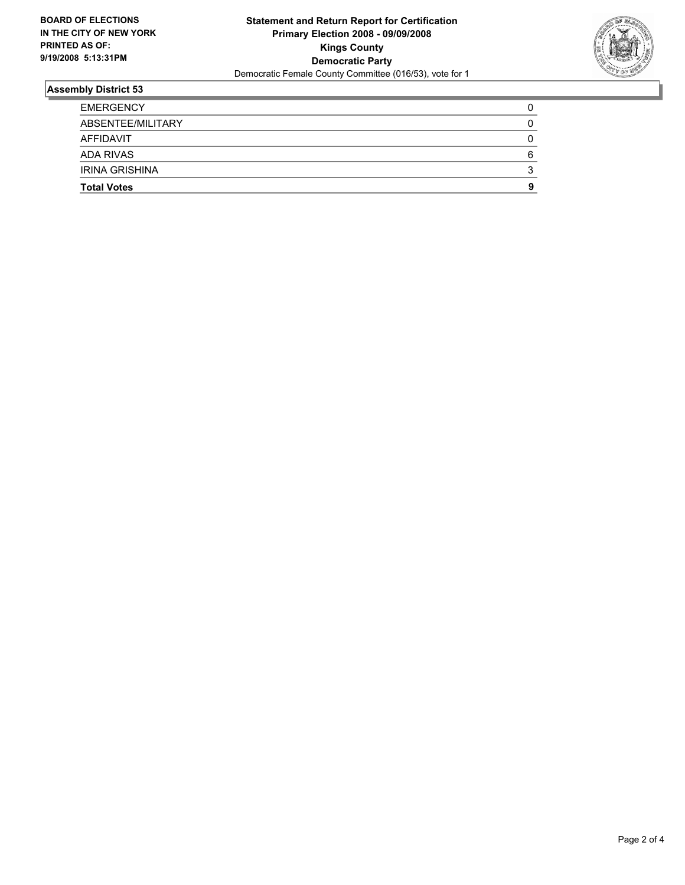**BOARD OF ELECTIONS IN THE CITY OF NEW YORK PRINTED AS OF: 9/19/2008 5:13:31PM**

**Statement and Return Report for Certification**
**Primary Election 2008 - 09/09/2008**
**Kings County**
**Democratic Party**
Democratic Female County Committee (016/53), vote for 1

## Assembly District 53

| | |
|---|---|
| EMERGENCY | 0 |
| ABSENTEE/MILITARY | 0 |
| AFFIDAVIT | 0 |
| ADA RIVAS | 6 |
| IRINA GRISHINA | 3 |
| **Total Votes** | **9** |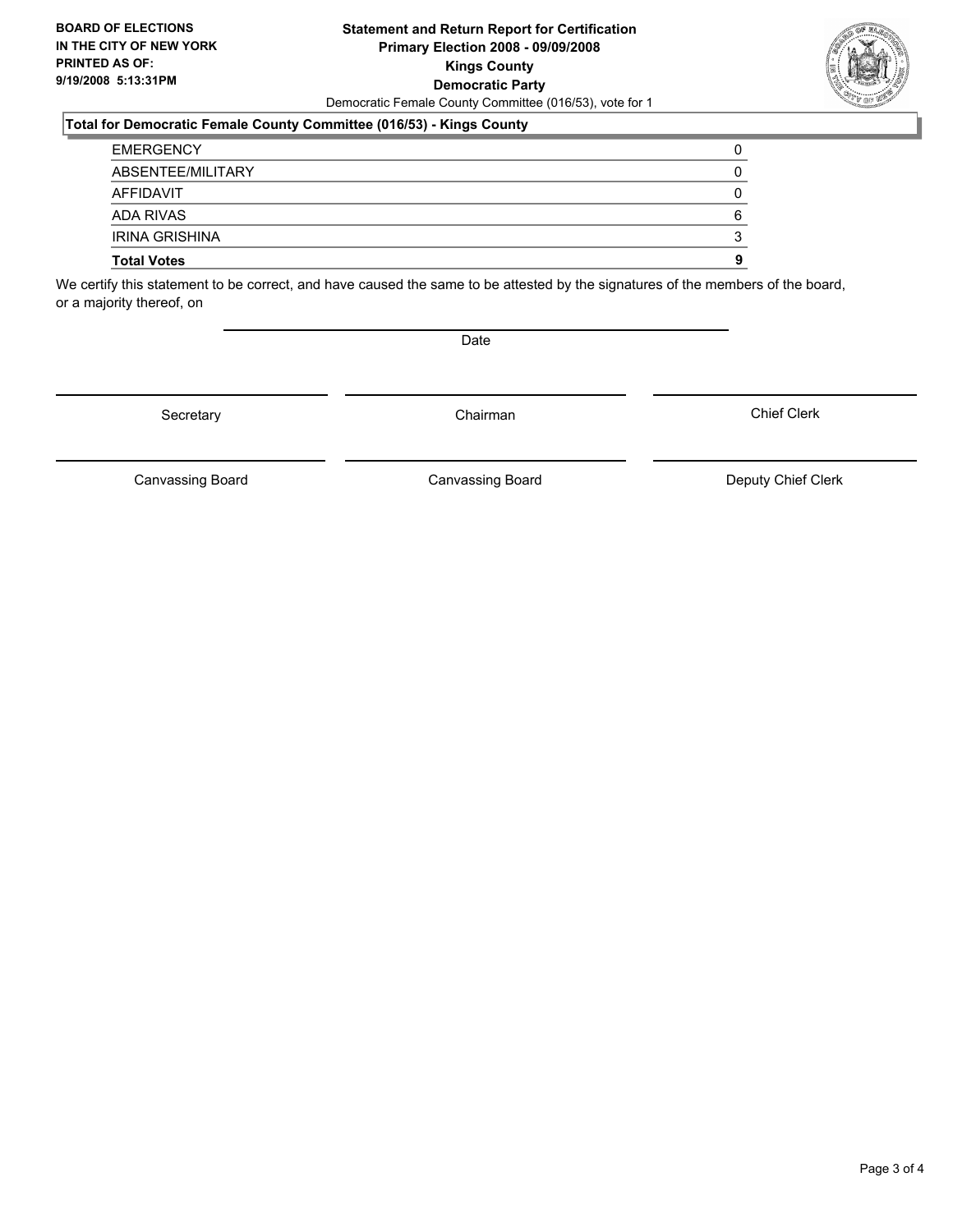**BOARD OF ELECTIONS IN THE CITY OF NEW YORK**
**PRINTED AS OF:**
**9/19/2008 5:13:31PM**

**Statement and Return Report for Certification**
**Primary Election 2008 - 09/09/2008**
**Kings County**
**Democratic Party**
Democratic Female County Committee (016/53), vote for 1

### Total for Democratic Female County Committee (016/53) - Kings County

| | |
|---|---|
| EMERGENCY | 0 |
| ABSENTEE/MILITARY | 0 |
| AFFIDAVIT | 0 |
| ADA RIVAS | 6 |
| IRINA GRISHINA | 3 |
| **Total Votes** | **9** |

We certify this statement to be correct, and have caused the same to be attested by the signatures of the members of the board, or a majority thereof, on

Date

Secretary | Chairman | Chief Clerk

Canvassing Board | Canvassing Board | Deputy Chief Clerk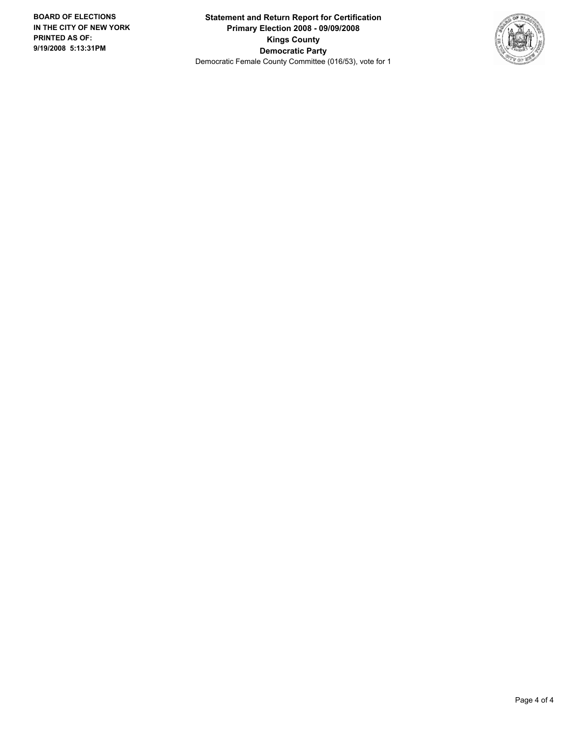**BOARD OF ELECTIONS**
**IN THE CITY OF NEW YORK**
**PRINTED AS OF:**
**9/19/2008 5:13:31PM**

**Statement and Return Report for Certification**
**Primary Election 2008 - 09/09/2008**
**Kings County**
**Democratic Party**
Democratic Female County Committee (016/53), vote for 1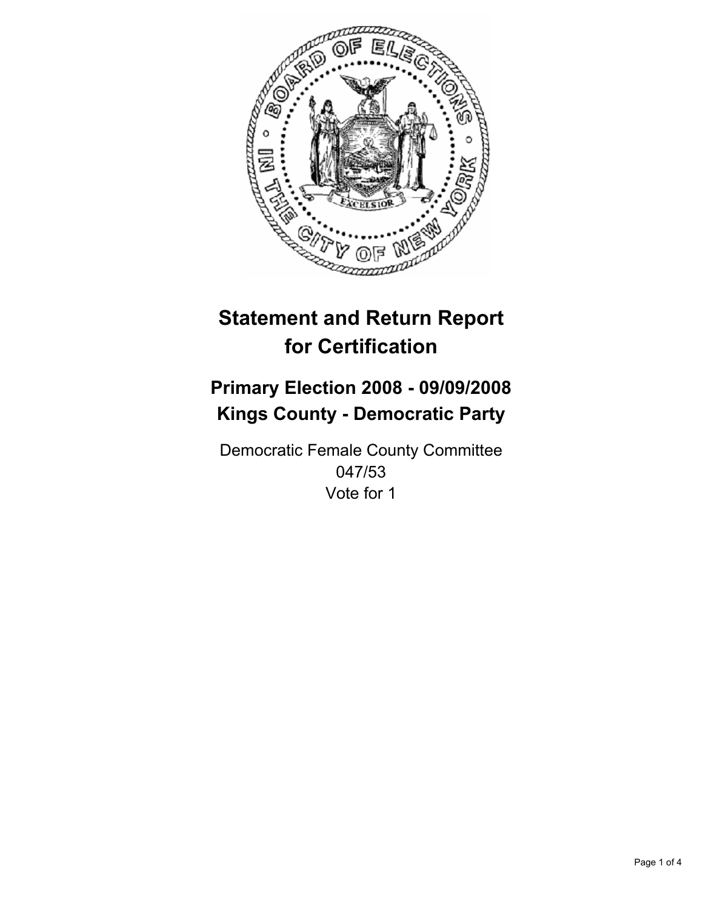# Statement and Return Report for Certification

## Primary Election 2008 - 09/09/2008
## Kings County - Democratic Party

Democratic Female County Committee
047/53
Vote for 1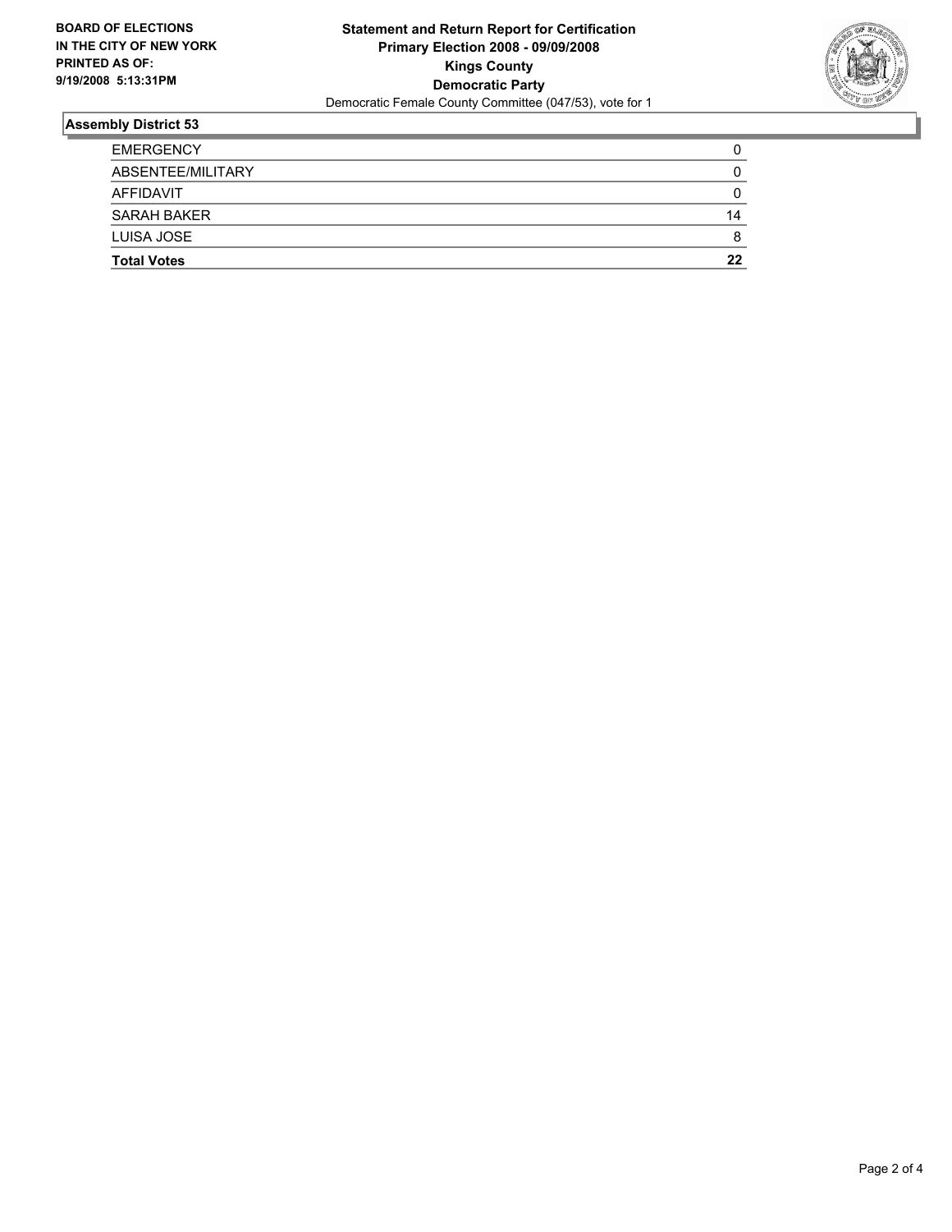**BOARD OF ELECTIONS IN THE CITY OF NEW YORK PRINTED AS OF: 9/19/2008 5:13:31PM**

**Statement and Return Report for Certification**
**Primary Election 2008 - 09/09/2008**
**Kings County**
**Democratic Party**
Democratic Female County Committee (047/53), vote for 1

## Assembly District 53

| | |
|---|---|
| EMERGENCY | 0 |
| ABSENTEE/MILITARY | 0 |
| AFFIDAVIT | 0 |
| SARAH BAKER | 14 |
| LUISA JOSE | 8 |
| **Total Votes** | **22** |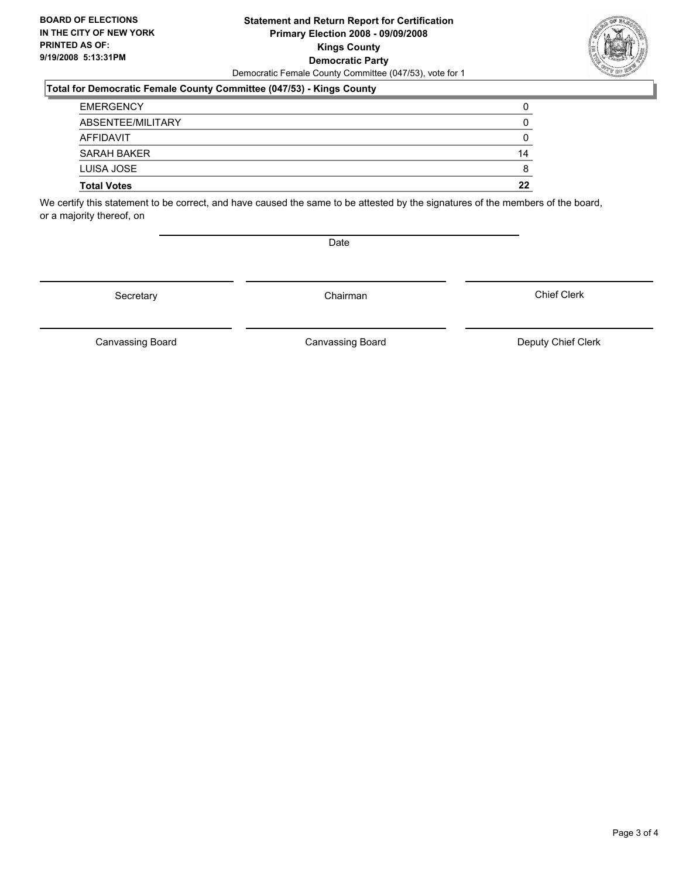**BOARD OF ELECTIONS IN THE CITY OF NEW YORK PRINTED AS OF: 9/19/2008 5:13:31PM**

**Statement and Return Report for Certification**
**Primary Election 2008 - 09/09/2008**
**Kings County**
**Democratic Party**
Democratic Female County Committee (047/53), vote for 1

**Total for Democratic Female County Committee (047/53) - Kings County**

| | |
|---|---|
| EMERGENCY | 0 |
| ABSENTEE/MILITARY | 0 |
| AFFIDAVIT | 0 |
| SARAH BAKER | 14 |
| LUISA JOSE | 8 |
| **Total Votes** | **22** |

We certify this statement to be correct, and have caused the same to be attested by the signatures of the members of the board, or a majority thereof, on

Date

Secretary

Chairman

Chief Clerk

Canvassing Board

Canvassing Board

Deputy Chief Clerk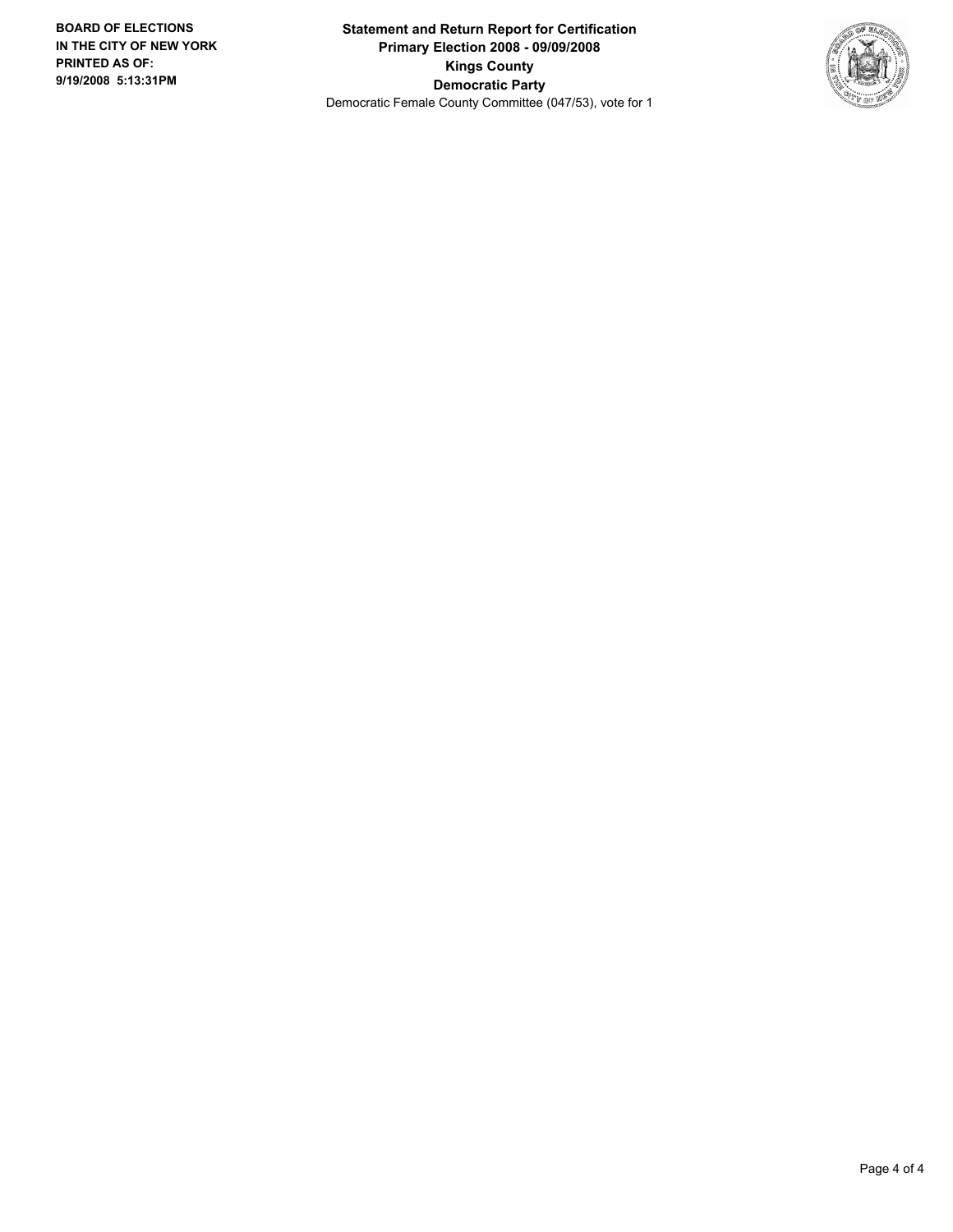**BOARD OF ELECTIONS IN THE CITY OF NEW YORK PRINTED AS OF: 9/19/2008 5:13:31PM**

**Statement and Return Report for Certification**
**Primary Election 2008 - 09/09/2008**
**Kings County**
**Democratic Party**
Democratic Female County Committee (047/53), vote for 1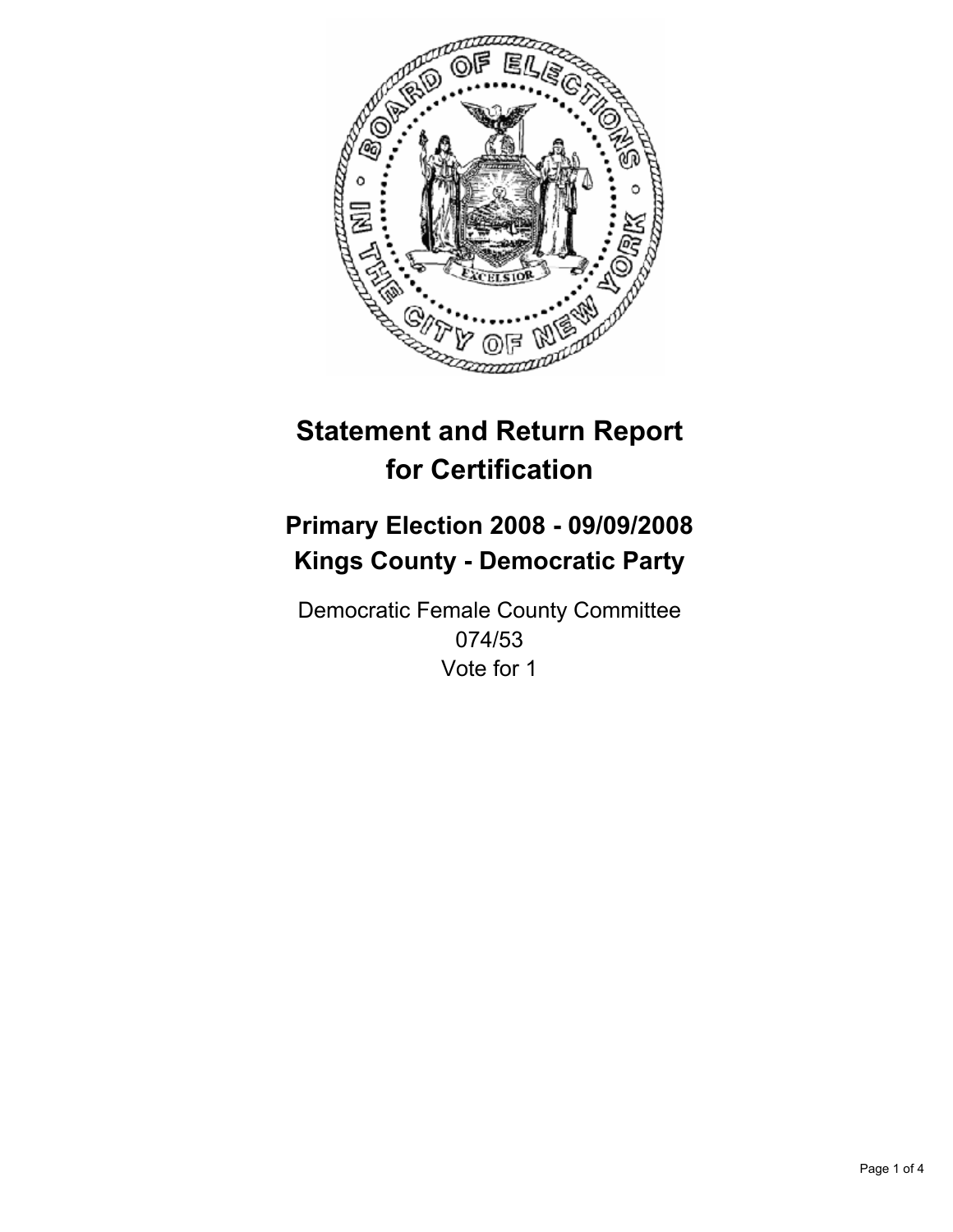# Statement and Return Report for Certification

## Primary Election 2008 - 09/09/2008
## Kings County - Democratic Party

Democratic Female County Committee
074/53
Vote for 1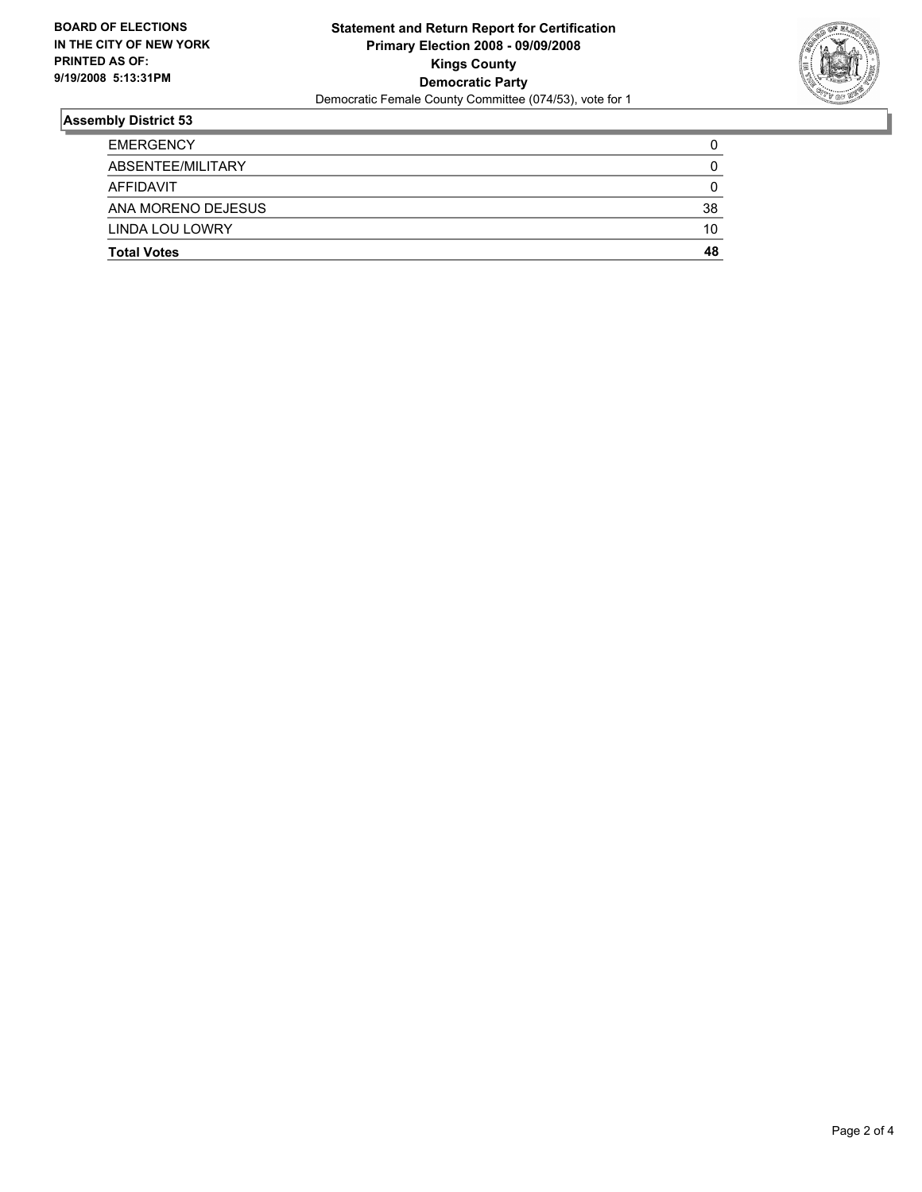**BOARD OF ELECTIONS IN THE CITY OF NEW YORK PRINTED AS OF: 9/19/2008 5:13:31PM**

**Statement and Return Report for Certification**
**Primary Election 2008 - 09/09/2008**
**Kings County**
**Democratic Party**
Democratic Female County Committee (074/53), vote for 1

## Assembly District 53

| | |
|---|---|
| EMERGENCY | 0 |
| ABSENTEE/MILITARY | 0 |
| AFFIDAVIT | 0 |
| ANA MORENO DEJESUS | 38 |
| LINDA LOU LOWRY | 10 |
| **Total Votes** | **48** |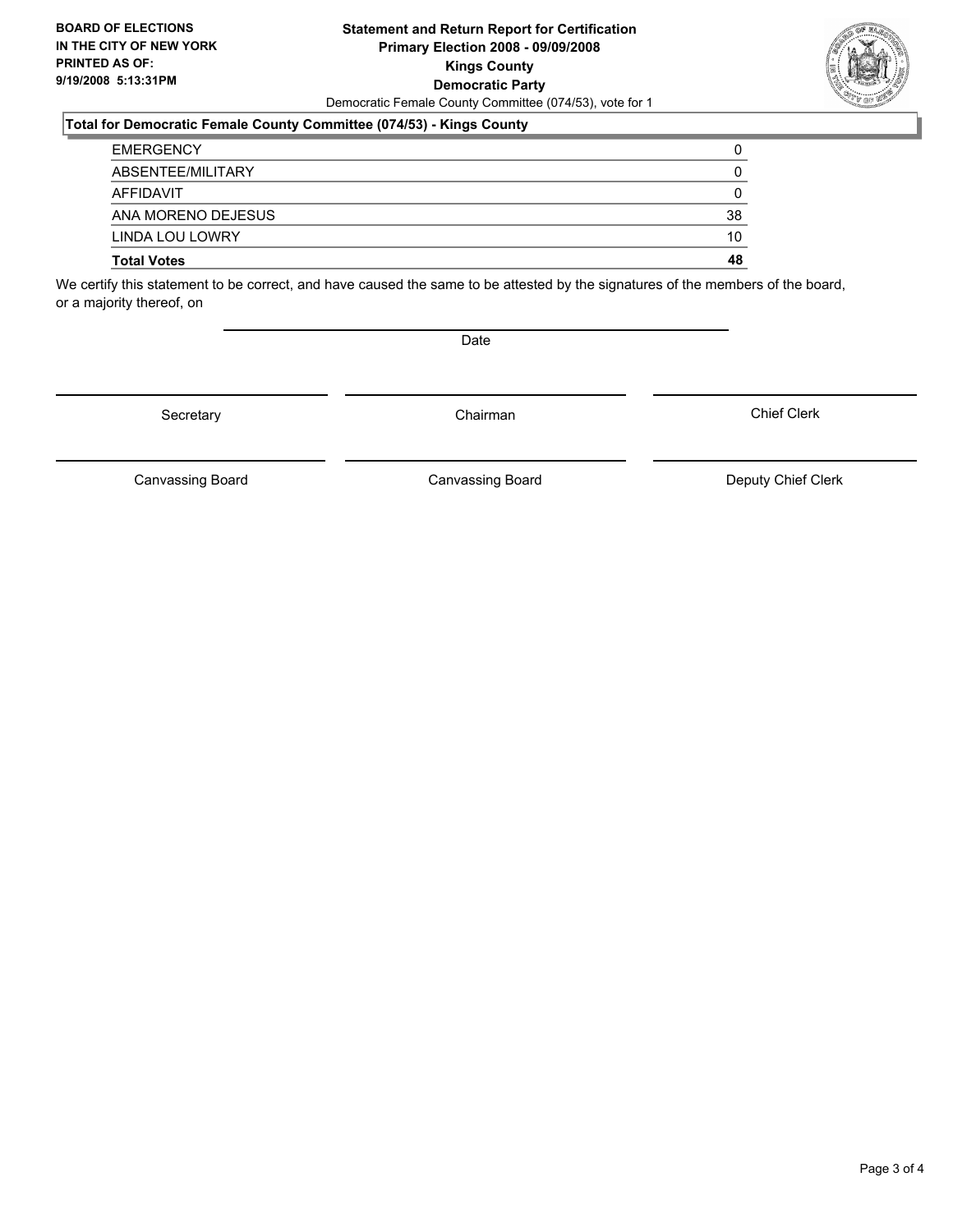**BOARD OF ELECTIONS IN THE CITY OF NEW YORK PRINTED AS OF: 9/19/2008 5:13:31PM**

**Statement and Return Report for Certification Primary Election 2008 - 09/09/2008 Kings County Democratic Party**

Democratic Female County Committee (074/53), vote for 1

**Total for Democratic Female County Committee (074/53) - Kings County**

| | |
|---|---|
| EMERGENCY | 0 |
| ABSENTEE/MILITARY | 0 |
| AFFIDAVIT | 0 |
| ANA MORENO DEJESUS | 38 |
| LINDA LOU LOWRY | 10 |
| **Total Votes** | **48** |

We certify this statement to be correct, and have caused the same to be attested by the signatures of the members of the board, or a majority thereof, on

Date

Secretary

Chairman

Chief Clerk

Canvassing Board

Canvassing Board

Deputy Chief Clerk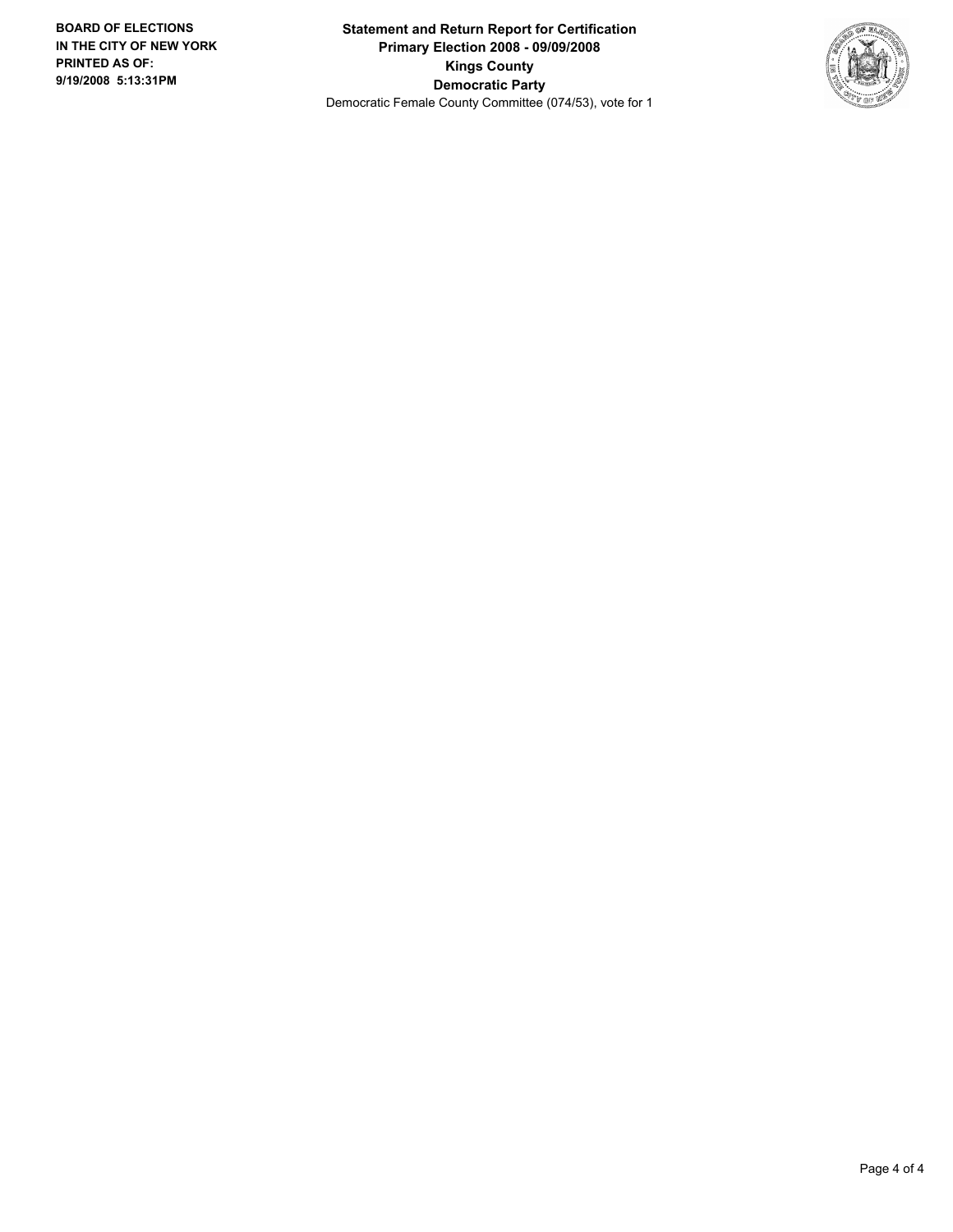**Statement and Return Report for Certification**
**Primary Election 2008 - 09/09/2008**
**Kings County**
**Democratic Party**
Democratic Female County Committee (074/53), vote for 1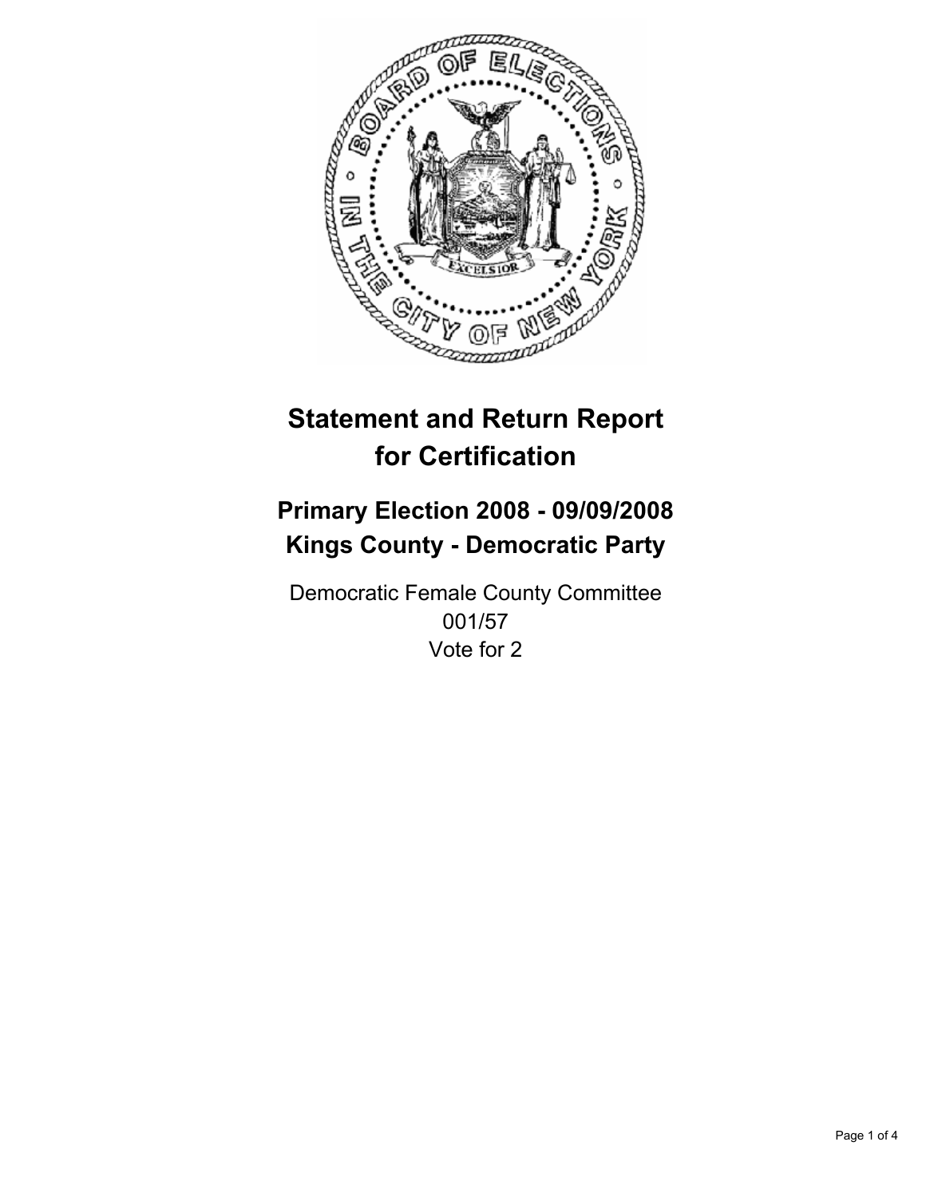# Statement and Return Report for Certification

## Primary Election 2008 - 09/09/2008
## Kings County - Democratic Party

Democratic Female County Committee
001/57
Vote for 2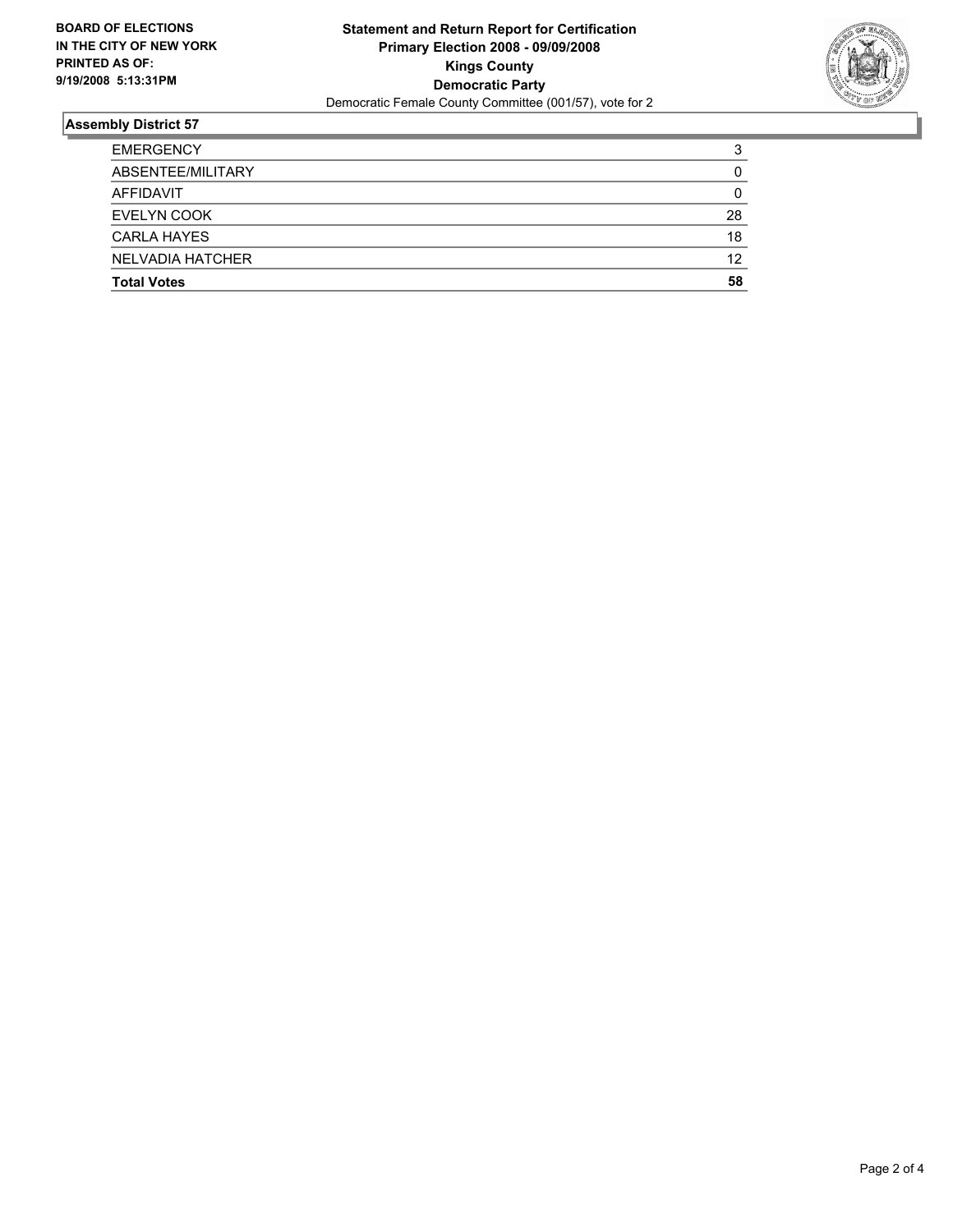**BOARD OF ELECTIONS IN THE CITY OF NEW YORK PRINTED AS OF: 9/19/2008 5:13:31PM**

**Statement and Return Report for Certification**
**Primary Election 2008 - 09/09/2008**
**Kings County**
**Democratic Party**
Democratic Female County Committee (001/57), vote for 2

## Assembly District 57

| | |
|---|---|
| EMERGENCY | 3 |
| ABSENTEE/MILITARY | 0 |
| AFFIDAVIT | 0 |
| EVELYN COOK | 28 |
| CARLA HAYES | 18 |
| NELVADIA HATCHER | 12 |
| **Total Votes** | **58** |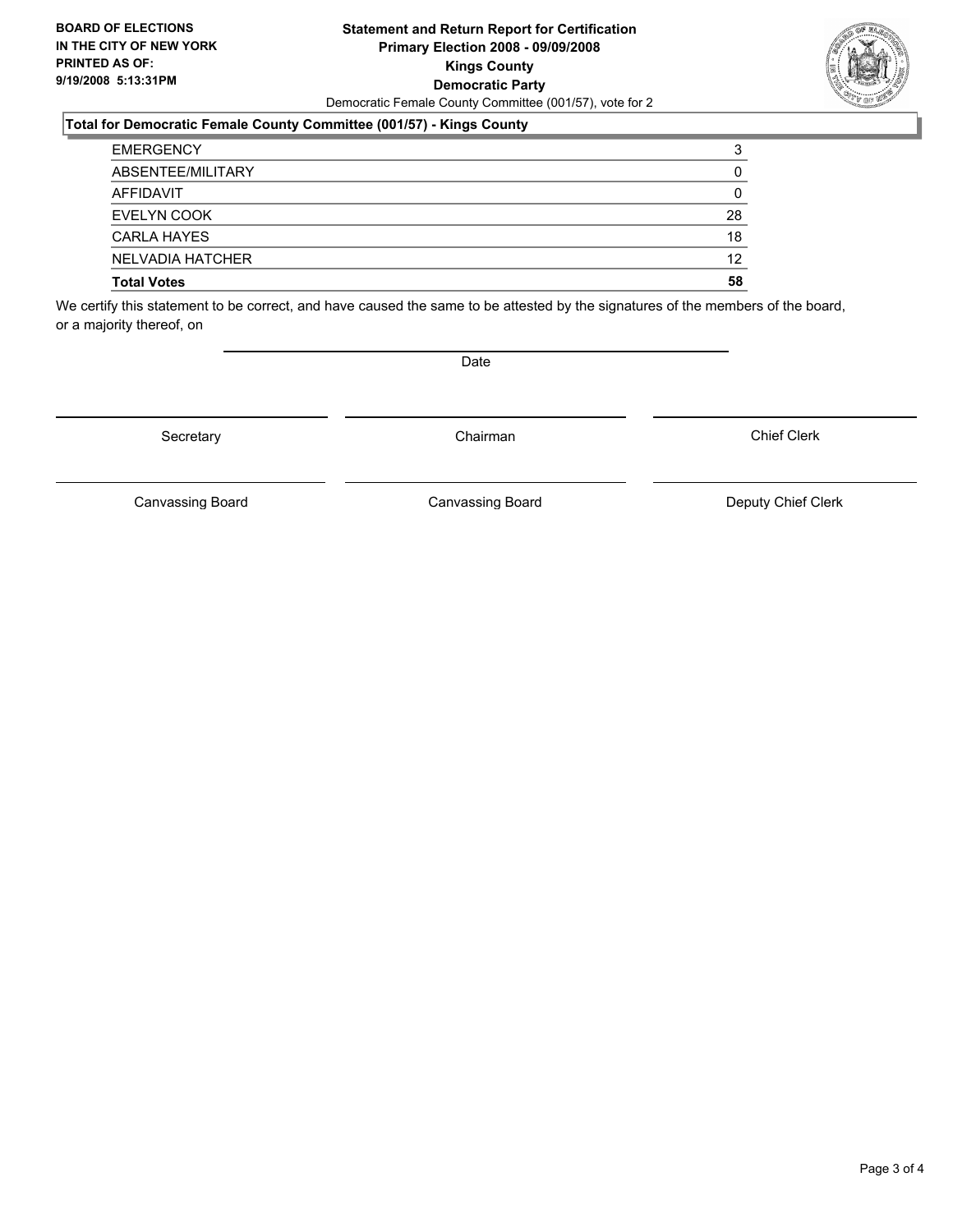**BOARD OF ELECTIONS IN THE CITY OF NEW YORK PRINTED AS OF: 9/19/2008 5:13:31PM**

# Statement and Return Report for Certification
## Primary Election 2008 - 09/09/2008
## Kings County
## Democratic Party

Democratic Female County Committee (001/57), vote for 2

### Total for Democratic Female County Committee (001/57) - Kings County

| | |
|---|---|
| EMERGENCY | 3 |
| ABSENTEE/MILITARY | 0 |
| AFFIDAVIT | 0 |
| EVELYN COOK | 28 |
| CARLA HAYES | 18 |
| NELVADIA HATCHER | 12 |
| **Total Votes** | **58** |

We certify this statement to be correct, and have caused the same to be attested by the signatures of the members of the board, or a majority thereof, on

Date

Secretary

Chairman

Chief Clerk

Canvassing Board

Canvassing Board

Deputy Chief Clerk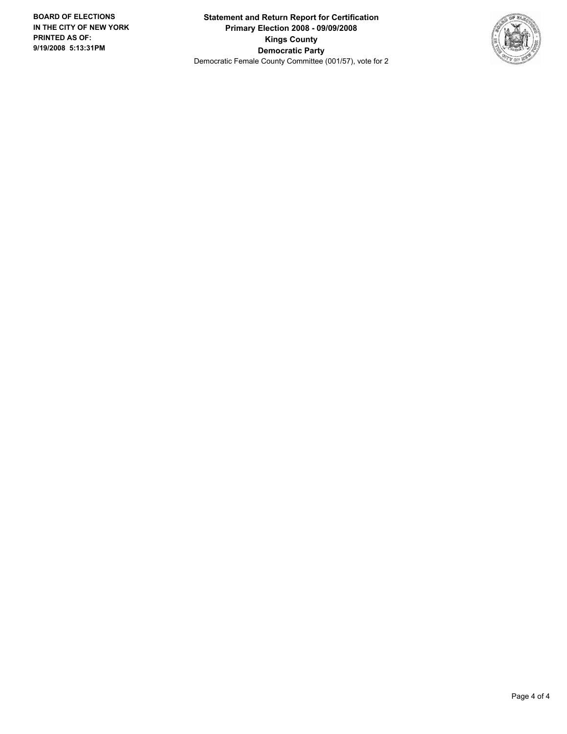**BOARD OF ELECTIONS IN THE CITY OF NEW YORK PRINTED AS OF: 9/19/2008 5:13:31PM**

**Statement and Return Report for Certification**
**Primary Election 2008 - 09/09/2008**
**Kings County**
**Democratic Party**
Democratic Female County Committee (001/57), vote for 2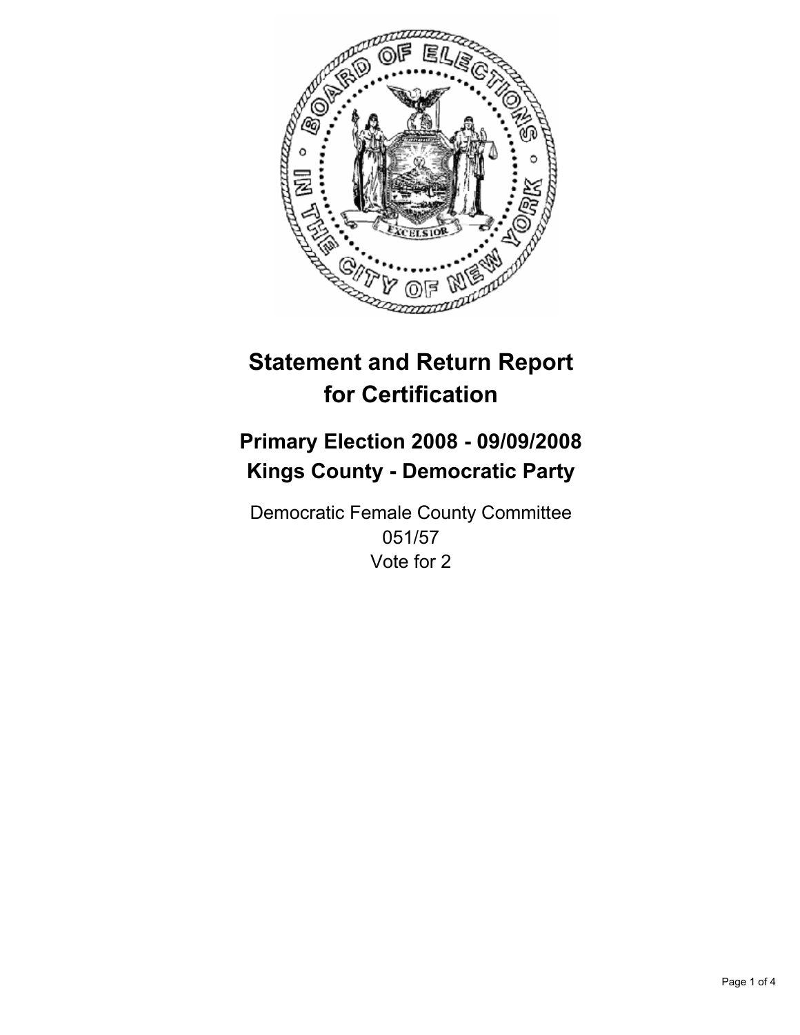# Statement and Return Report for Certification

## Primary Election 2008 - 09/09/2008
## Kings County - Democratic Party

Democratic Female County Committee
051/57
Vote for 2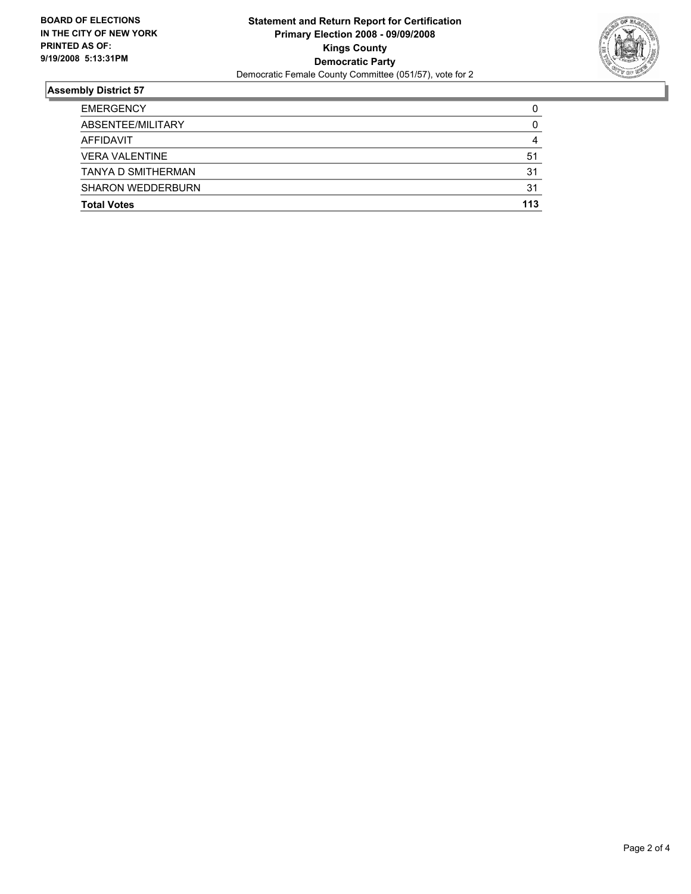**BOARD OF ELECTIONS IN THE CITY OF NEW YORK PRINTED AS OF: 9/19/2008 5:13:31PM**

**Statement and Return Report for Certification**
**Primary Election 2008 - 09/09/2008**
**Kings County**
**Democratic Party**
Democratic Female County Committee (051/57), vote for 2

## Assembly District 57

| | |
|---|---|
| EMERGENCY | 0 |
| ABSENTEE/MILITARY | 0 |
| AFFIDAVIT | 4 |
| VERA VALENTINE | 51 |
| TANYA D SMITHERMAN | 31 |
| SHARON WEDDERBURN | 31 |
| **Total Votes** | **113** |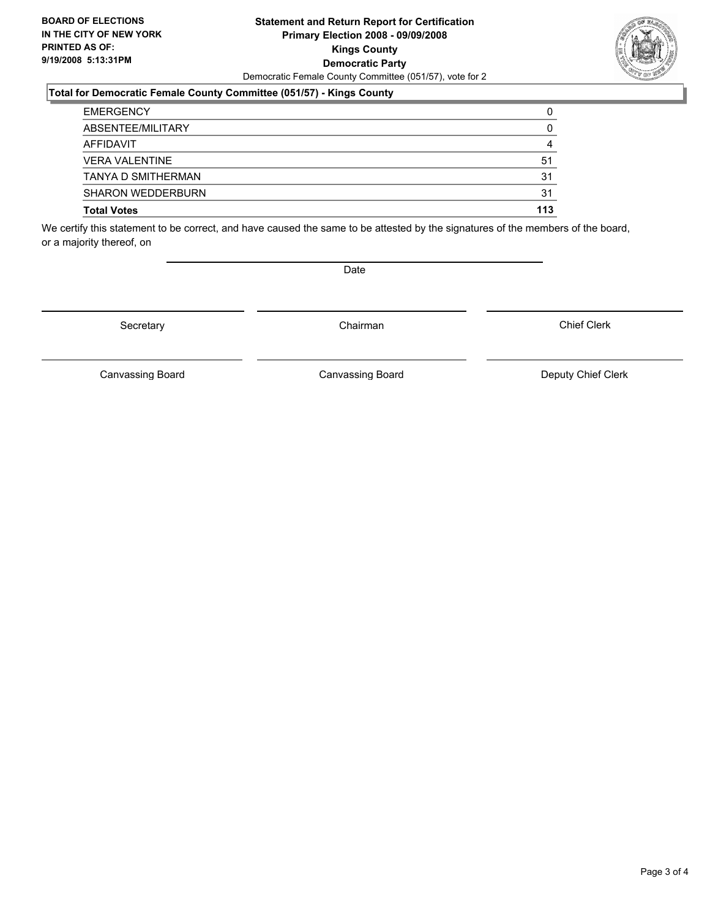**BOARD OF ELECTIONS IN THE CITY OF NEW YORK PRINTED AS OF: 9/19/2008 5:13:31PM**

**Statement and Return Report for Certification Primary Election 2008 - 09/09/2008 Kings County Democratic Party**

Democratic Female County Committee (051/57), vote for 2

**Total for Democratic Female County Committee (051/57) - Kings County**

| | |
|---|---|
| EMERGENCY | 0 |
| ABSENTEE/MILITARY | 0 |
| AFFIDAVIT | 4 |
| VERA VALENTINE | 51 |
| TANYA D SMITHERMAN | 31 |
| SHARON WEDDERBURN | 31 |
| **Total Votes** | **113** |

We certify this statement to be correct, and have caused the same to be attested by the signatures of the members of the board, or a majority thereof, on

Date

Secretary | Chairman | Chief Clerk

Canvassing Board | Canvassing Board | Deputy Chief Clerk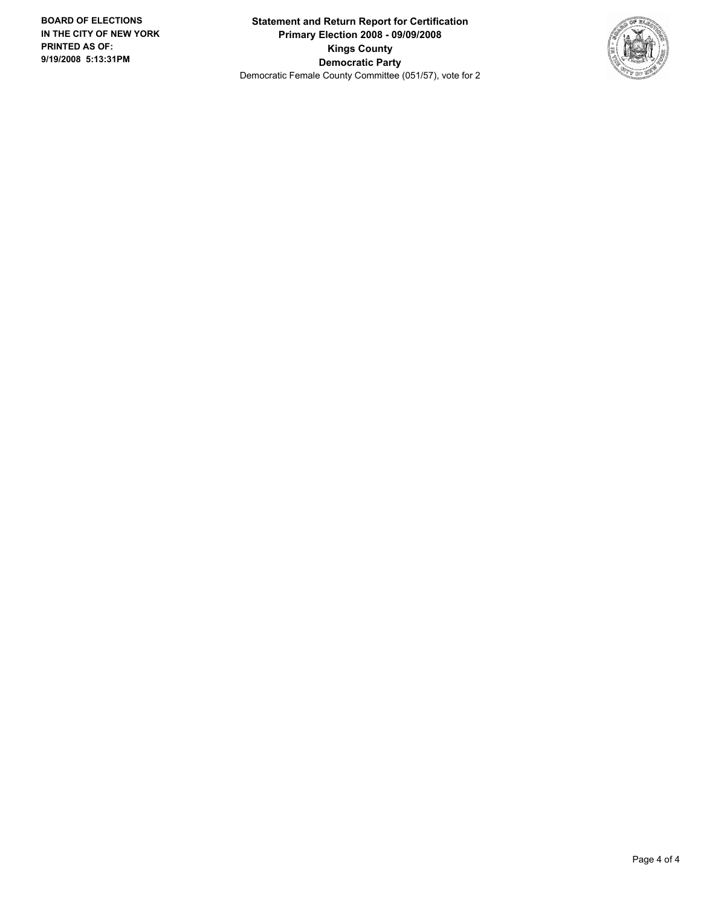**Statement and Return Report for Certification**
**Primary Election 2008 - 09/09/2008**
**Kings County**
**Democratic Party**
Democratic Female County Committee (051/57), vote for 2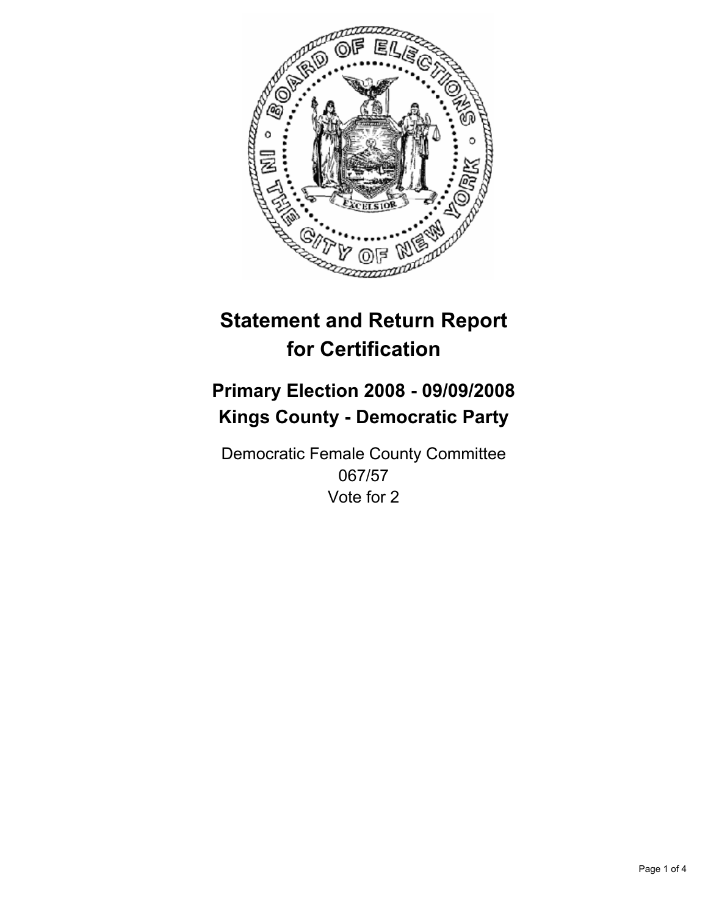# Statement and Return Report for Certification

## Primary Election 2008 - 09/09/2008
## Kings County - Democratic Party

Democratic Female County Committee
067/57
Vote for 2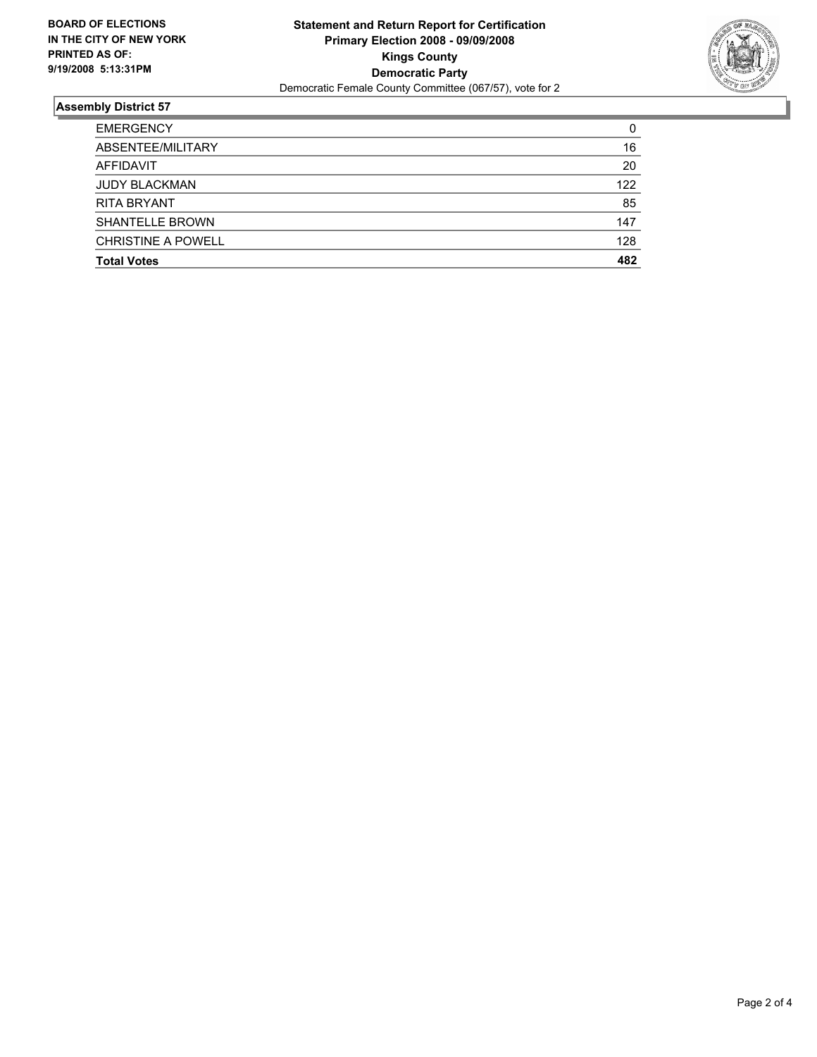**BOARD OF ELECTIONS IN THE CITY OF NEW YORK PRINTED AS OF: 9/19/2008 5:13:31PM**

**Statement and Return Report for Certification**
**Primary Election 2008 - 09/09/2008**
**Kings County**
**Democratic Party**
Democratic Female County Committee (067/57), vote for 2

### Assembly District 57

| | |
|---|---|
| EMERGENCY | 0 |
| ABSENTEE/MILITARY | 16 |
| AFFIDAVIT | 20 |
| JUDY BLACKMAN | 122 |
| RITA BRYANT | 85 |
| SHANTELLE BROWN | 147 |
| CHRISTINE A POWELL | 128 |
| **Total Votes** | **482** |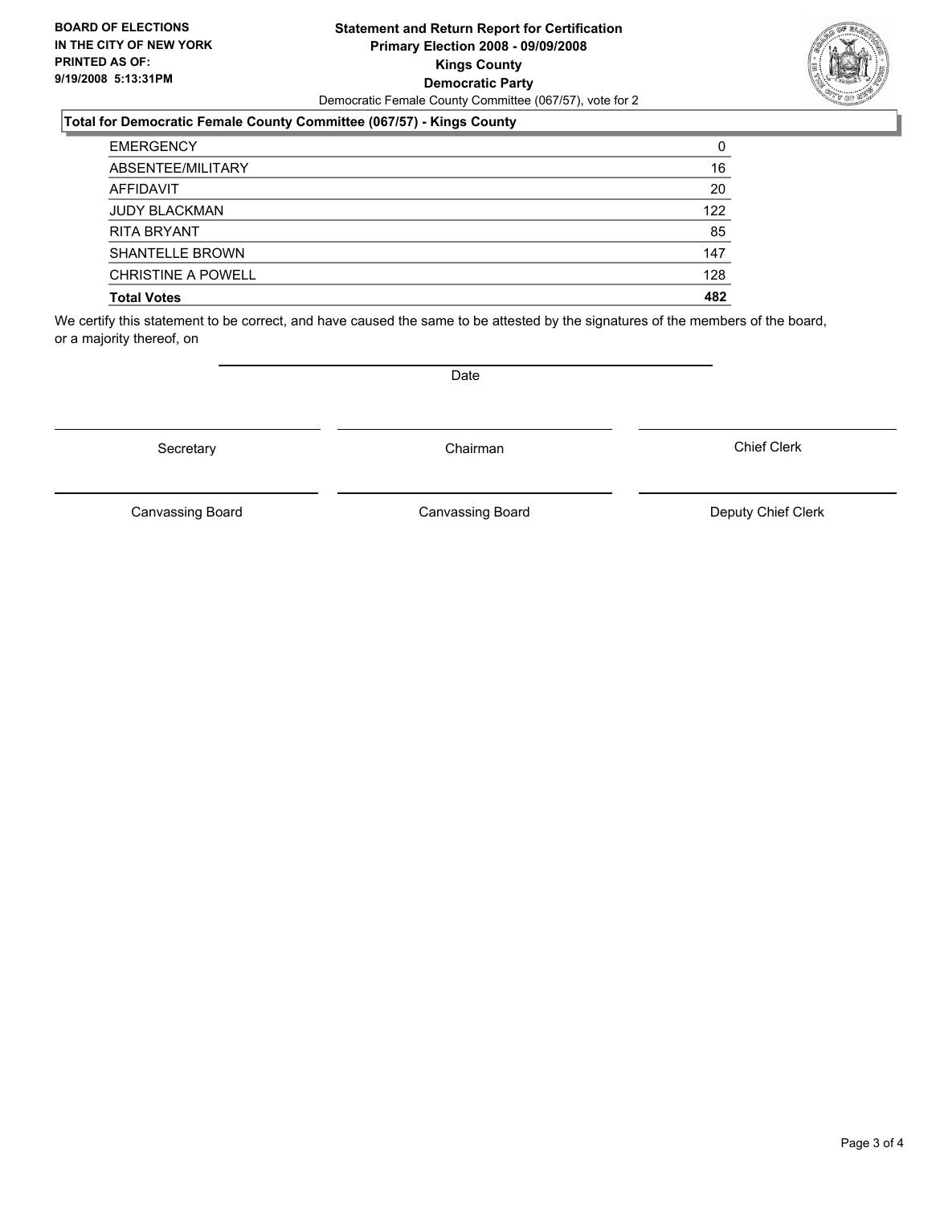**BOARD OF ELECTIONS IN THE CITY OF NEW YORK PRINTED AS OF: 9/19/2008 5:13:31PM**

**Statement and Return Report for Certification**
**Primary Election 2008 - 09/09/2008**
**Kings County**
**Democratic Party**
Democratic Female County Committee (067/57), vote for 2

**Total for Democratic Female County Committee (067/57) - Kings County**

| | |
|---|---|
| EMERGENCY | 0 |
| ABSENTEE/MILITARY | 16 |
| AFFIDAVIT | 20 |
| JUDY BLACKMAN | 122 |
| RITA BRYANT | 85 |
| SHANTELLE BROWN | 147 |
| CHRISTINE A POWELL | 128 |
| **Total Votes** | **482** |

We certify this statement to be correct, and have caused the same to be attested by the signatures of the members of the board, or a majority thereof, on

Date

Secretary

Chairman

Chief Clerk

Canvassing Board

Canvassing Board

Deputy Chief Clerk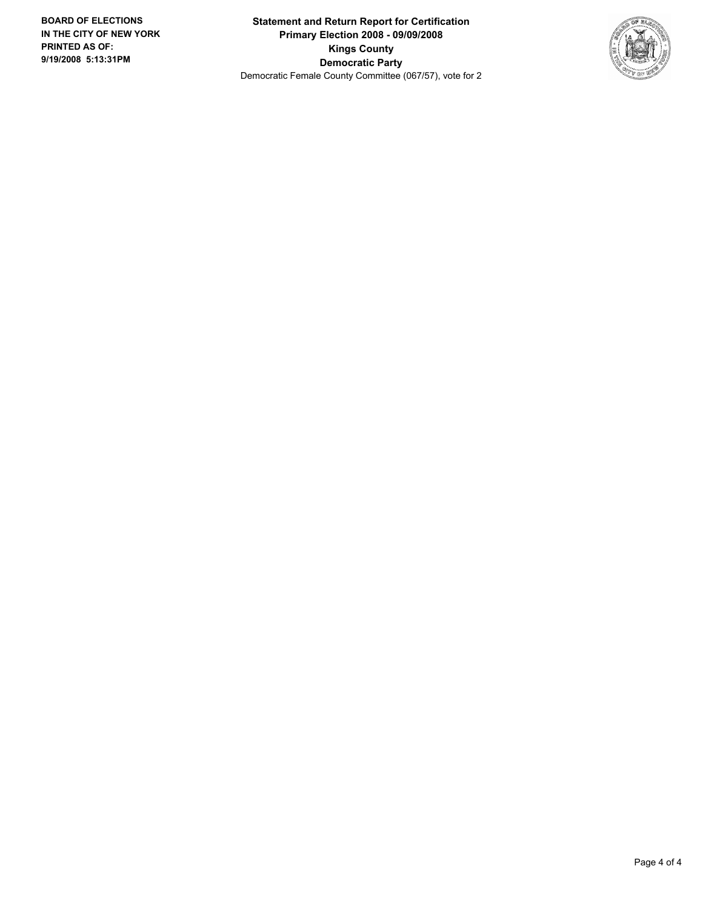**BOARD OF ELECTIONS IN THE CITY OF NEW YORK**
**PRINTED AS OF: 9/19/2008 5:13:31PM**

**Statement and Return Report for Certification**
**Primary Election 2008 - 09/09/2008**
**Kings County**
**Democratic Party**
Democratic Female County Committee (067/57), vote for 2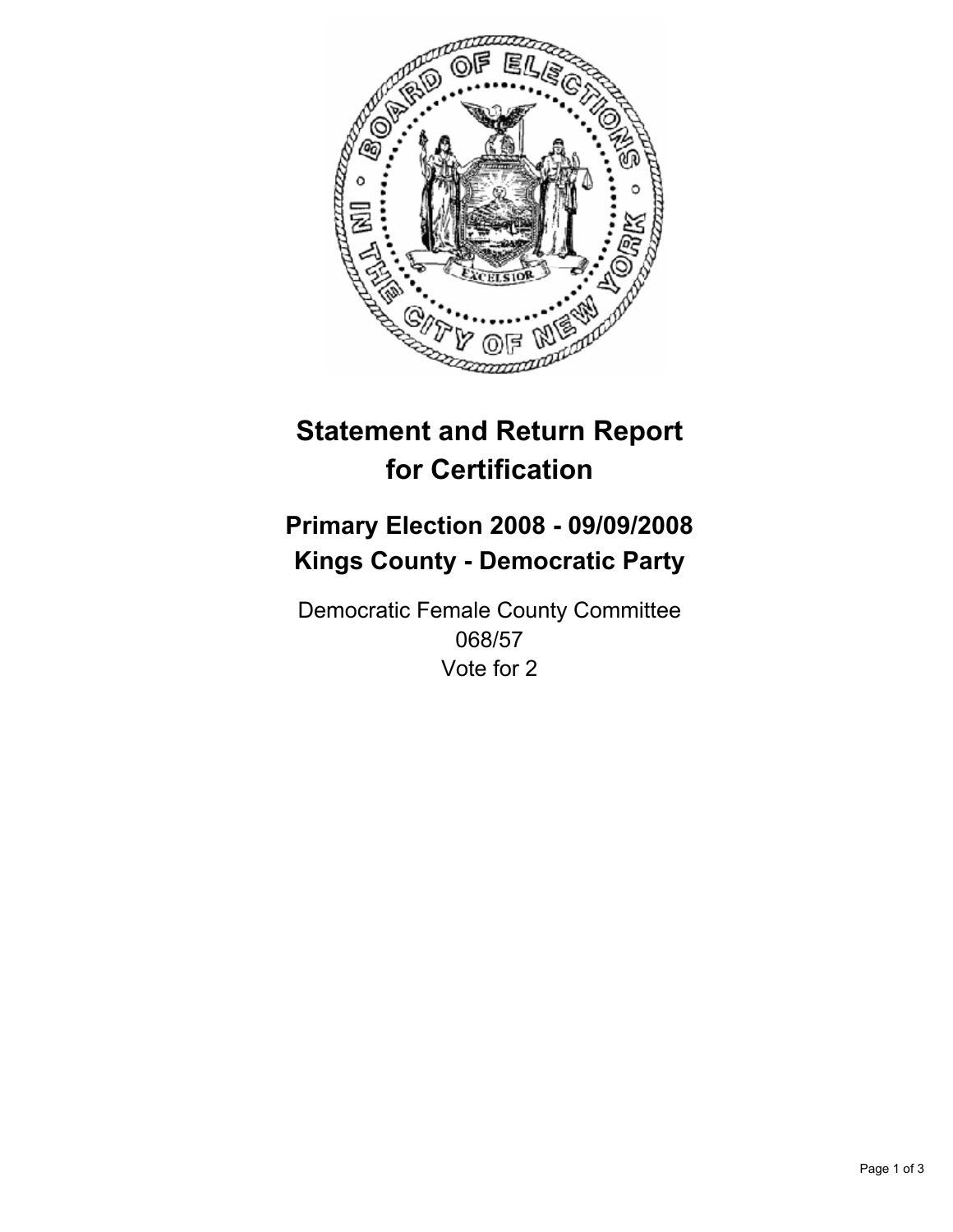# Statement and Return Report for Certification

## Primary Election 2008 - 09/09/2008
## Kings County - Democratic Party

Democratic Female County Committee
068/57
Vote for 2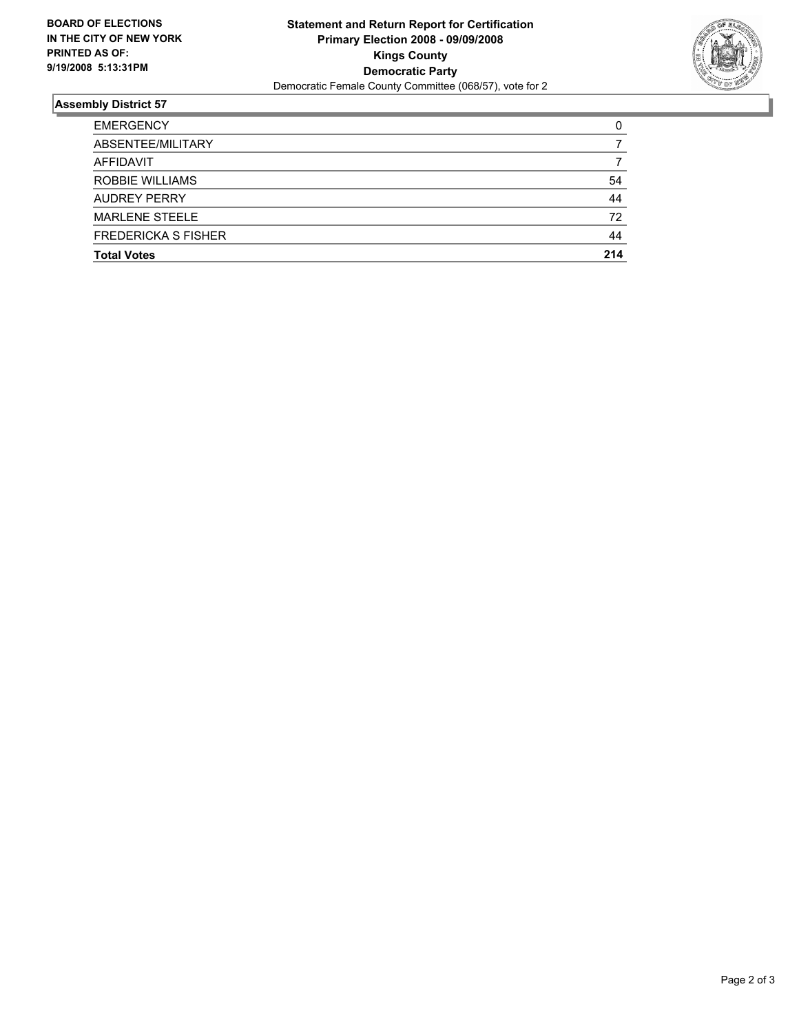**BOARD OF ELECTIONS IN THE CITY OF NEW YORK PRINTED AS OF: 9/19/2008 5:13:31PM**

**Statement and Return Report for Certification**
**Primary Election 2008 - 09/09/2008**
**Kings County**
**Democratic Party**
Democratic Female County Committee (068/57), vote for 2

## Assembly District 57

| | |
|---|---|
| EMERGENCY | 0 |
| ABSENTEE/MILITARY | 7 |
| AFFIDAVIT | 7 |
| ROBBIE WILLIAMS | 54 |
| AUDREY PERRY | 44 |
| MARLENE STEELE | 72 |
| FREDERICKA S FISHER | 44 |
| **Total Votes** | **214** |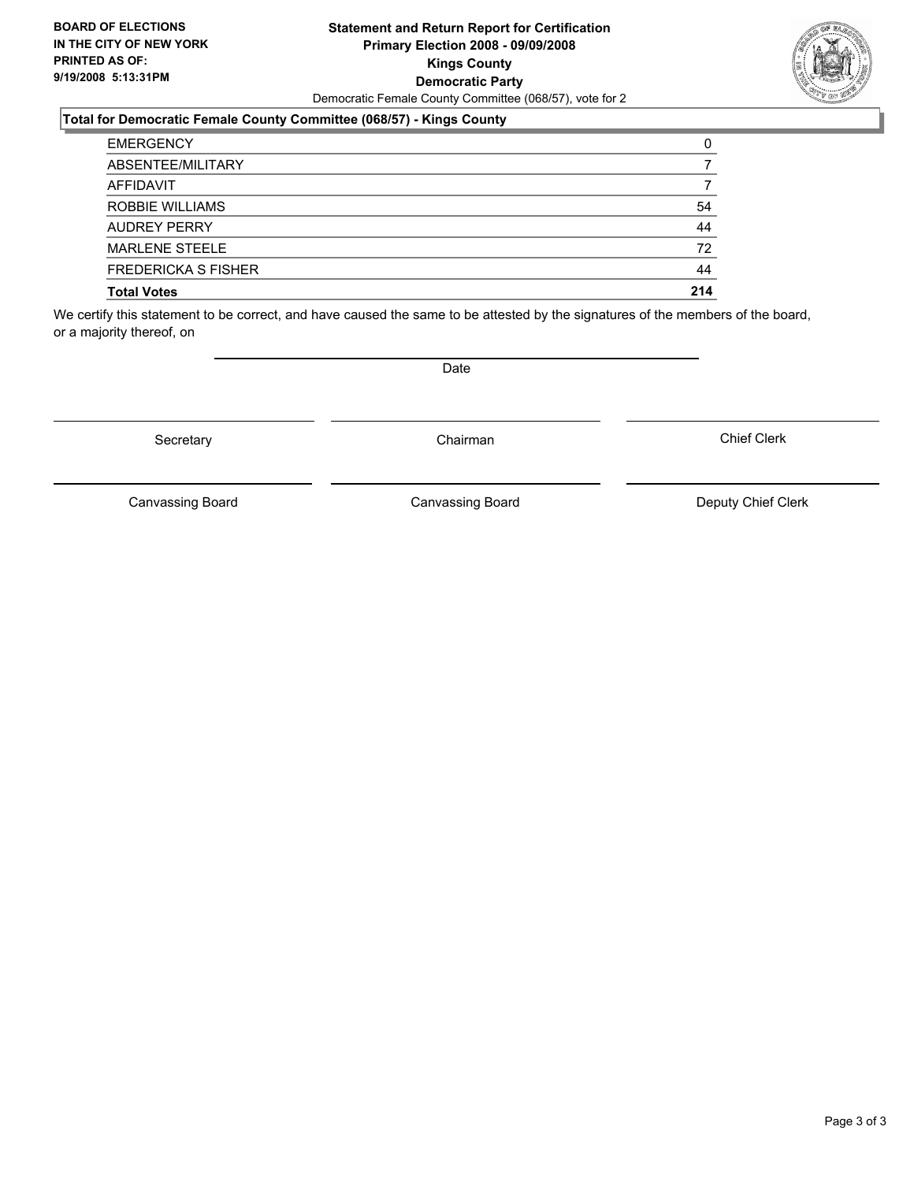**BOARD OF ELECTIONS IN THE CITY OF NEW YORK PRINTED AS OF: 9/19/2008 5:13:31PM**

**Statement and Return Report for Certification**
**Primary Election 2008 - 09/09/2008**
**Kings County**
**Democratic Party**
Democratic Female County Committee (068/57), vote for 2

**Total for Democratic Female County Committee (068/57) - Kings County**

| | |
|---|---|
| EMERGENCY | 0 |
| ABSENTEE/MILITARY | 7 |
| AFFIDAVIT | 7 |
| ROBBIE WILLIAMS | 54 |
| AUDREY PERRY | 44 |
| MARLENE STEELE | 72 |
| FREDERICKA S FISHER | 44 |
| **Total Votes** | **214** |

We certify this statement to be correct, and have caused the same to be attested by the signatures of the members of the board, or a majority thereof, on

Date

Secretary

Chairman

Chief Clerk

Canvassing Board

Canvassing Board

Deputy Chief Clerk